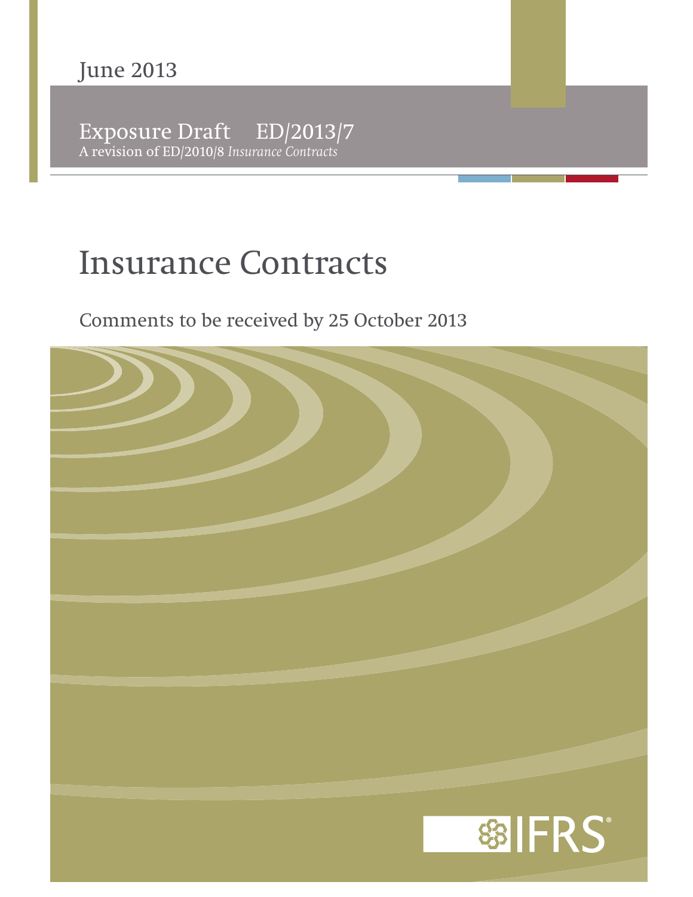June 2013

Exposure Draft ED/2013/7

A revision of ED/2010/8 *Insurance Contracts*

# Insurance Contracts

Comments to be received by 25 October 2013

IFRS®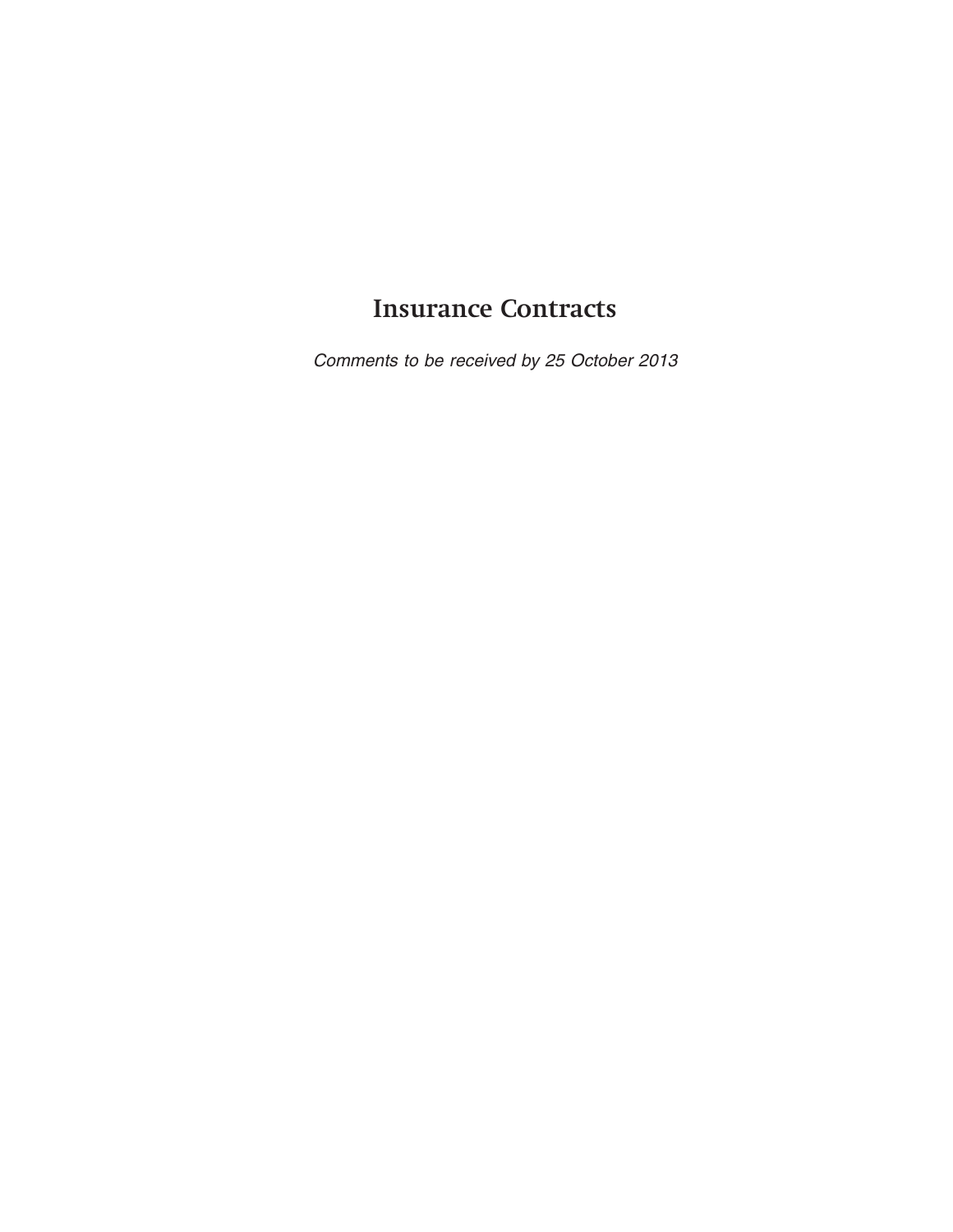# Insurance Contracts

*Comments to be received by 25 October 2013*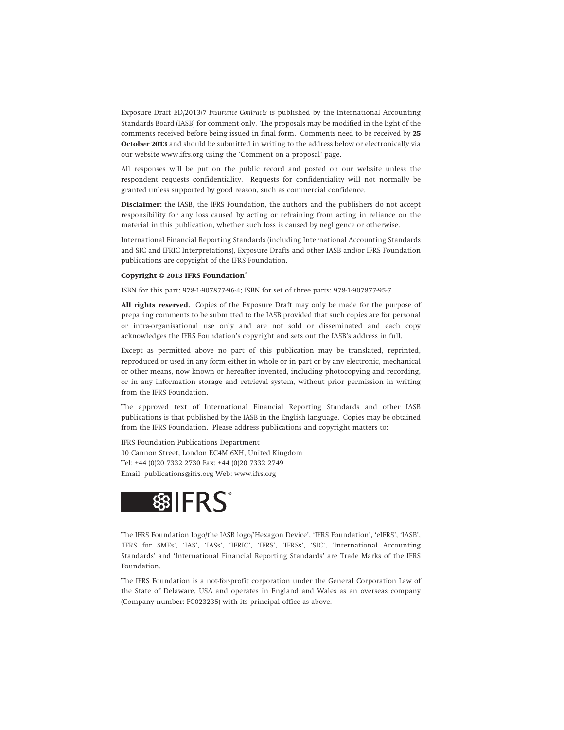Exposure Draft ED/2013/7 *Insurance Contracts* is published by the International Accounting Standards Board (IASB) for comment only. The proposals may be modified in the light of the comments received before being issued in final form. Comments need to be received by **25 October 2013** and should be submitted in writing to the address below or electronically via our website www.ifrs.org using the 'Comment on a proposal' page.

All responses will be put on the public record and posted on our website unless the respondent requests confidentiality. Requests for confidentiality will not normally be granted unless supported by good reason, such as commercial confidence.

**Disclaimer:** the IASB, the IFRS Foundation, the authors and the publishers do not accept responsibility for any loss caused by acting or refraining from acting in reliance on the material in this publication, whether such loss is caused by negligence or otherwise.

International Financial Reporting Standards (including International Accounting Standards and SIC and IFRIC Interpretations), Exposure Drafts and other IASB and/or IFRS Foundation publications are copyright of the IFRS Foundation.

**Copyright © 2013 IFRS Foundation®**

ISBN for this part: 978-1-907877-96-4; ISBN for set of three parts: 978-1-907877-95-7

**All rights reserved.** Copies of the Exposure Draft may only be made for the purpose of preparing comments to be submitted to the IASB provided that such copies are for personal or intra-organisational use only and are not sold or disseminated and each copy acknowledges the IFRS Foundation's copyright and sets out the IASB's address in full.

Except as permitted above no part of this publication may be translated, reprinted, reproduced or used in any form either in whole or in part or by any electronic, mechanical or other means, now known or hereafter invented, including photocopying and recording, or in any information storage and retrieval system, without prior permission in writing from the IFRS Foundation.

The approved text of International Financial Reporting Standards and other IASB publications is that published by the IASB in the English language. Copies may be obtained from the IFRS Foundation. Please address publications and copyright matters to:

IFRS Foundation Publications Department
30 Cannon Street, London EC4M 6XH, United Kingdom
Tel: +44 (0)20 7332 2730 Fax: +44 (0)20 7332 2749
Email: publications@ifrs.org Web: www.ifrs.org

IFRS®

The IFRS Foundation logo/the IASB logo/'Hexagon Device', 'IFRS Foundation', 'eIFRS', 'IASB', 'IFRS for SMEs', 'IAS', 'IASs', 'IFRIC', 'IFRS', 'IFRSs', 'SIC', 'International Accounting Standards' and 'International Financial Reporting Standards' are Trade Marks of the IFRS Foundation.

The IFRS Foundation is a not-for-profit corporation under the General Corporation Law of the State of Delaware, USA and operates in England and Wales as an overseas company (Company number: FC023235) with its principal office as above.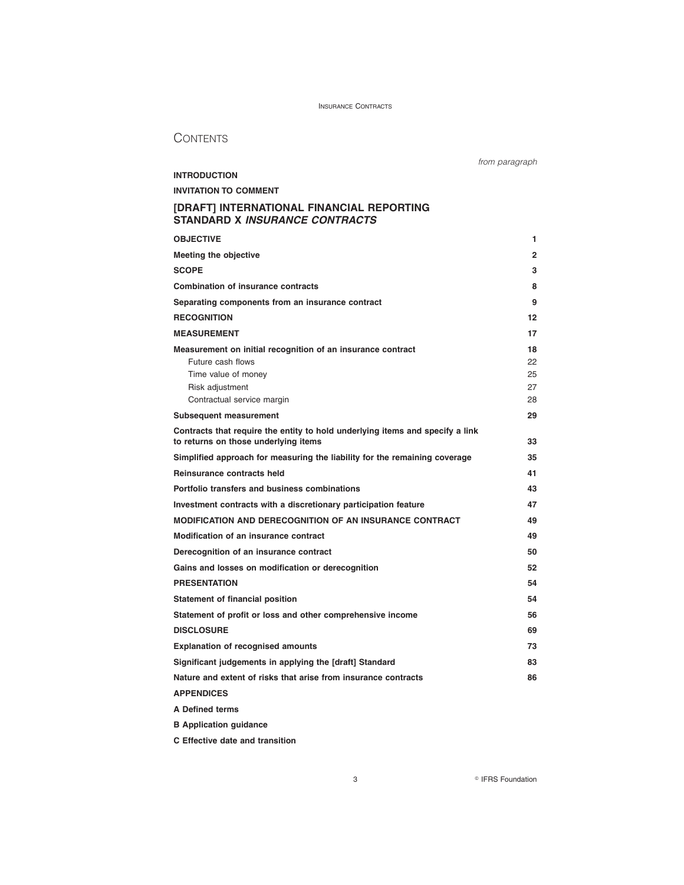# CONTENTS

| | *from paragraph* |
|---|---|
| **INTRODUCTION** | |
| **INVITATION TO COMMENT** | |
| **[DRAFT] INTERNATIONAL FINANCIAL REPORTING STANDARD X *INSURANCE CONTRACTS*** | |
| **OBJECTIVE** | **1** |
| **Meeting the objective** | **2** |
| **SCOPE** | **3** |
| **Combination of insurance contracts** | **8** |
| **Separating components from an insurance contract** | **9** |
| **RECOGNITION** | **12** |
| **MEASUREMENT** | **17** |
| **Measurement on initial recognition of an insurance contract** | **18** |
| Future cash flows | 22 |
| Time value of money | 25 |
| Risk adjustment | 27 |
| Contractual service margin | 28 |
| **Subsequent measurement** | **29** |
| **Contracts that require the entity to hold underlying items and specify a link to returns on those underlying items** | **33** |
| **Simplified approach for measuring the liability for the remaining coverage** | **35** |
| **Reinsurance contracts held** | **41** |
| **Portfolio transfers and business combinations** | **43** |
| **Investment contracts with a discretionary participation feature** | **47** |
| **MODIFICATION AND DERECOGNITION OF AN INSURANCE CONTRACT** | **49** |
| **Modification of an insurance contract** | **49** |
| **Derecognition of an insurance contract** | **50** |
| **Gains and losses on modification or derecognition** | **52** |
| **PRESENTATION** | **54** |
| **Statement of financial position** | **54** |
| **Statement of profit or loss and other comprehensive income** | **56** |
| **DISCLOSURE** | **69** |
| **Explanation of recognised amounts** | **73** |
| **Significant judgements in applying the [draft] Standard** | **83** |
| **Nature and extent of risks that arise from insurance contracts** | **86** |
| **APPENDICES** | |
| **A Defined terms** | |
| **B Application guidance** | |
| **C Effective date and transition** | |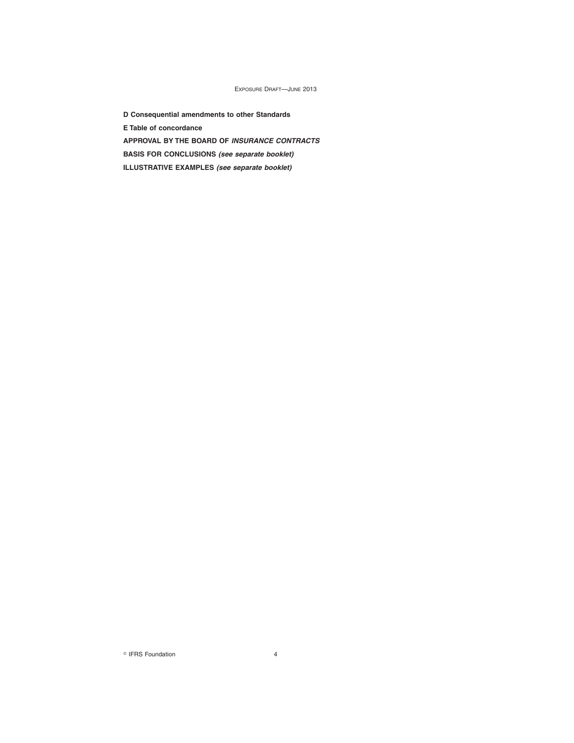**D Consequential amendments to other Standards**

**E Table of concordance**

**APPROVAL BY THE BOARD OF *INSURANCE CONTRACTS***

**BASIS FOR CONCLUSIONS *(see separate booklet)***

**ILLUSTRATIVE EXAMPLES *(see separate booklet)***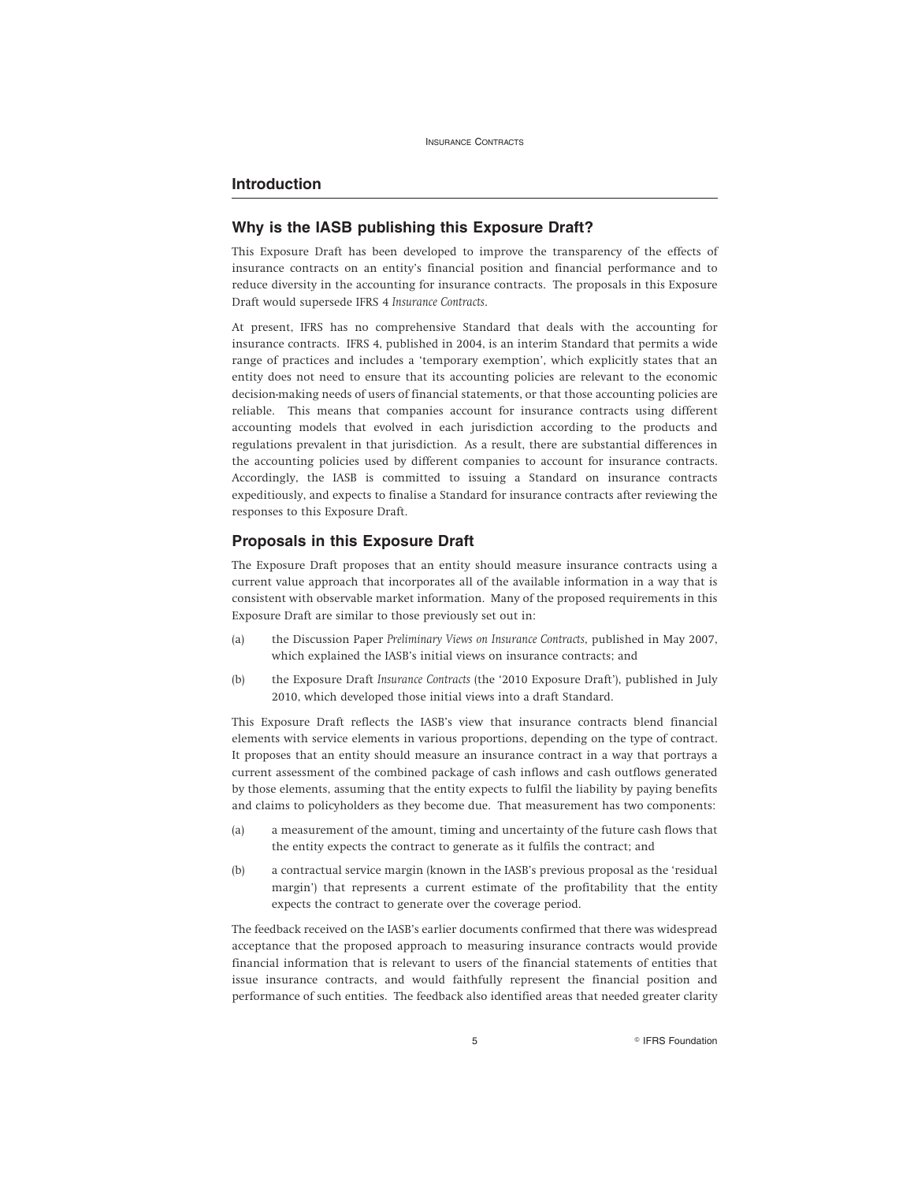## Introduction

### Why is the IASB publishing this Exposure Draft?

This Exposure Draft has been developed to improve the transparency of the effects of insurance contracts on an entity's financial position and financial performance and to reduce diversity in the accounting for insurance contracts. The proposals in this Exposure Draft would supersede IFRS 4 *Insurance Contracts*.

At present, IFRS has no comprehensive Standard that deals with the accounting for insurance contracts. IFRS 4, published in 2004, is an interim Standard that permits a wide range of practices and includes a 'temporary exemption', which explicitly states that an entity does not need to ensure that its accounting policies are relevant to the economic decision-making needs of users of financial statements, or that those accounting policies are reliable. This means that companies account for insurance contracts using different accounting models that evolved in each jurisdiction according to the products and regulations prevalent in that jurisdiction. As a result, there are substantial differences in the accounting policies used by different companies to account for insurance contracts. Accordingly, the IASB is committed to issuing a Standard on insurance contracts expeditiously, and expects to finalise a Standard for insurance contracts after reviewing the responses to this Exposure Draft.

### Proposals in this Exposure Draft

The Exposure Draft proposes that an entity should measure insurance contracts using a current value approach that incorporates all of the available information in a way that is consistent with observable market information. Many of the proposed requirements in this Exposure Draft are similar to those previously set out in:

(a) the Discussion Paper *Preliminary Views on Insurance Contracts*, published in May 2007, which explained the IASB's initial views on insurance contracts; and

(b) the Exposure Draft *Insurance Contracts* (the '2010 Exposure Draft'), published in July 2010, which developed those initial views into a draft Standard.

This Exposure Draft reflects the IASB's view that insurance contracts blend financial elements with service elements in various proportions, depending on the type of contract. It proposes that an entity should measure an insurance contract in a way that portrays a current assessment of the combined package of cash inflows and cash outflows generated by those elements, assuming that the entity expects to fulfil the liability by paying benefits and claims to policyholders as they become due. That measurement has two components:

(a) a measurement of the amount, timing and uncertainty of the future cash flows that the entity expects the contract to generate as it fulfils the contract; and

(b) a contractual service margin (known in the IASB's previous proposal as the 'residual margin') that represents a current estimate of the profitability that the entity expects the contract to generate over the coverage period.

The feedback received on the IASB's earlier documents confirmed that there was widespread acceptance that the proposed approach to measuring insurance contracts would provide financial information that is relevant to users of the financial statements of entities that issue insurance contracts, and would faithfully represent the financial position and performance of such entities. The feedback also identified areas that needed greater clarity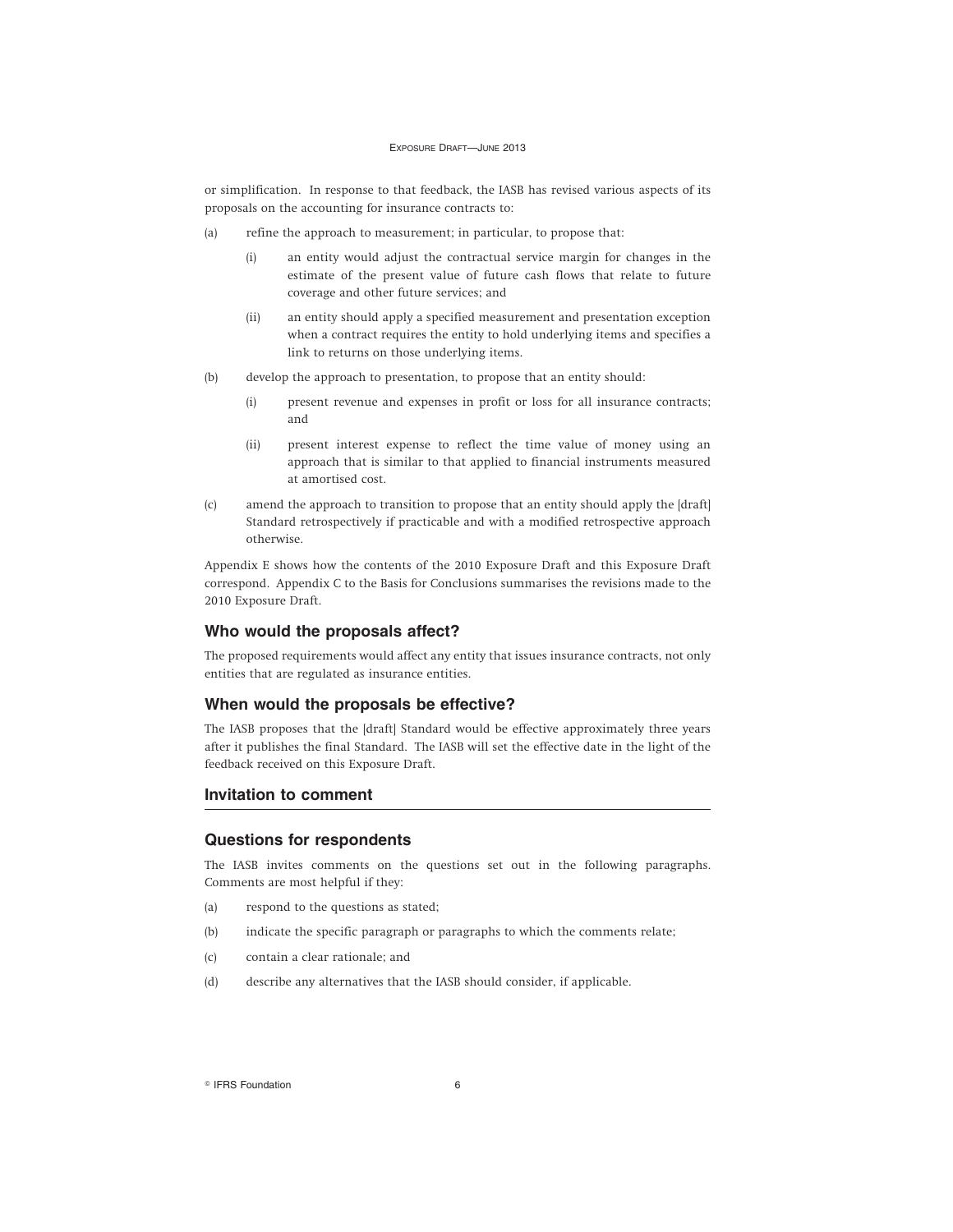or simplification. In response to that feedback, the IASB has revised various aspects of its proposals on the accounting for insurance contracts to:

(a) refine the approach to measurement; in particular, to propose that:

  (i) an entity would adjust the contractual service margin for changes in the estimate of the present value of future cash flows that relate to future coverage and other future services; and

  (ii) an entity should apply a specified measurement and presentation exception when a contract requires the entity to hold underlying items and specifies a link to returns on those underlying items.

(b) develop the approach to presentation, to propose that an entity should:

  (i) present revenue and expenses in profit or loss for all insurance contracts; and

  (ii) present interest expense to reflect the time value of money using an approach that is similar to that applied to financial instruments measured at amortised cost.

(c) amend the approach to transition to propose that an entity should apply the [draft] Standard retrospectively if practicable and with a modified retrospective approach otherwise.

Appendix E shows how the contents of the 2010 Exposure Draft and this Exposure Draft correspond. Appendix C to the Basis for Conclusions summarises the revisions made to the 2010 Exposure Draft.

## Who would the proposals affect?

The proposed requirements would affect any entity that issues insurance contracts, not only entities that are regulated as insurance entities.

## When would the proposals be effective?

The IASB proposes that the [draft] Standard would be effective approximately three years after it publishes the final Standard. The IASB will set the effective date in the light of the feedback received on this Exposure Draft.

## Invitation to comment

## Questions for respondents

The IASB invites comments on the questions set out in the following paragraphs. Comments are most helpful if they:

(a) respond to the questions as stated;

(b) indicate the specific paragraph or paragraphs to which the comments relate;

(c) contain a clear rationale; and

(d) describe any alternatives that the IASB should consider, if applicable.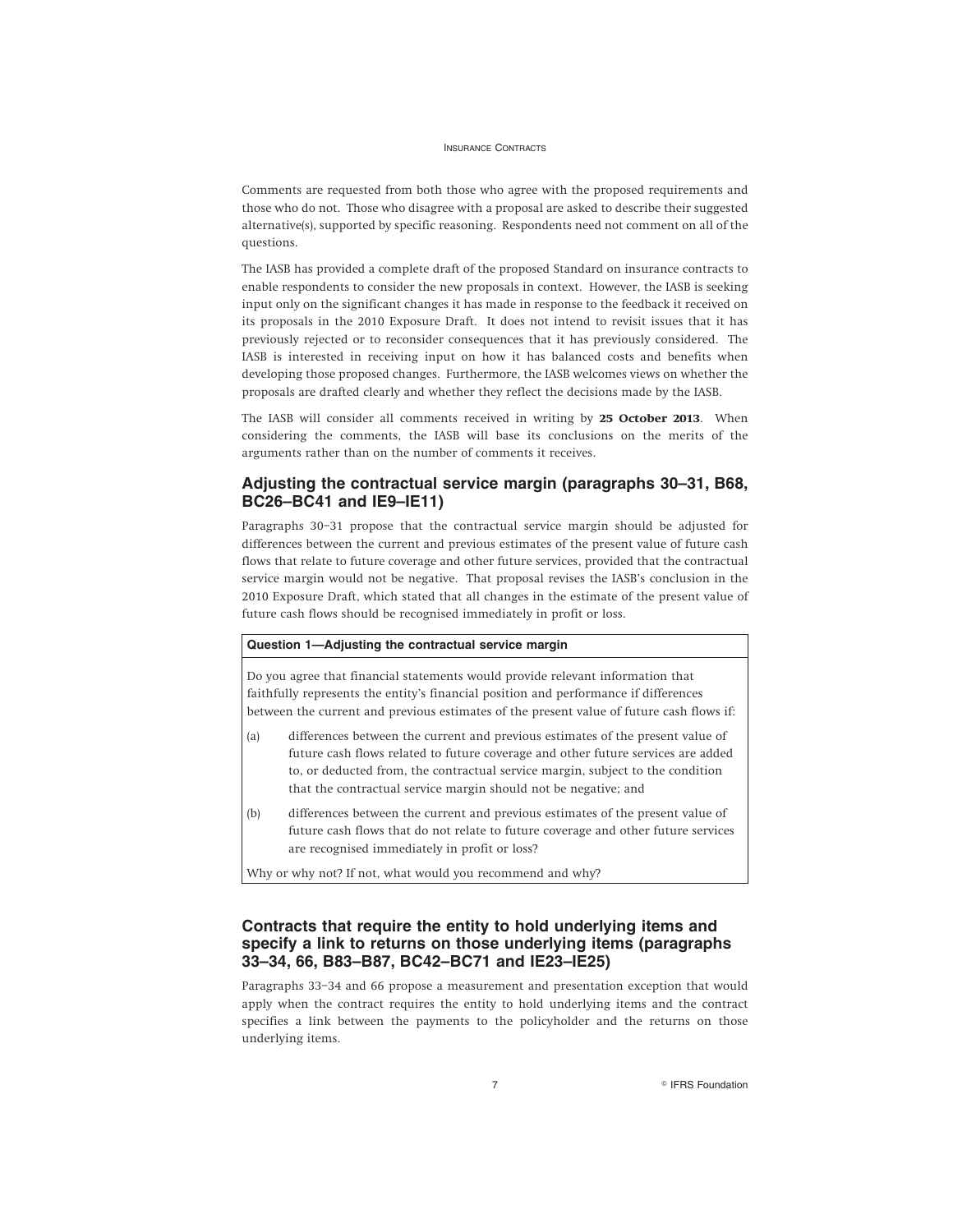Comments are requested from both those who agree with the proposed requirements and those who do not. Those who disagree with a proposal are asked to describe their suggested alternative(s), supported by specific reasoning. Respondents need not comment on all of the questions.

The IASB has provided a complete draft of the proposed Standard on insurance contracts to enable respondents to consider the new proposals in context. However, the IASB is seeking input only on the significant changes it has made in response to the feedback it received on its proposals in the 2010 Exposure Draft. It does not intend to revisit issues that it has previously rejected or to reconsider consequences that it has previously considered. The IASB is interested in receiving input on how it has balanced costs and benefits when developing those proposed changes. Furthermore, the IASB welcomes views on whether the proposals are drafted clearly and whether they reflect the decisions made by the IASB.

The IASB will consider all comments received in writing by **25 October 2013**. When considering the comments, the IASB will base its conclusions on the merits of the arguments rather than on the number of comments it receives.

## Adjusting the contractual service margin (paragraphs 30–31, B68, BC26–BC41 and IE9–IE11)

Paragraphs 30–31 propose that the contractual service margin should be adjusted for differences between the current and previous estimates of the present value of future cash flows that relate to future coverage and other future services, provided that the contractual service margin would not be negative. That proposal revises the IASB's conclusion in the 2010 Exposure Draft, which stated that all changes in the estimate of the present value of future cash flows should be recognised immediately in profit or loss.

**Question 1—Adjusting the contractual service margin**

Do you agree that financial statements would provide relevant information that faithfully represents the entity's financial position and performance if differences between the current and previous estimates of the present value of future cash flows if:

(a) differences between the current and previous estimates of the present value of future cash flows related to future coverage and other future services are added to, or deducted from, the contractual service margin, subject to the condition that the contractual service margin should not be negative; and

(b) differences between the current and previous estimates of the present value of future cash flows that do not relate to future coverage and other future services are recognised immediately in profit or loss?

Why or why not? If not, what would you recommend and why?

## Contracts that require the entity to hold underlying items and specify a link to returns on those underlying items (paragraphs 33–34, 66, B83–B87, BC42–BC71 and IE23–IE25)

Paragraphs 33–34 and 66 propose a measurement and presentation exception that would apply when the contract requires the entity to hold underlying items and the contract specifies a link between the payments to the policyholder and the returns on those underlying items.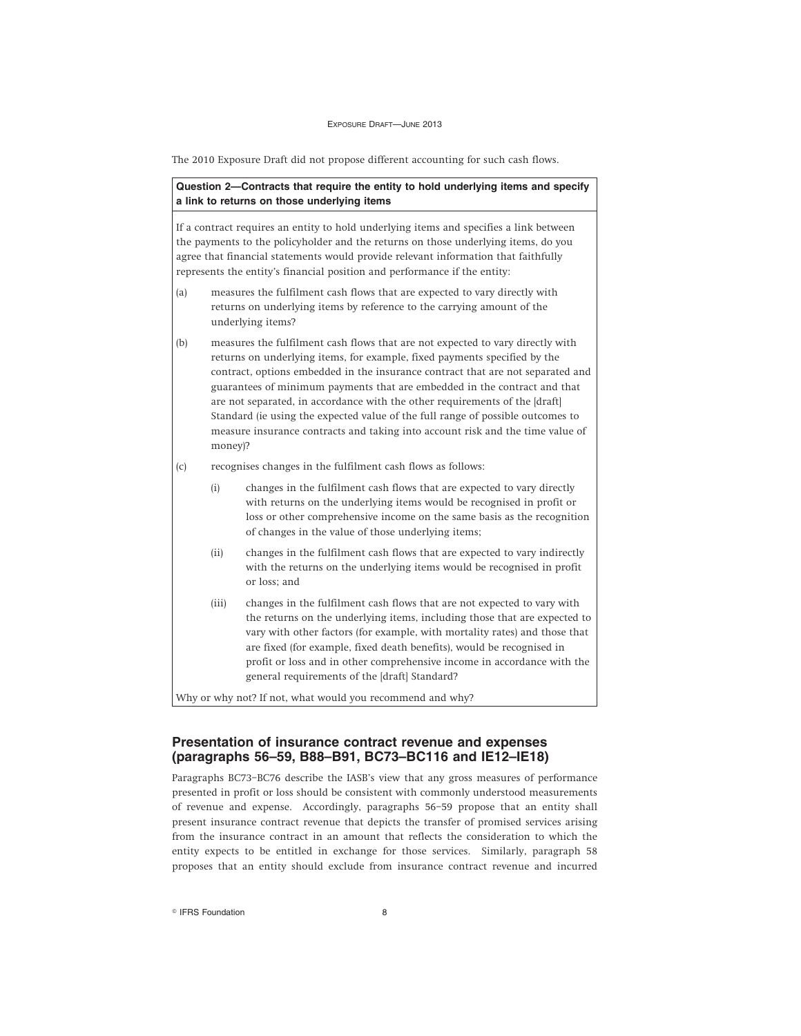The 2010 Exposure Draft did not propose different accounting for such cash flows.

**Question 2—Contracts that require the entity to hold underlying items and specify a link to returns on those underlying items**

If a contract requires an entity to hold underlying items and specifies a link between the payments to the policyholder and the returns on those underlying items, do you agree that financial statements would provide relevant information that faithfully represents the entity's financial position and performance if the entity:

(a) measures the fulfilment cash flows that are expected to vary directly with returns on underlying items by reference to the carrying amount of the underlying items?

(b) measures the fulfilment cash flows that are not expected to vary directly with returns on underlying items, for example, fixed payments specified by the contract, options embedded in the insurance contract that are not separated and guarantees of minimum payments that are embedded in the contract and that are not separated, in accordance with the other requirements of the [draft] Standard (ie using the expected value of the full range of possible outcomes to measure insurance contracts and taking into account risk and the time value of money)?

(c) recognises changes in the fulfilment cash flows as follows:

(i) changes in the fulfilment cash flows that are expected to vary directly with returns on the underlying items would be recognised in profit or loss or other comprehensive income on the same basis as the recognition of changes in the value of those underlying items;

(ii) changes in the fulfilment cash flows that are expected to vary indirectly with the returns on the underlying items would be recognised in profit or loss; and

(iii) changes in the fulfilment cash flows that are not expected to vary with the returns on the underlying items, including those that are expected to vary with other factors (for example, with mortality rates) and those that are fixed (for example, fixed death benefits), would be recognised in profit or loss and in other comprehensive income in accordance with the general requirements of the [draft] Standard?

Why or why not? If not, what would you recommend and why?

## Presentation of insurance contract revenue and expenses (paragraphs 56–59, B88–B91, BC73–BC116 and IE12–IE18)

Paragraphs BC73–BC76 describe the IASB's view that any gross measures of performance presented in profit or loss should be consistent with commonly understood measurements of revenue and expense. Accordingly, paragraphs 56–59 propose that an entity shall present insurance contract revenue that depicts the transfer of promised services arising from the insurance contract in an amount that reflects the consideration to which the entity expects to be entitled in exchange for those services. Similarly, paragraph 58 proposes that an entity should exclude from insurance contract revenue and incurred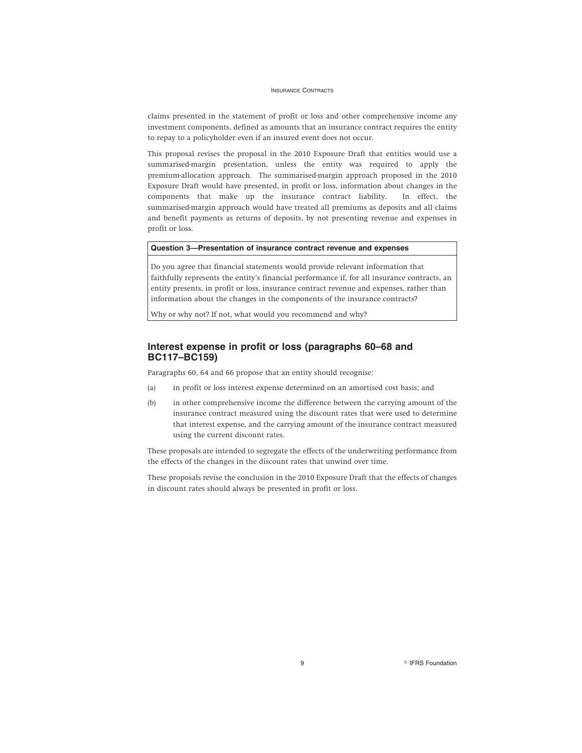claims presented in the statement of profit or loss and other comprehensive income any investment components, defined as amounts that an insurance contract requires the entity to repay to a policyholder even if an insured event does not occur.

This proposal revises the proposal in the 2010 Exposure Draft that entities would use a summarised-margin presentation, unless the entity was required to apply the premium-allocation approach. The summarised-margin approach proposed in the 2010 Exposure Draft would have presented, in profit or loss, information about changes in the components that make up the insurance contract liability. In effect, the summarised-margin approach would have treated all premiums as deposits and all claims and benefit payments as returns of deposits, by not presenting revenue and expenses in profit or loss.

| **Question 3—Presentation of insurance contract revenue and expenses** |
| --- |
| Do you agree that financial statements would provide relevant information that faithfully represents the entity's financial performance if, for all insurance contracts, an entity presents, in profit or loss, insurance contract revenue and expenses, rather than information about the changes in the components of the insurance contracts?<br><br>Why or why not? If not, what would you recommend and why? |

## Interest expense in profit or loss (paragraphs 60–68 and BC117–BC159)

Paragraphs 60, 64 and 66 propose that an entity should recognise:

(a) in profit or loss interest expense determined on an amortised cost basis; and

(b) in other comprehensive income the difference between the carrying amount of the insurance contract measured using the discount rates that were used to determine that interest expense, and the carrying amount of the insurance contract measured using the current discount rates.

These proposals are intended to segregate the effects of the underwriting performance from the effects of the changes in the discount rates that unwind over time.

These proposals revise the conclusion in the 2010 Exposure Draft that the effects of changes in discount rates should always be presented in profit or loss.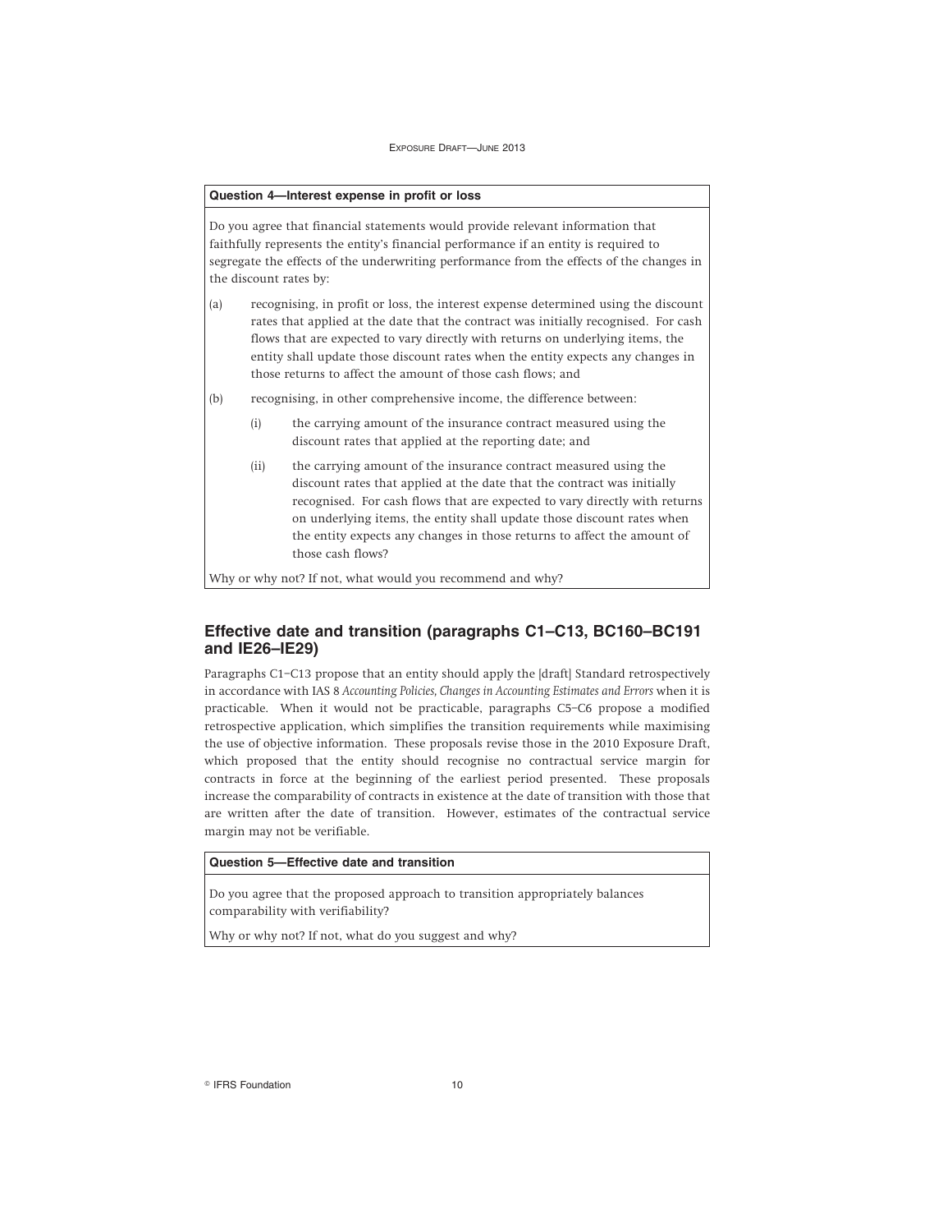**Question 4—Interest expense in profit or loss**

Do you agree that financial statements would provide relevant information that faithfully represents the entity's financial performance if an entity is required to segregate the effects of the underwriting performance from the effects of the changes in the discount rates by:

(a) recognising, in profit or loss, the interest expense determined using the discount rates that applied at the date that the contract was initially recognised. For cash flows that are expected to vary directly with returns on underlying items, the entity shall update those discount rates when the entity expects any changes in those returns to affect the amount of those cash flows; and

(b) recognising, in other comprehensive income, the difference between:

  (i) the carrying amount of the insurance contract measured using the discount rates that applied at the reporting date; and

  (ii) the carrying amount of the insurance contract measured using the discount rates that applied at the date that the contract was initially recognised. For cash flows that are expected to vary directly with returns on underlying items, the entity shall update those discount rates when the entity expects any changes in those returns to affect the amount of those cash flows?

Why or why not? If not, what would you recommend and why?

## Effective date and transition (paragraphs C1–C13, BC160–BC191 and IE26–IE29)

Paragraphs C1–C13 propose that an entity should apply the [draft] Standard retrospectively in accordance with IAS 8 *Accounting Policies, Changes in Accounting Estimates and Errors* when it is practicable. When it would not be practicable, paragraphs C5–C6 propose a modified retrospective application, which simplifies the transition requirements while maximising the use of objective information. These proposals revise those in the 2010 Exposure Draft, which proposed that the entity should recognise no contractual service margin for contracts in force at the beginning of the earliest period presented. These proposals increase the comparability of contracts in existence at the date of transition with those that are written after the date of transition. However, estimates of the contractual service margin may not be verifiable.

**Question 5—Effective date and transition**

Do you agree that the proposed approach to transition appropriately balances comparability with verifiability?

Why or why not? If not, what do you suggest and why?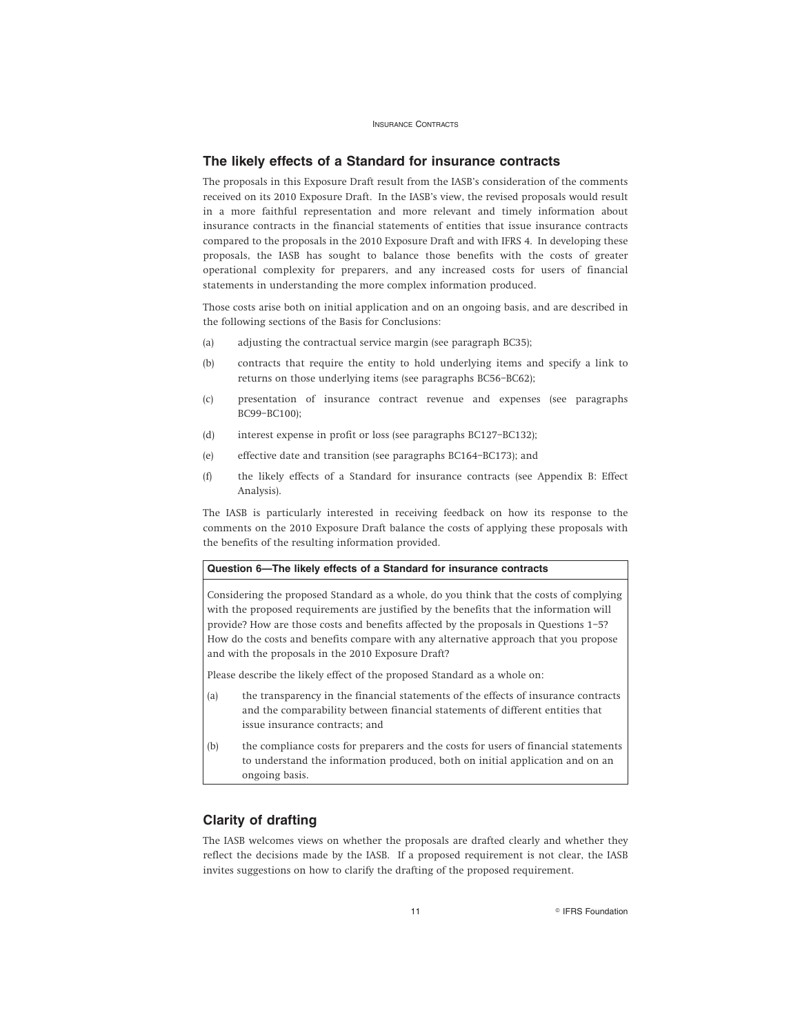## The likely effects of a Standard for insurance contracts

The proposals in this Exposure Draft result from the IASB's consideration of the comments received on its 2010 Exposure Draft. In the IASB's view, the revised proposals would result in a more faithful representation and more relevant and timely information about insurance contracts in the financial statements of entities that issue insurance contracts compared to the proposals in the 2010 Exposure Draft and with IFRS 4. In developing these proposals, the IASB has sought to balance those benefits with the costs of greater operational complexity for preparers, and any increased costs for users of financial statements in understanding the more complex information produced.

Those costs arise both on initial application and on an ongoing basis, and are described in the following sections of the Basis for Conclusions:

(a) adjusting the contractual service margin (see paragraph BC35);

(b) contracts that require the entity to hold underlying items and specify a link to returns on those underlying items (see paragraphs BC56–BC62);

(c) presentation of insurance contract revenue and expenses (see paragraphs BC99–BC100);

(d) interest expense in profit or loss (see paragraphs BC127–BC132);

(e) effective date and transition (see paragraphs BC164–BC173); and

(f) the likely effects of a Standard for insurance contracts (see Appendix B: Effect Analysis).

The IASB is particularly interested in receiving feedback on how its response to the comments on the 2010 Exposure Draft balance the costs of applying these proposals with the benefits of the resulting information provided.

**Question 6—The likely effects of a Standard for insurance contracts**

Considering the proposed Standard as a whole, do you think that the costs of complying with the proposed requirements are justified by the benefits that the information will provide? How are those costs and benefits affected by the proposals in Questions 1–5? How do the costs and benefits compare with any alternative approach that you propose and with the proposals in the 2010 Exposure Draft?

Please describe the likely effect of the proposed Standard as a whole on:

(a) the transparency in the financial statements of the effects of insurance contracts and the comparability between financial statements of different entities that issue insurance contracts; and

(b) the compliance costs for preparers and the costs for users of financial statements to understand the information produced, both on initial application and on an ongoing basis.

## Clarity of drafting

The IASB welcomes views on whether the proposals are drafted clearly and whether they reflect the decisions made by the IASB. If a proposed requirement is not clear, the IASB invites suggestions on how to clarify the drafting of the proposed requirement.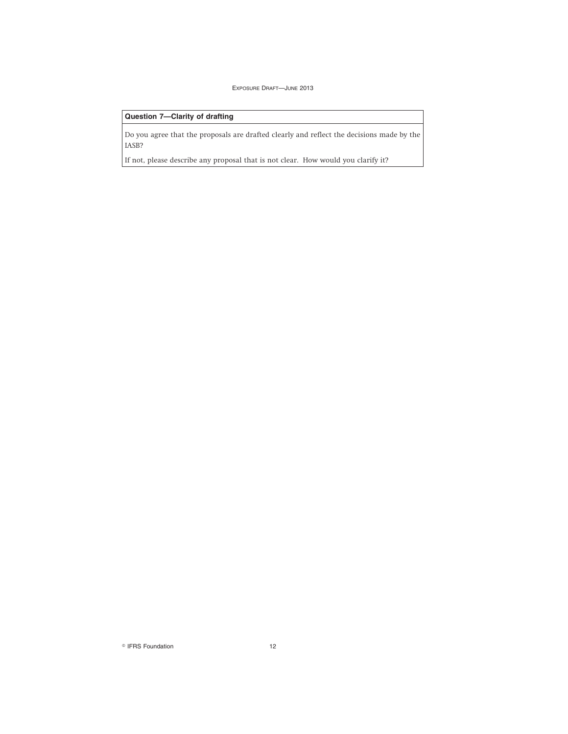**Question 7—Clarity of drafting**

Do you agree that the proposals are drafted clearly and reflect the decisions made by the IASB?

If not, please describe any proposal that is not clear. How would you clarify it?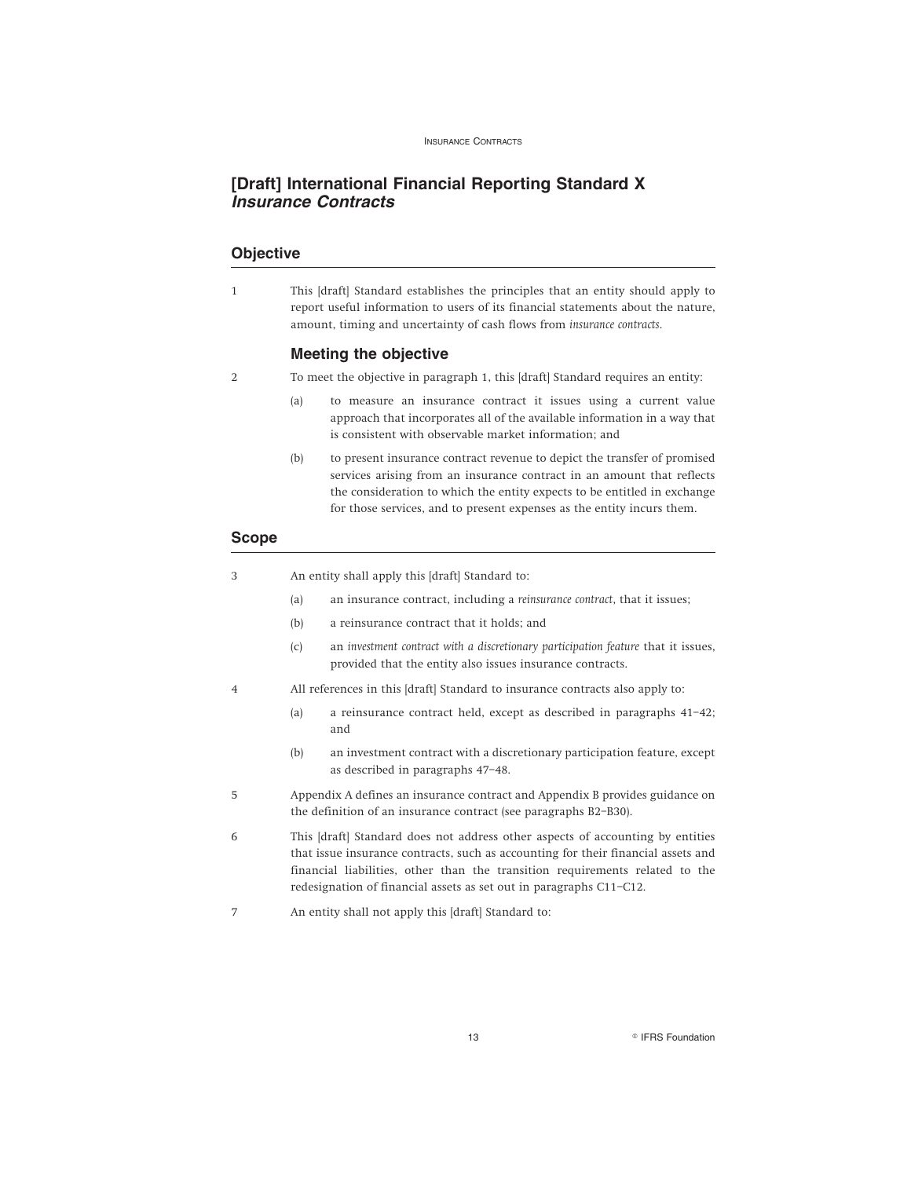# [Draft] International Financial Reporting Standard X *Insurance Contracts*

## Objective

1 This [draft] Standard establishes the principles that an entity should apply to report useful information to users of its financial statements about the nature, amount, timing and uncertainty of cash flows from *insurance contracts*.

### Meeting the objective

2 To meet the objective in paragraph 1, this [draft] Standard requires an entity:

(a) to measure an insurance contract it issues using a current value approach that incorporates all of the available information in a way that is consistent with observable market information; and

(b) to present insurance contract revenue to depict the transfer of promised services arising from an insurance contract in an amount that reflects the consideration to which the entity expects to be entitled in exchange for those services, and to present expenses as the entity incurs them.

## Scope

3 An entity shall apply this [draft] Standard to:

(a) an insurance contract, including a *reinsurance contract*, that it issues;

(b) a reinsurance contract that it holds; and

(c) an *investment contract with a discretionary participation feature* that it issues, provided that the entity also issues insurance contracts.

4 All references in this [draft] Standard to insurance contracts also apply to:

(a) a reinsurance contract held, except as described in paragraphs 41–42; and

(b) an investment contract with a discretionary participation feature, except as described in paragraphs 47–48.

5 Appendix A defines an insurance contract and Appendix B provides guidance on the definition of an insurance contract (see paragraphs B2–B30).

6 This [draft] Standard does not address other aspects of accounting by entities that issue insurance contracts, such as accounting for their financial assets and financial liabilities, other than the transition requirements related to the redesignation of financial assets as set out in paragraphs C11–C12.

7 An entity shall not apply this [draft] Standard to: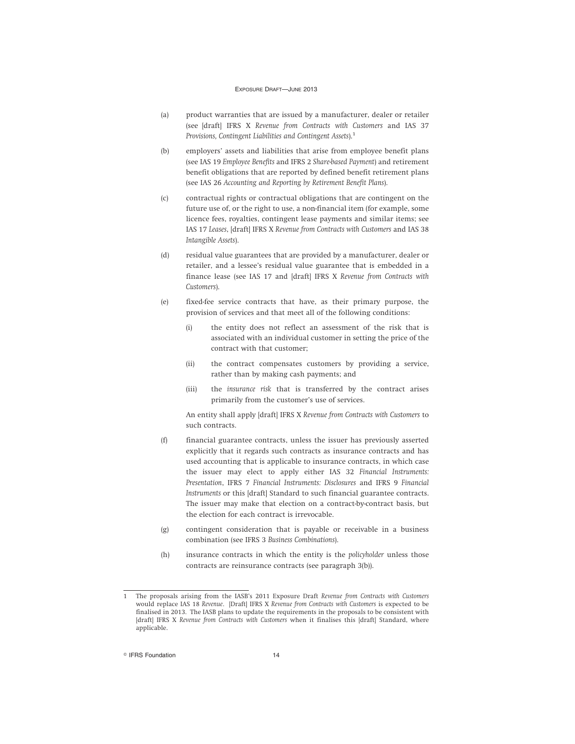(a) product warranties that are issued by a manufacturer, dealer or retailer (see [draft] IFRS X *Revenue from Contracts with Customers* and IAS 37 *Provisions, Contingent Liabilities and Contingent Assets*).[1]

(b) employers' assets and liabilities that arise from employee benefit plans (see IAS 19 *Employee Benefits* and IFRS 2 *Share-based Payment*) and retirement benefit obligations that are reported by defined benefit retirement plans (see IAS 26 *Accounting and Reporting by Retirement Benefit Plans*).

(c) contractual rights or contractual obligations that are contingent on the future use of, or the right to use, a non-financial item (for example, some licence fees, royalties, contingent lease payments and similar items; see IAS 17 *Leases*, [draft] IFRS X *Revenue from Contracts with Customers* and IAS 38 *Intangible Assets*).

(d) residual value guarantees that are provided by a manufacturer, dealer or retailer, and a lessee's residual value guarantee that is embedded in a finance lease (see IAS 17 and [draft] IFRS X *Revenue from Contracts with Customers*).

(e) fixed-fee service contracts that have, as their primary purpose, the provision of services and that meet all of the following conditions:

   (i) the entity does not reflect an assessment of the risk that is associated with an individual customer in setting the price of the contract with that customer;

   (ii) the contract compensates customers by providing a service, rather than by making cash payments; and

   (iii) the *insurance risk* that is transferred by the contract arises primarily from the customer's use of services.

   An entity shall apply [draft] IFRS X *Revenue from Contracts with Customers* to such contracts.

(f) financial guarantee contracts, unless the issuer has previously asserted explicitly that it regards such contracts as insurance contracts and has used accounting that is applicable to insurance contracts, in which case the issuer may elect to apply either IAS 32 *Financial Instruments: Presentation*, IFRS 7 *Financial Instruments: Disclosures* and IFRS 9 *Financial Instruments* or this [draft] Standard to such financial guarantee contracts. The issuer may make that election on a contract-by-contract basis, but the election for each contract is irrevocable.

(g) contingent consideration that is payable or receivable in a business combination (see IFRS 3 *Business Combinations*).

(h) insurance contracts in which the entity is the *policyholder* unless those contracts are reinsurance contracts (see paragraph 3(b)).

---

1 The proposals arising from the IASB's 2011 Exposure Draft *Revenue from Contracts with Customers* would replace IAS 18 *Revenue*. [Draft] IFRS X *Revenue from Contracts with Customers* is expected to be finalised in 2013. The IASB plans to update the requirements in the proposals to be consistent with [draft] IFRS X *Revenue from Contracts with Customers* when it finalises this [draft] Standard, where applicable.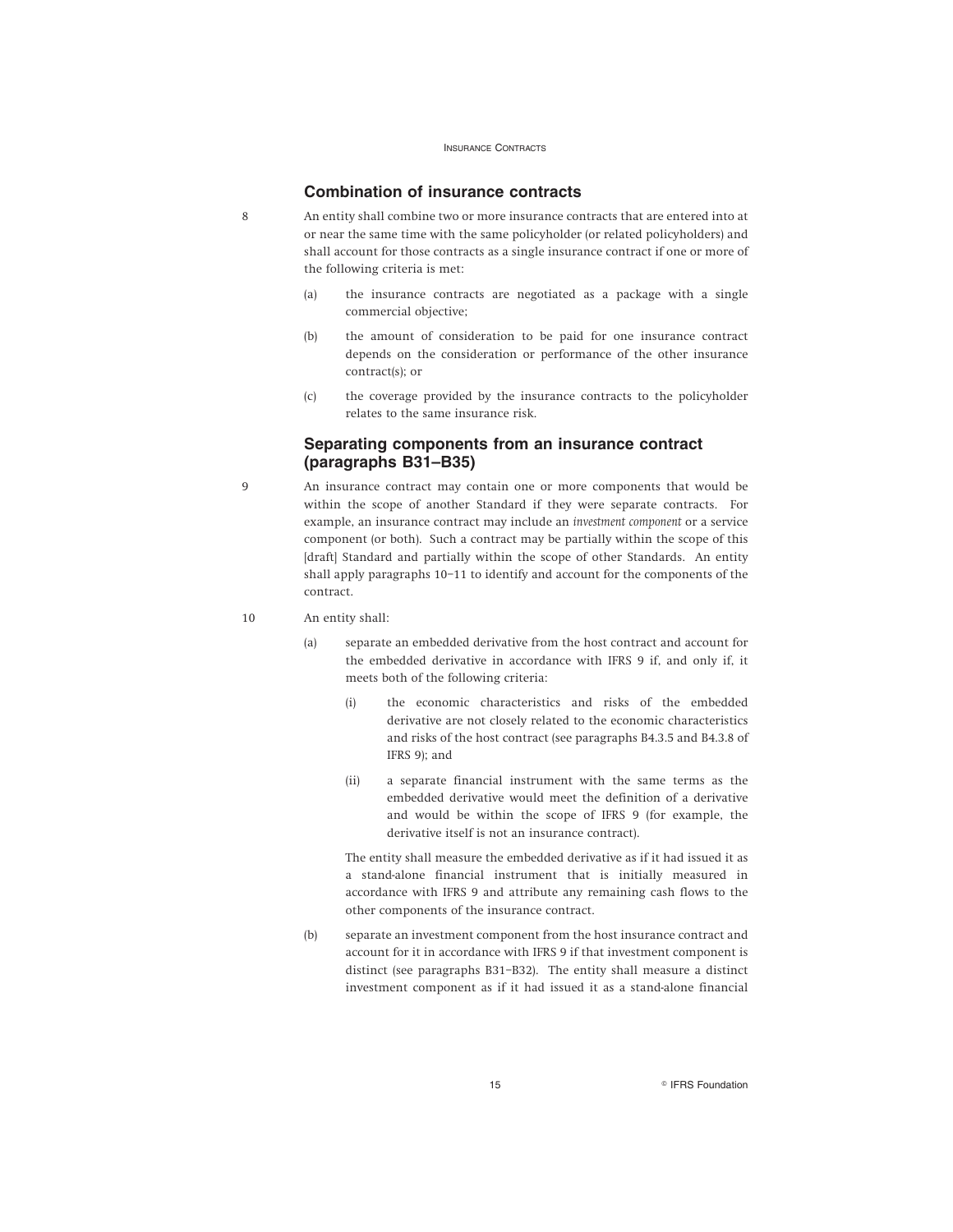## Combination of insurance contracts

8 An entity shall combine two or more insurance contracts that are entered into at or near the same time with the same policyholder (or related policyholders) and shall account for those contracts as a single insurance contract if one or more of the following criteria is met:

(a) the insurance contracts are negotiated as a package with a single commercial objective;

(b) the amount of consideration to be paid for one insurance contract depends on the consideration or performance of the other insurance contract(s); or

(c) the coverage provided by the insurance contracts to the policyholder relates to the same insurance risk.

## Separating components from an insurance contract (paragraphs B31–B35)

9 An insurance contract may contain one or more components that would be within the scope of another Standard if they were separate contracts. For example, an insurance contract may include an *investment component* or a service component (or both). Such a contract may be partially within the scope of this [draft] Standard and partially within the scope of other Standards. An entity shall apply paragraphs 10–11 to identify and account for the components of the contract.

10 An entity shall:

(a) separate an embedded derivative from the host contract and account for the embedded derivative in accordance with IFRS 9 if, and only if, it meets both of the following criteria:

(i) the economic characteristics and risks of the embedded derivative are not closely related to the economic characteristics and risks of the host contract (see paragraphs B4.3.5 and B4.3.8 of IFRS 9); and

(ii) a separate financial instrument with the same terms as the embedded derivative would meet the definition of a derivative and would be within the scope of IFRS 9 (for example, the derivative itself is not an insurance contract).

The entity shall measure the embedded derivative as if it had issued it as a stand-alone financial instrument that is initially measured in accordance with IFRS 9 and attribute any remaining cash flows to the other components of the insurance contract.

(b) separate an investment component from the host insurance contract and account for it in accordance with IFRS 9 if that investment component is distinct (see paragraphs B31–B32). The entity shall measure a distinct investment component as if it had issued it as a stand-alone financial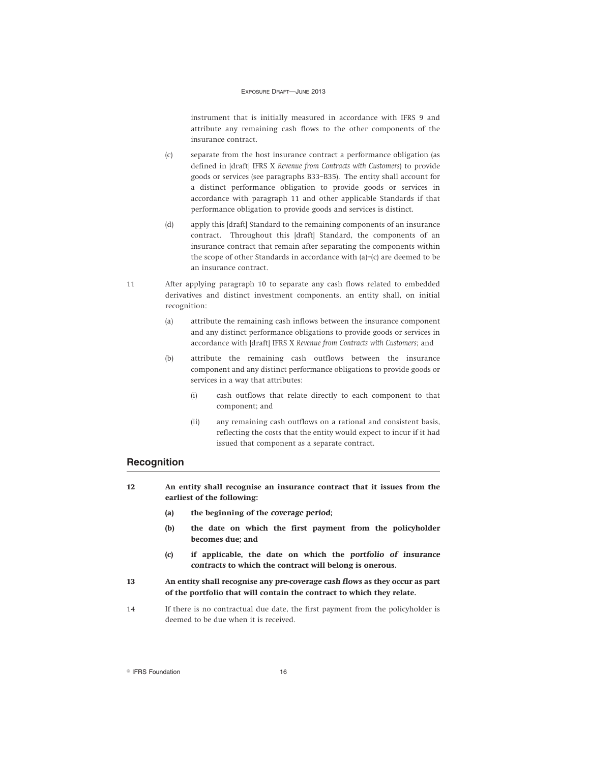instrument that is initially measured in accordance with IFRS 9 and attribute any remaining cash flows to the other components of the insurance contract.

(c) separate from the host insurance contract a performance obligation (as defined in [draft] IFRS X *Revenue from Contracts with Customers*) to provide goods or services (see paragraphs B33–B35). The entity shall account for a distinct performance obligation to provide goods or services in accordance with paragraph 11 and other applicable Standards if that performance obligation to provide goods and services is distinct.

(d) apply this [draft] Standard to the remaining components of an insurance contract. Throughout this [draft] Standard, the components of an insurance contract that remain after separating the components within the scope of other Standards in accordance with (a)–(c) are deemed to be an insurance contract.

11 After applying paragraph 10 to separate any cash flows related to embedded derivatives and distinct investment components, an entity shall, on initial recognition:

(a) attribute the remaining cash inflows between the insurance component and any distinct performance obligations to provide goods or services in accordance with [draft] IFRS X *Revenue from Contracts with Customers*; and

(b) attribute the remaining cash outflows between the insurance component and any distinct performance obligations to provide goods or services in a way that attributes:

(i) cash outflows that relate directly to each component to that component; and

(ii) any remaining cash outflows on a rational and consistent basis, reflecting the costs that the entity would expect to incur if it had issued that component as a separate contract.

## Recognition

**12 An entity shall recognise an insurance contract that it issues from the earliest of the following:**

**(a) the beginning of the *coverage period*;**

**(b) the date on which the first payment from the policyholder becomes due; and**

**(c) if applicable, the date on which the *portfolio of insurance contracts* to which the contract will belong is onerous.**

**13 An entity shall recognise any *pre-coverage cash flows* as they occur as part of the portfolio that will contain the contract to which they relate.**

14 If there is no contractual due date, the first payment from the policyholder is deemed to be due when it is received.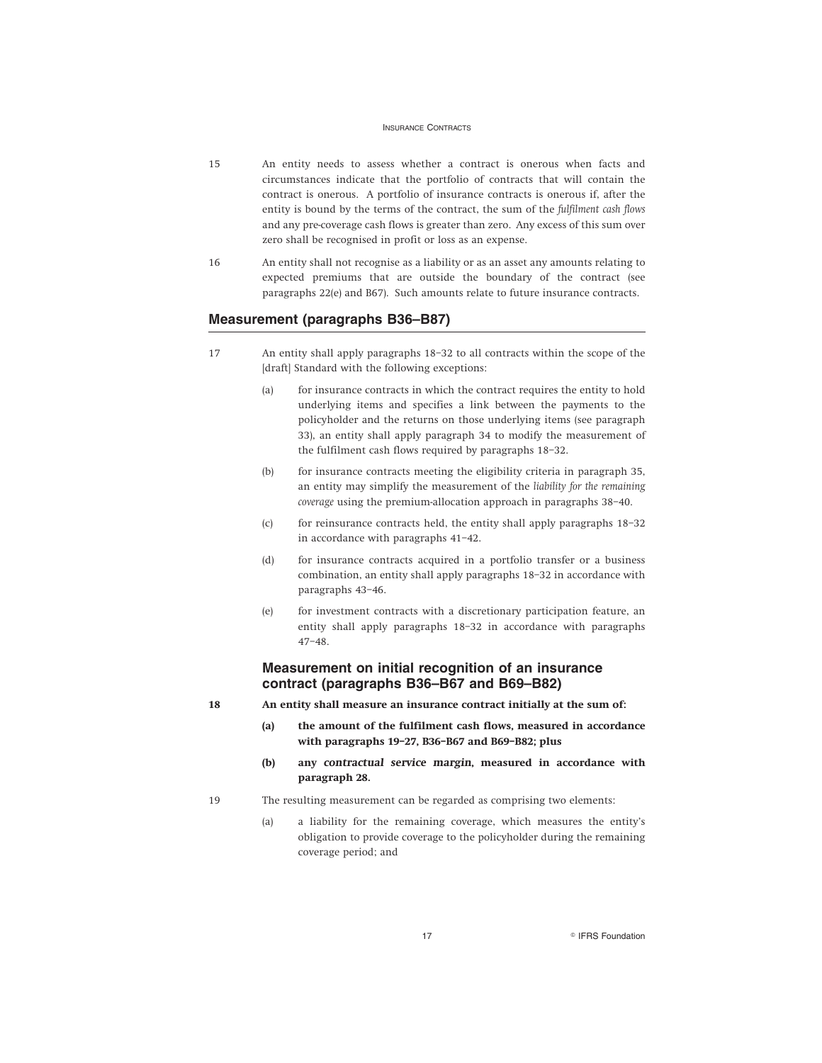15 An entity needs to assess whether a contract is onerous when facts and circumstances indicate that the portfolio of contracts that will contain the contract is onerous. A portfolio of insurance contracts is onerous if, after the entity is bound by the terms of the contract, the sum of the *fulfilment cash flows* and any pre-coverage cash flows is greater than zero. Any excess of this sum over zero shall be recognised in profit or loss as an expense.

16 An entity shall not recognise as a liability or as an asset any amounts relating to expected premiums that are outside the boundary of the contract (see paragraphs 22(e) and B67). Such amounts relate to future insurance contracts.

## Measurement (paragraphs B36–B87)

17 An entity shall apply paragraphs 18–32 to all contracts within the scope of the [draft] Standard with the following exceptions:

(a) for insurance contracts in which the contract requires the entity to hold underlying items and specifies a link between the payments to the policyholder and the returns on those underlying items (see paragraph 33), an entity shall apply paragraph 34 to modify the measurement of the fulfilment cash flows required by paragraphs 18–32.

(b) for insurance contracts meeting the eligibility criteria in paragraph 35, an entity may simplify the measurement of the *liability for the remaining coverage* using the premium-allocation approach in paragraphs 38–40.

(c) for reinsurance contracts held, the entity shall apply paragraphs 18–32 in accordance with paragraphs 41–42.

(d) for insurance contracts acquired in a portfolio transfer or a business combination, an entity shall apply paragraphs 18–32 in accordance with paragraphs 43–46.

(e) for investment contracts with a discretionary participation feature, an entity shall apply paragraphs 18–32 in accordance with paragraphs 47–48.

### Measurement on initial recognition of an insurance contract (paragraphs B36–B67 and B69–B82)

**18 An entity shall measure an insurance contract initially at the sum of:**

**(a) the amount of the fulfilment cash flows, measured in accordance with paragraphs 19–27, B36–B67 and B69–B82; plus**

**(b) any *contractual service margin*, measured in accordance with paragraph 28.**

19 The resulting measurement can be regarded as comprising two elements:

(a) a liability for the remaining coverage, which measures the entity's obligation to provide coverage to the policyholder during the remaining coverage period; and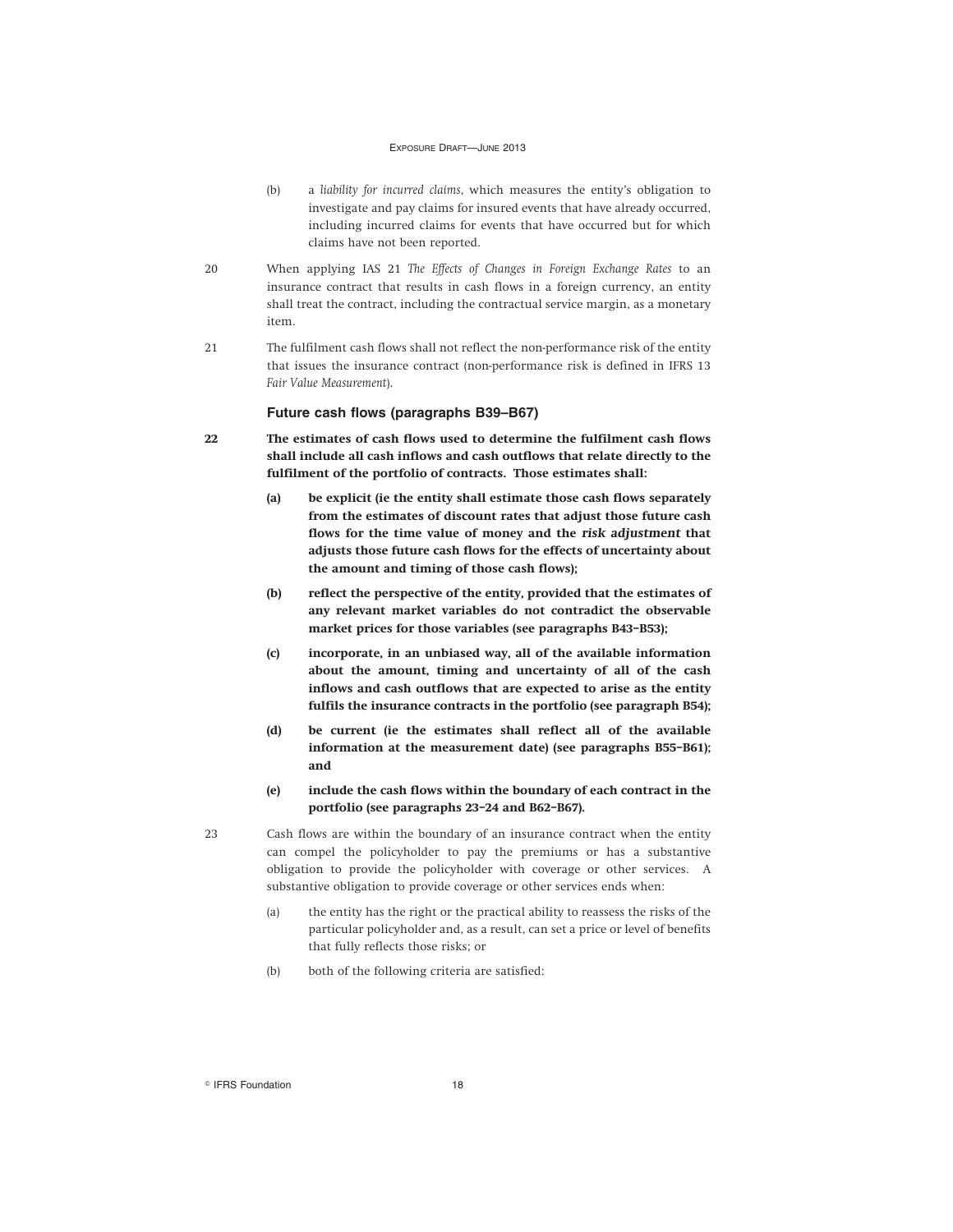(b) a *liability for incurred claims*, which measures the entity's obligation to investigate and pay claims for insured events that have already occurred, including incurred claims for events that have occurred but for which claims have not been reported.

20 When applying IAS 21 *The Effects of Changes in Foreign Exchange Rates* to an insurance contract that results in cash flows in a foreign currency, an entity shall treat the contract, including the contractual service margin, as a monetary item.

21 The fulfilment cash flows shall not reflect the non-performance risk of the entity that issues the insurance contract (non-performance risk is defined in IFRS 13 *Fair Value Measurement*).

### Future cash flows (paragraphs B39–B67)

**22 The estimates of cash flows used to determine the fulfilment cash flows shall include all cash inflows and cash outflows that relate directly to the fulfilment of the portfolio of contracts. Those estimates shall:**

**(a) be explicit (ie the entity shall estimate those cash flows separately from the estimates of discount rates that adjust those future cash flows for the time value of money and the *risk adjustment* that adjusts those future cash flows for the effects of uncertainty about the amount and timing of those cash flows);**

**(b) reflect the perspective of the entity, provided that the estimates of any relevant market variables do not contradict the observable market prices for those variables (see paragraphs B43–B53);**

**(c) incorporate, in an unbiased way, all of the available information about the amount, timing and uncertainty of all of the cash inflows and cash outflows that are expected to arise as the entity fulfils the insurance contracts in the portfolio (see paragraph B54);**

**(d) be current (ie the estimates shall reflect all of the available information at the measurement date) (see paragraphs B55–B61); and**

**(e) include the cash flows within the boundary of each contract in the portfolio (see paragraphs 23–24 and B62–B67).**

23 Cash flows are within the boundary of an insurance contract when the entity can compel the policyholder to pay the premiums or has a substantive obligation to provide the policyholder with coverage or other services. A substantive obligation to provide coverage or other services ends when:

(a) the entity has the right or the practical ability to reassess the risks of the particular policyholder and, as a result, can set a price or level of benefits that fully reflects those risks; or

(b) both of the following criteria are satisfied: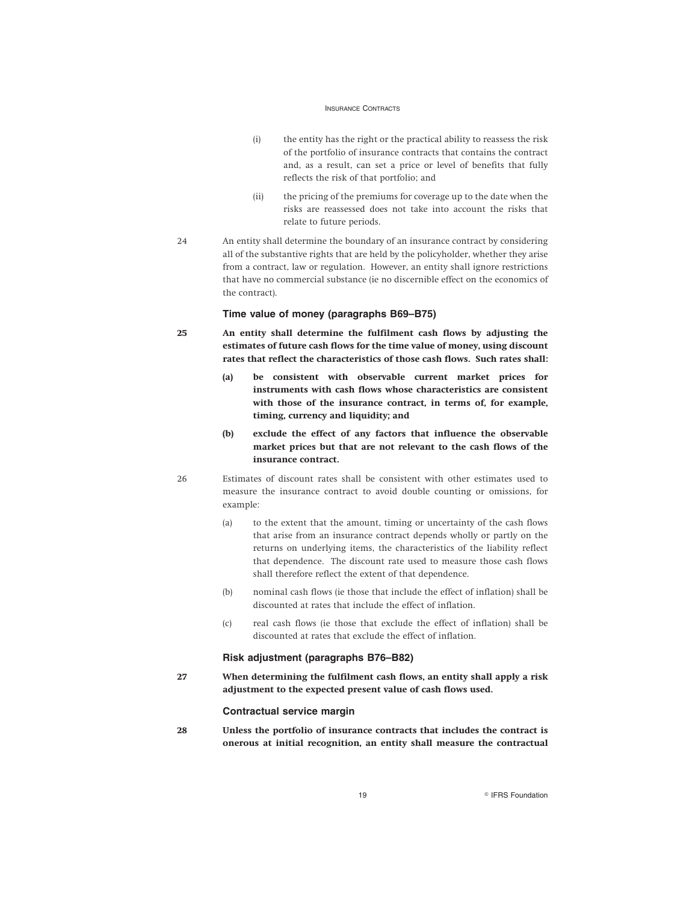(i) the entity has the right or the practical ability to reassess the risk of the portfolio of insurance contracts that contains the contract and, as a result, can set a price or level of benefits that fully reflects the risk of that portfolio; and

(ii) the pricing of the premiums for coverage up to the date when the risks are reassessed does not take into account the risks that relate to future periods.

24 An entity shall determine the boundary of an insurance contract by considering all of the substantive rights that are held by the policyholder, whether they arise from a contract, law or regulation. However, an entity shall ignore restrictions that have no commercial substance (ie no discernible effect on the economics of the contract).

### Time value of money (paragraphs B69–B75)

**25 An entity shall determine the fulfilment cash flows by adjusting the estimates of future cash flows for the time value of money, using discount rates that reflect the characteristics of those cash flows. Such rates shall:**

**(a) be consistent with observable current market prices for instruments with cash flows whose characteristics are consistent with those of the insurance contract, in terms of, for example, timing, currency and liquidity; and**

**(b) exclude the effect of any factors that influence the observable market prices but that are not relevant to the cash flows of the insurance contract.**

26 Estimates of discount rates shall be consistent with other estimates used to measure the insurance contract to avoid double counting or omissions, for example:

(a) to the extent that the amount, timing or uncertainty of the cash flows that arise from an insurance contract depends wholly or partly on the returns on underlying items, the characteristics of the liability reflect that dependence. The discount rate used to measure those cash flows shall therefore reflect the extent of that dependence.

(b) nominal cash flows (ie those that include the effect of inflation) shall be discounted at rates that include the effect of inflation.

(c) real cash flows (ie those that exclude the effect of inflation) shall be discounted at rates that exclude the effect of inflation.

### Risk adjustment (paragraphs B76–B82)

**27 When determining the fulfilment cash flows, an entity shall apply a risk adjustment to the expected present value of cash flows used.**

### Contractual service margin

**28 Unless the portfolio of insurance contracts that includes the contract is onerous at initial recognition, an entity shall measure the contractual**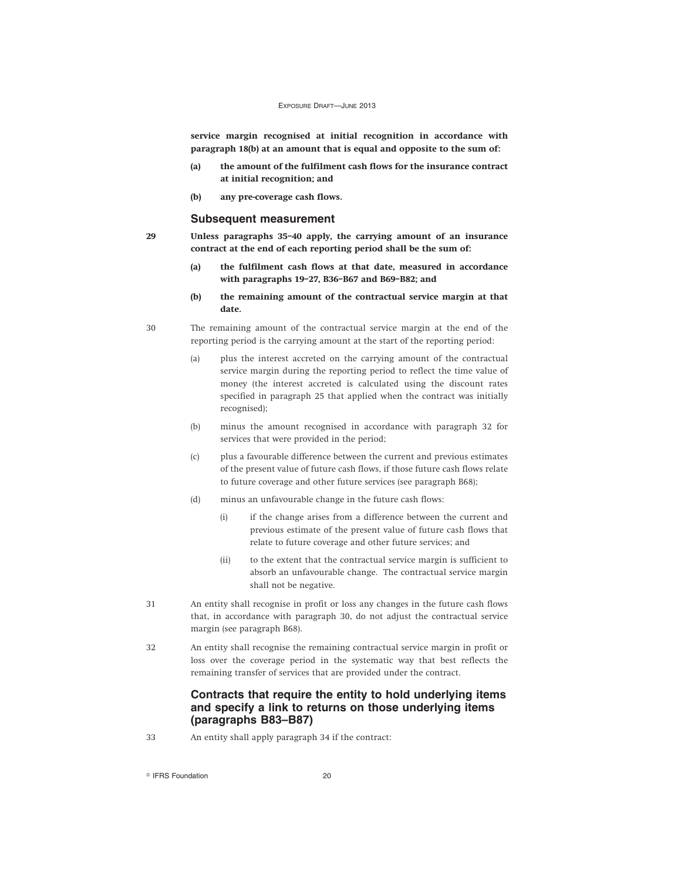**service margin recognised at initial recognition in accordance with paragraph 18(b) at an amount that is equal and opposite to the sum of:**

**(a) the amount of the fulfilment cash flows for the insurance contract at initial recognition; and**

**(b) any pre-coverage cash flows.**

### Subsequent measurement

29 **Unless paragraphs 35–40 apply, the carrying amount of an insurance contract at the end of each reporting period shall be the sum of:**

**(a) the fulfilment cash flows at that date, measured in accordance with paragraphs 19–27, B36–B67 and B69–B82; and**

**(b) the remaining amount of the contractual service margin at that date.**

30 The remaining amount of the contractual service margin at the end of the reporting period is the carrying amount at the start of the reporting period:

(a) plus the interest accreted on the carrying amount of the contractual service margin during the reporting period to reflect the time value of money (the interest accreted is calculated using the discount rates specified in paragraph 25 that applied when the contract was initially recognised);

(b) minus the amount recognised in accordance with paragraph 32 for services that were provided in the period;

(c) plus a favourable difference between the current and previous estimates of the present value of future cash flows, if those future cash flows relate to future coverage and other future services (see paragraph B68);

(d) minus an unfavourable change in the future cash flows:

(i) if the change arises from a difference between the current and previous estimate of the present value of future cash flows that relate to future coverage and other future services; and

(ii) to the extent that the contractual service margin is sufficient to absorb an unfavourable change. The contractual service margin shall not be negative.

31 An entity shall recognise in profit or loss any changes in the future cash flows that, in accordance with paragraph 30, do not adjust the contractual service margin (see paragraph B68).

32 An entity shall recognise the remaining contractual service margin in profit or loss over the coverage period in the systematic way that best reflects the remaining transfer of services that are provided under the contract.

### Contracts that require the entity to hold underlying items and specify a link to returns on those underlying items (paragraphs B83–B87)

33 An entity shall apply paragraph 34 if the contract: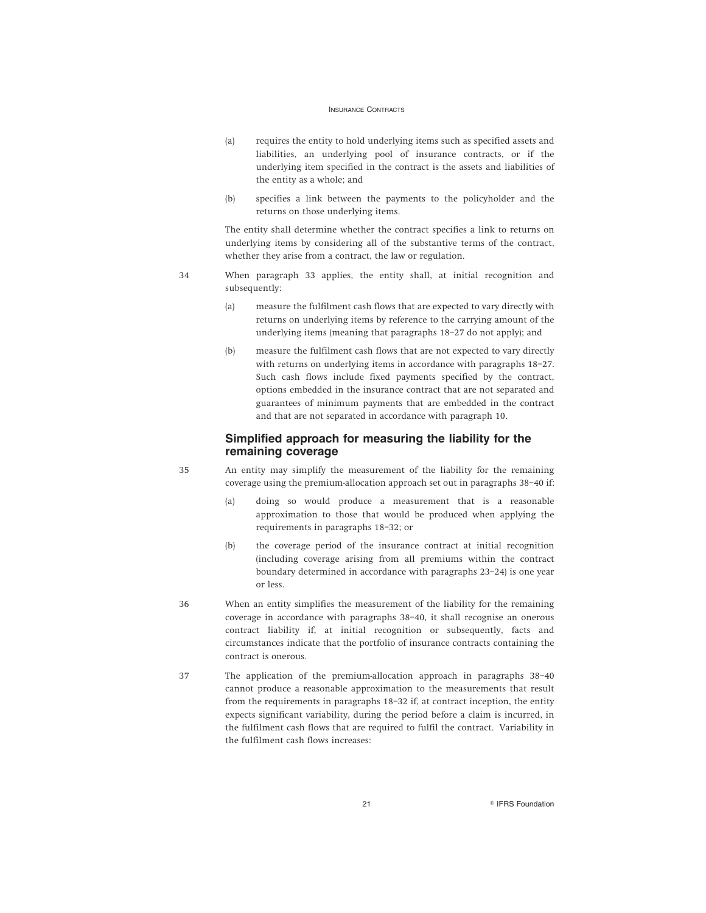(a) requires the entity to hold underlying items such as specified assets and liabilities, an underlying pool of insurance contracts, or if the underlying item specified in the contract is the assets and liabilities of the entity as a whole; and

(b) specifies a link between the payments to the policyholder and the returns on those underlying items.

The entity shall determine whether the contract specifies a link to returns on underlying items by considering all of the substantive terms of the contract, whether they arise from a contract, the law or regulation.

34 When paragraph 33 applies, the entity shall, at initial recognition and subsequently:

(a) measure the fulfilment cash flows that are expected to vary directly with returns on underlying items by reference to the carrying amount of the underlying items (meaning that paragraphs 18–27 do not apply); and

(b) measure the fulfilment cash flows that are not expected to vary directly with returns on underlying items in accordance with paragraphs 18–27. Such cash flows include fixed payments specified by the contract, options embedded in the insurance contract that are not separated and guarantees of minimum payments that are embedded in the contract and that are not separated in accordance with paragraph 10.

## Simplified approach for measuring the liability for the remaining coverage

35 An entity may simplify the measurement of the liability for the remaining coverage using the premium-allocation approach set out in paragraphs 38–40 if:

(a) doing so would produce a measurement that is a reasonable approximation to those that would be produced when applying the requirements in paragraphs 18–32; or

(b) the coverage period of the insurance contract at initial recognition (including coverage arising from all premiums within the contract boundary determined in accordance with paragraphs 23–24) is one year or less.

36 When an entity simplifies the measurement of the liability for the remaining coverage in accordance with paragraphs 38–40, it shall recognise an onerous contract liability if, at initial recognition or subsequently, facts and circumstances indicate that the portfolio of insurance contracts containing the contract is onerous.

37 The application of the premium-allocation approach in paragraphs 38–40 cannot produce a reasonable approximation to the measurements that result from the requirements in paragraphs 18–32 if, at contract inception, the entity expects significant variability, during the period before a claim is incurred, in the fulfilment cash flows that are required to fulfil the contract. Variability in the fulfilment cash flows increases: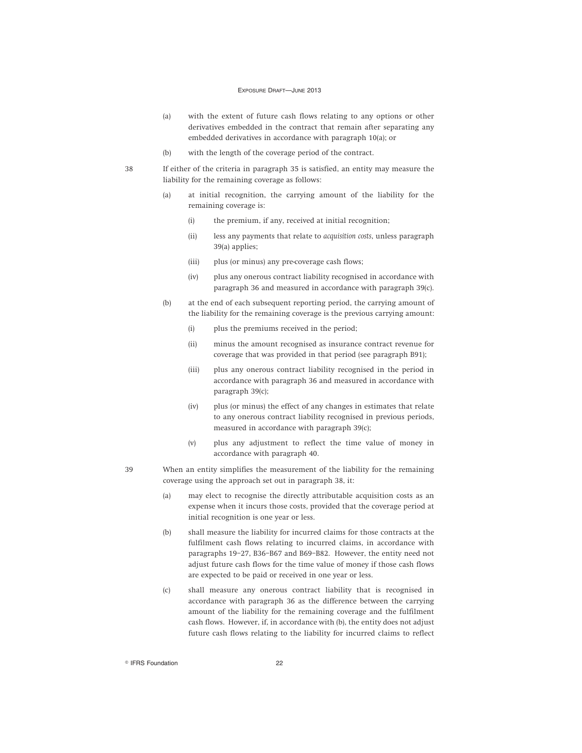(a) with the extent of future cash flows relating to any options or other derivatives embedded in the contract that remain after separating any embedded derivatives in accordance with paragraph 10(a); or

(b) with the length of the coverage period of the contract.

38 If either of the criteria in paragraph 35 is satisfied, an entity may measure the liability for the remaining coverage as follows:

(a) at initial recognition, the carrying amount of the liability for the remaining coverage is:

(i) the premium, if any, received at initial recognition;

(ii) less any payments that relate to *acquisition costs*, unless paragraph 39(a) applies;

(iii) plus (or minus) any pre-coverage cash flows;

(iv) plus any onerous contract liability recognised in accordance with paragraph 36 and measured in accordance with paragraph 39(c).

(b) at the end of each subsequent reporting period, the carrying amount of the liability for the remaining coverage is the previous carrying amount:

(i) plus the premiums received in the period;

(ii) minus the amount recognised as insurance contract revenue for coverage that was provided in that period (see paragraph B91);

(iii) plus any onerous contract liability recognised in the period in accordance with paragraph 36 and measured in accordance with paragraph 39(c);

(iv) plus (or minus) the effect of any changes in estimates that relate to any onerous contract liability recognised in previous periods, measured in accordance with paragraph 39(c);

(v) plus any adjustment to reflect the time value of money in accordance with paragraph 40.

39 When an entity simplifies the measurement of the liability for the remaining coverage using the approach set out in paragraph 38, it:

(a) may elect to recognise the directly attributable acquisition costs as an expense when it incurs those costs, provided that the coverage period at initial recognition is one year or less.

(b) shall measure the liability for incurred claims for those contracts at the fulfilment cash flows relating to incurred claims, in accordance with paragraphs 19–27, B36–B67 and B69–B82. However, the entity need not adjust future cash flows for the time value of money if those cash flows are expected to be paid or received in one year or less.

(c) shall measure any onerous contract liability that is recognised in accordance with paragraph 36 as the difference between the carrying amount of the liability for the remaining coverage and the fulfilment cash flows. However, if, in accordance with (b), the entity does not adjust future cash flows relating to the liability for incurred claims to reflect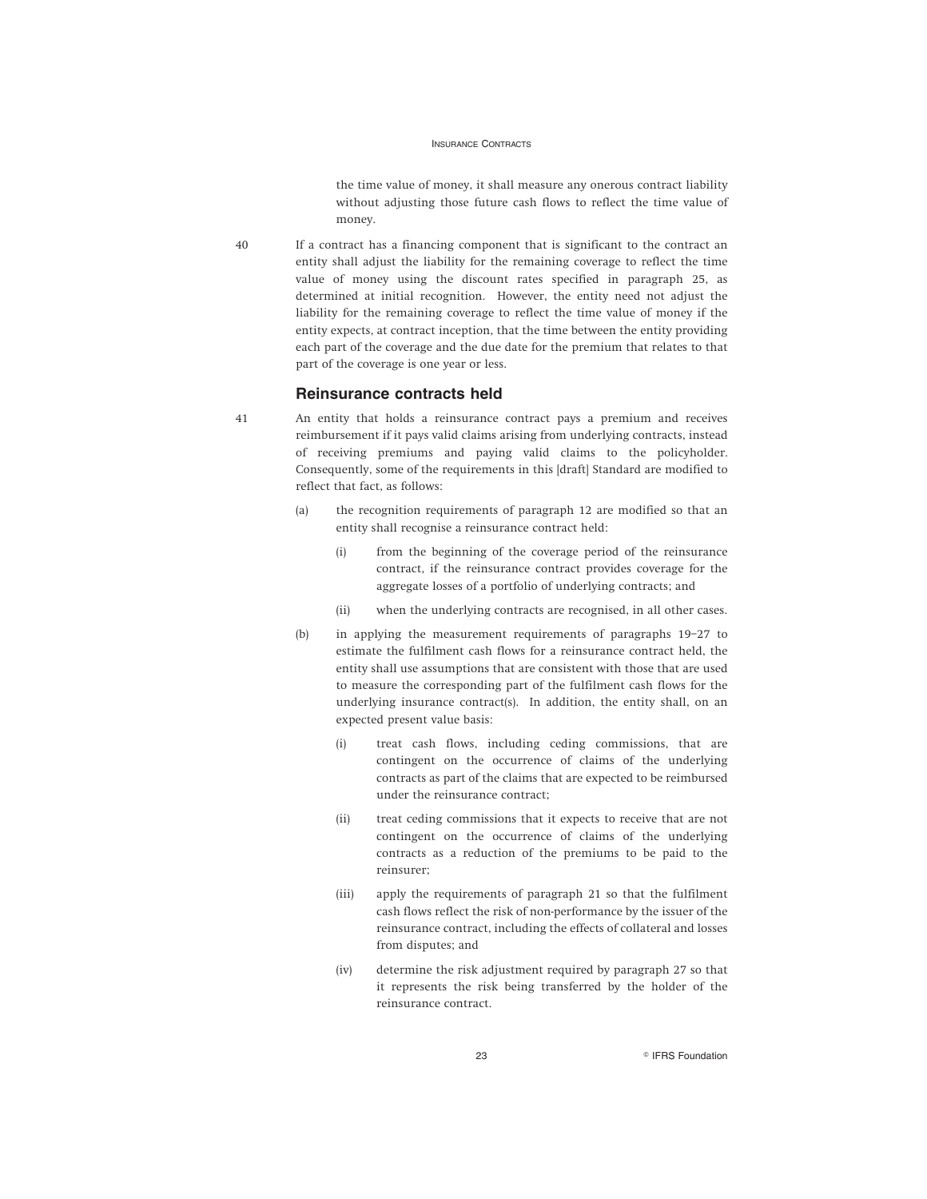the time value of money, it shall measure any onerous contract liability without adjusting those future cash flows to reflect the time value of money.

40 If a contract has a financing component that is significant to the contract an entity shall adjust the liability for the remaining coverage to reflect the time value of money using the discount rates specified in paragraph 25, as determined at initial recognition. However, the entity need not adjust the liability for the remaining coverage to reflect the time value of money if the entity expects, at contract inception, that the time between the entity providing each part of the coverage and the due date for the premium that relates to that part of the coverage is one year or less.

### Reinsurance contracts held

41 An entity that holds a reinsurance contract pays a premium and receives reimbursement if it pays valid claims arising from underlying contracts, instead of receiving premiums and paying valid claims to the policyholder. Consequently, some of the requirements in this [draft] Standard are modified to reflect that fact, as follows:

(a) the recognition requirements of paragraph 12 are modified so that an entity shall recognise a reinsurance contract held:

  (i) from the beginning of the coverage period of the reinsurance contract, if the reinsurance contract provides coverage for the aggregate losses of a portfolio of underlying contracts; and

  (ii) when the underlying contracts are recognised, in all other cases.

(b) in applying the measurement requirements of paragraphs 19–27 to estimate the fulfilment cash flows for a reinsurance contract held, the entity shall use assumptions that are consistent with those that are used to measure the corresponding part of the fulfilment cash flows for the underlying insurance contract(s). In addition, the entity shall, on an expected present value basis:

  (i) treat cash flows, including ceding commissions, that are contingent on the occurrence of claims of the underlying contracts as part of the claims that are expected to be reimbursed under the reinsurance contract;

  (ii) treat ceding commissions that it expects to receive that are not contingent on the occurrence of claims of the underlying contracts as a reduction of the premiums to be paid to the reinsurer;

  (iii) apply the requirements of paragraph 21 so that the fulfilment cash flows reflect the risk of non-performance by the issuer of the reinsurance contract, including the effects of collateral and losses from disputes; and

  (iv) determine the risk adjustment required by paragraph 27 so that it represents the risk being transferred by the holder of the reinsurance contract.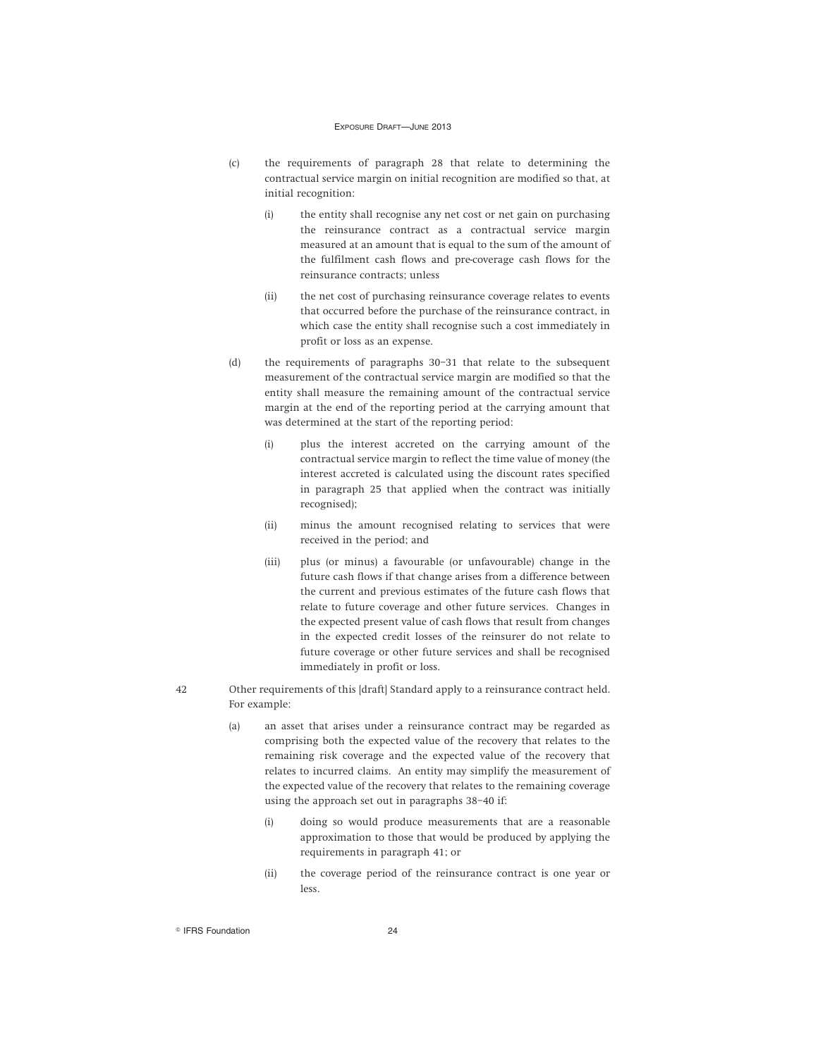(c) the requirements of paragraph 28 that relate to determining the contractual service margin on initial recognition are modified so that, at initial recognition:

  (i) the entity shall recognise any net cost or net gain on purchasing the reinsurance contract as a contractual service margin measured at an amount that is equal to the sum of the amount of the fulfilment cash flows and pre-coverage cash flows for the reinsurance contracts; unless

  (ii) the net cost of purchasing reinsurance coverage relates to events that occurred before the purchase of the reinsurance contract, in which case the entity shall recognise such a cost immediately in profit or loss as an expense.

(d) the requirements of paragraphs 30–31 that relate to the subsequent measurement of the contractual service margin are modified so that the entity shall measure the remaining amount of the contractual service margin at the end of the reporting period at the carrying amount that was determined at the start of the reporting period:

  (i) plus the interest accreted on the carrying amount of the contractual service margin to reflect the time value of money (the interest accreted is calculated using the discount rates specified in paragraph 25 that applied when the contract was initially recognised);

  (ii) minus the amount recognised relating to services that were received in the period; and

  (iii) plus (or minus) a favourable (or unfavourable) change in the future cash flows if that change arises from a difference between the current and previous estimates of the future cash flows that relate to future coverage and other future services. Changes in the expected present value of cash flows that result from changes in the expected credit losses of the reinsurer do not relate to future coverage or other future services and shall be recognised immediately in profit or loss.

42 Other requirements of this [draft] Standard apply to a reinsurance contract held. For example:

(a) an asset that arises under a reinsurance contract may be regarded as comprising both the expected value of the recovery that relates to the remaining risk coverage and the expected value of the recovery that relates to incurred claims. An entity may simplify the measurement of the expected value of the recovery that relates to the remaining coverage using the approach set out in paragraphs 38–40 if:

  (i) doing so would produce measurements that are a reasonable approximation to those that would be produced by applying the requirements in paragraph 41; or

  (ii) the coverage period of the reinsurance contract is one year or less.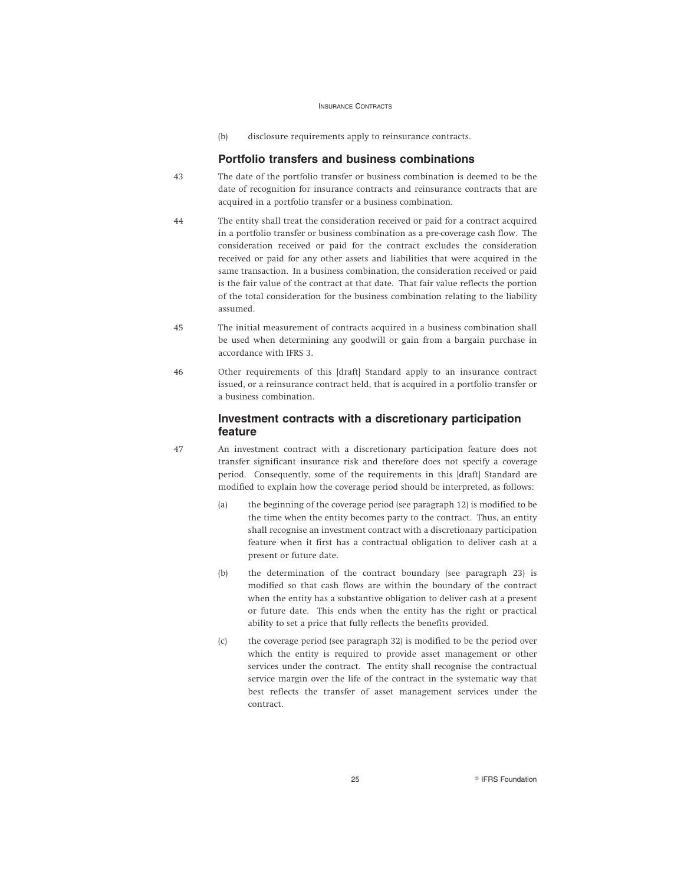(b) disclosure requirements apply to reinsurance contracts.

## Portfolio transfers and business combinations

43 The date of the portfolio transfer or business combination is deemed to be the date of recognition for insurance contracts and reinsurance contracts that are acquired in a portfolio transfer or a business combination.

44 The entity shall treat the consideration received or paid for a contract acquired in a portfolio transfer or business combination as a pre-coverage cash flow. The consideration received or paid for the contract excludes the consideration received or paid for any other assets and liabilities that were acquired in the same transaction. In a business combination, the consideration received or paid is the fair value of the contract at that date. That fair value reflects the portion of the total consideration for the business combination relating to the liability assumed.

45 The initial measurement of contracts acquired in a business combination shall be used when determining any goodwill or gain from a bargain purchase in accordance with IFRS 3.

46 Other requirements of this [draft] Standard apply to an insurance contract issued, or a reinsurance contract held, that is acquired in a portfolio transfer or a business combination.

## Investment contracts with a discretionary participation feature

47 An investment contract with a discretionary participation feature does not transfer significant insurance risk and therefore does not specify a coverage period. Consequently, some of the requirements in this [draft] Standard are modified to explain how the coverage period should be interpreted, as follows:

(a) the beginning of the coverage period (see paragraph 12) is modified to be the time when the entity becomes party to the contract. Thus, an entity shall recognise an investment contract with a discretionary participation feature when it first has a contractual obligation to deliver cash at a present or future date.

(b) the determination of the contract boundary (see paragraph 23) is modified so that cash flows are within the boundary of the contract when the entity has a substantive obligation to deliver cash at a present or future date. This ends when the entity has the right or practical ability to set a price that fully reflects the benefits provided.

(c) the coverage period (see paragraph 32) is modified to be the period over which the entity is required to provide asset management or other services under the contract. The entity shall recognise the contractual service margin over the life of the contract in the systematic way that best reflects the transfer of asset management services under the contract.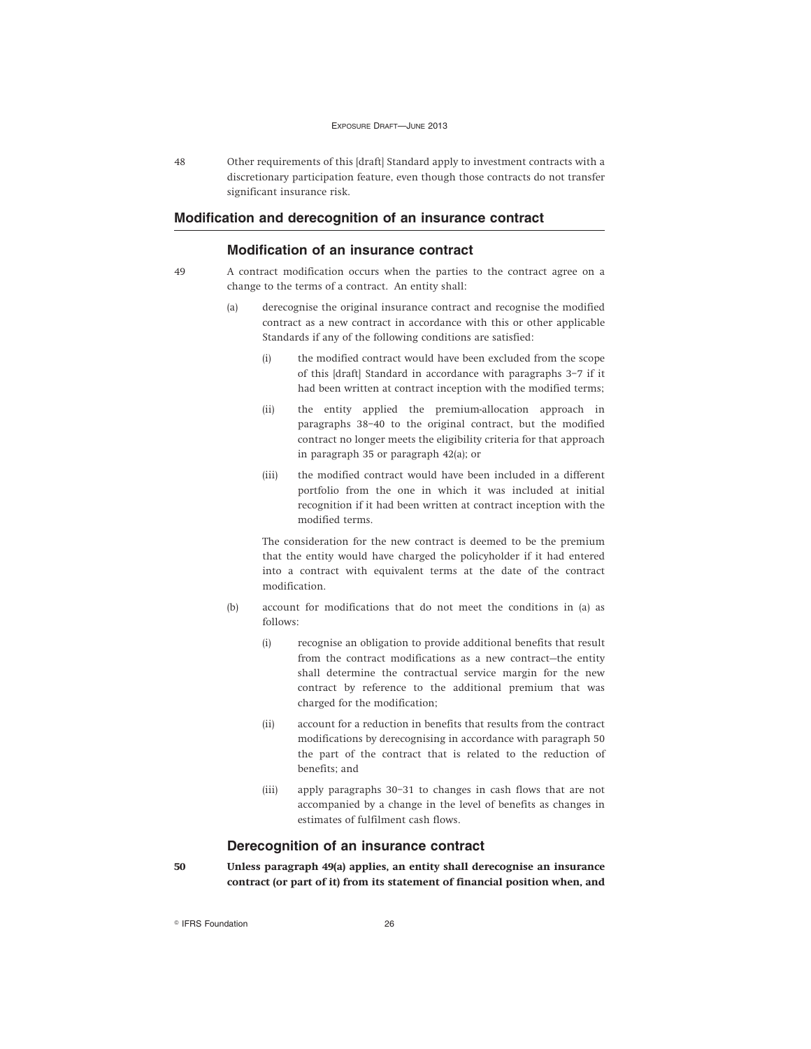48 Other requirements of this [draft] Standard apply to investment contracts with a discretionary participation feature, even though those contracts do not transfer significant insurance risk.

## Modification and derecognition of an insurance contract

### Modification of an insurance contract

49 A contract modification occurs when the parties to the contract agree on a change to the terms of a contract. An entity shall:

(a) derecognise the original insurance contract and recognise the modified contract as a new contract in accordance with this or other applicable Standards if any of the following conditions are satisfied:

  (i) the modified contract would have been excluded from the scope of this [draft] Standard in accordance with paragraphs 3–7 if it had been written at contract inception with the modified terms;

  (ii) the entity applied the premium-allocation approach in paragraphs 38–40 to the original contract, but the modified contract no longer meets the eligibility criteria for that approach in paragraph 35 or paragraph 42(a); or

  (iii) the modified contract would have been included in a different portfolio from the one in which it was included at initial recognition if it had been written at contract inception with the modified terms.

  The consideration for the new contract is deemed to be the premium that the entity would have charged the policyholder if it had entered into a contract with equivalent terms at the date of the contract modification.

(b) account for modifications that do not meet the conditions in (a) as follows:

  (i) recognise an obligation to provide additional benefits that result from the contract modifications as a new contract—the entity shall determine the contractual service margin for the new contract by reference to the additional premium that was charged for the modification;

  (ii) account for a reduction in benefits that results from the contract modifications by derecognising in accordance with paragraph 50 the part of the contract that is related to the reduction of benefits; and

  (iii) apply paragraphs 30–31 to changes in cash flows that are not accompanied by a change in the level of benefits as changes in estimates of fulfilment cash flows.

### Derecognition of an insurance contract

**50 Unless paragraph 49(a) applies, an entity shall derecognise an insurance contract (or part of it) from its statement of financial position when, and**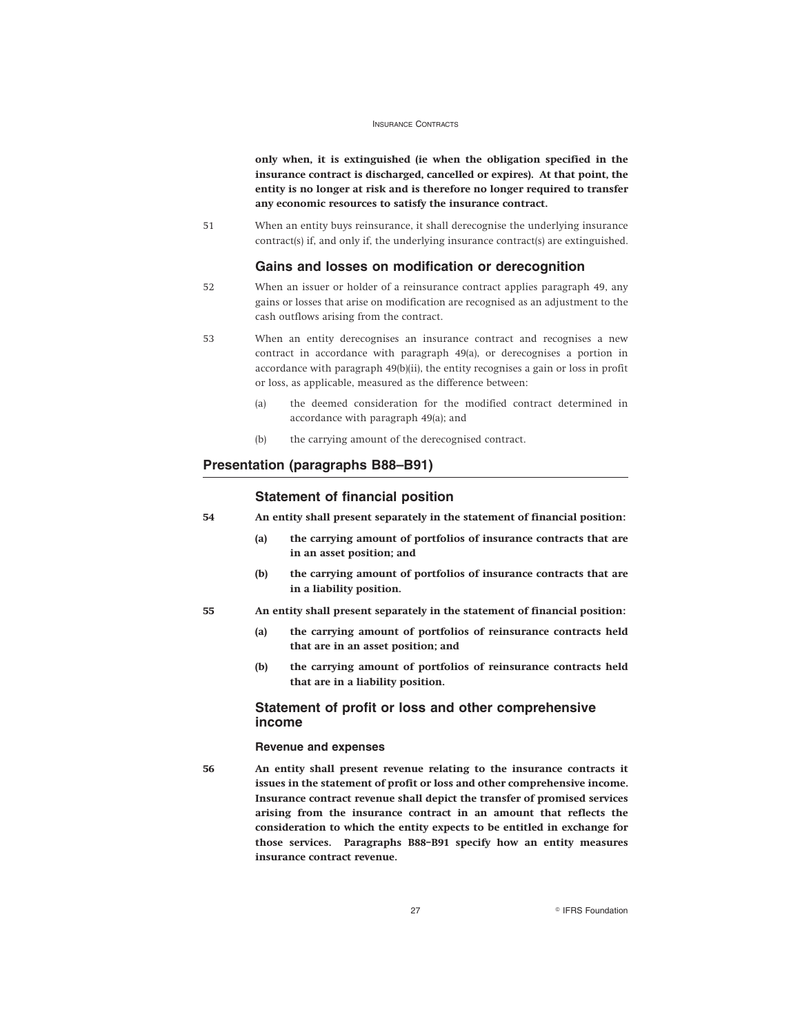**only when, it is extinguished (ie when the obligation specified in the insurance contract is discharged, cancelled or expires). At that point, the entity is no longer at risk and is therefore no longer required to transfer any economic resources to satisfy the insurance contract.**

51 When an entity buys reinsurance, it shall derecognise the underlying insurance contract(s) if, and only if, the underlying insurance contract(s) are extinguished.

### Gains and losses on modification or derecognition

52 When an issuer or holder of a reinsurance contract applies paragraph 49, any gains or losses that arise on modification are recognised as an adjustment to the cash outflows arising from the contract.

53 When an entity derecognises an insurance contract and recognises a new contract in accordance with paragraph 49(a), or derecognises a portion in accordance with paragraph 49(b)(ii), the entity recognises a gain or loss in profit or loss, as applicable, measured as the difference between:

(a) the deemed consideration for the modified contract determined in accordance with paragraph 49(a); and

(b) the carrying amount of the derecognised contract.

## Presentation (paragraphs B88–B91)

### Statement of financial position

**54 An entity shall present separately in the statement of financial position:**

**(a) the carrying amount of portfolios of insurance contracts that are in an asset position; and**

**(b) the carrying amount of portfolios of insurance contracts that are in a liability position.**

**55 An entity shall present separately in the statement of financial position:**

**(a) the carrying amount of portfolios of reinsurance contracts held that are in an asset position; and**

**(b) the carrying amount of portfolios of reinsurance contracts held that are in a liability position.**

### Statement of profit or loss and other comprehensive income

#### Revenue and expenses

**56 An entity shall present revenue relating to the insurance contracts it issues in the statement of profit or loss and other comprehensive income. Insurance contract revenue shall depict the transfer of promised services arising from the insurance contract in an amount that reflects the consideration to which the entity expects to be entitled in exchange for those services. Paragraphs B88–B91 specify how an entity measures insurance contract revenue.**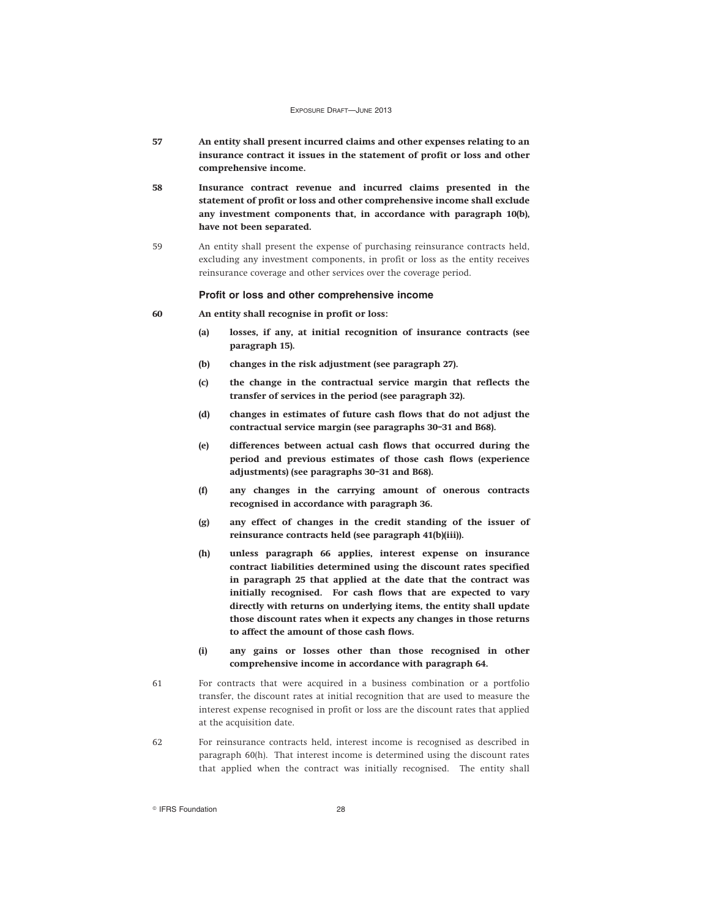57 **An entity shall present incurred claims and other expenses relating to an insurance contract it issues in the statement of profit or loss and other comprehensive income.**

58 **Insurance contract revenue and incurred claims presented in the statement of profit or loss and other comprehensive income shall exclude any investment components that, in accordance with paragraph 10(b), have not been separated.**

59 An entity shall present the expense of purchasing reinsurance contracts held, excluding any investment components, in profit or loss as the entity receives reinsurance coverage and other services over the coverage period.

### Profit or loss and other comprehensive income

60 **An entity shall recognise in profit or loss:**

- **(a) losses, if any, at initial recognition of insurance contracts (see paragraph 15).**
- **(b) changes in the risk adjustment (see paragraph 27).**
- **(c) the change in the contractual service margin that reflects the transfer of services in the period (see paragraph 32).**
- **(d) changes in estimates of future cash flows that do not adjust the contractual service margin (see paragraphs 30–31 and B68).**
- **(e) differences between actual cash flows that occurred during the period and previous estimates of those cash flows (experience adjustments) (see paragraphs 30–31 and B68).**
- **(f) any changes in the carrying amount of onerous contracts recognised in accordance with paragraph 36.**
- **(g) any effect of changes in the credit standing of the issuer of reinsurance contracts held (see paragraph 41(b)(iii)).**
- **(h) unless paragraph 66 applies, interest expense on insurance contract liabilities determined using the discount rates specified in paragraph 25 that applied at the date that the contract was initially recognised. For cash flows that are expected to vary directly with returns on underlying items, the entity shall update those discount rates when it expects any changes in those returns to affect the amount of those cash flows.**
- **(i) any gains or losses other than those recognised in other comprehensive income in accordance with paragraph 64.**

61 For contracts that were acquired in a business combination or a portfolio transfer, the discount rates at initial recognition that are used to measure the interest expense recognised in profit or loss are the discount rates that applied at the acquisition date.

62 For reinsurance contracts held, interest income is recognised as described in paragraph 60(h). That interest income is determined using the discount rates that applied when the contract was initially recognised. The entity shall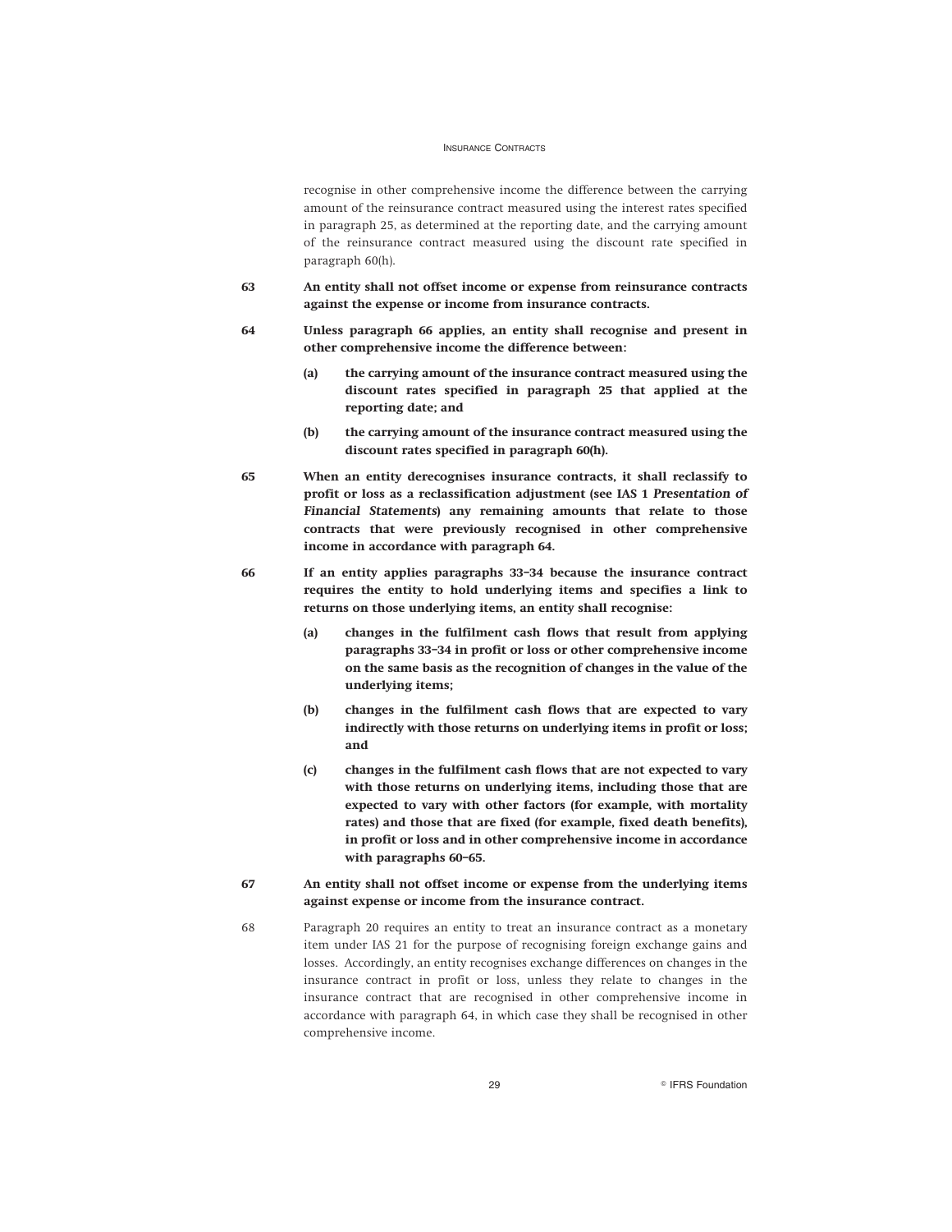recognise in other comprehensive income the difference between the carrying amount of the reinsurance contract measured using the interest rates specified in paragraph 25, as determined at the reporting date, and the carrying amount of the reinsurance contract measured using the discount rate specified in paragraph 60(h).

63 **An entity shall not offset income or expense from reinsurance contracts against the expense or income from insurance contracts.**

64 **Unless paragraph 66 applies, an entity shall recognise and present in other comprehensive income the difference between:**

- **(a) the carrying amount of the insurance contract measured using the discount rates specified in paragraph 25 that applied at the reporting date; and**
- **(b) the carrying amount of the insurance contract measured using the discount rates specified in paragraph 60(h).**

65 **When an entity derecognises insurance contracts, it shall reclassify to profit or loss as a reclassification adjustment (see IAS 1 *Presentation of Financial Statements*) any remaining amounts that relate to those contracts that were previously recognised in other comprehensive income in accordance with paragraph 64.**

66 **If an entity applies paragraphs 33–34 because the insurance contract requires the entity to hold underlying items and specifies a link to returns on those underlying items, an entity shall recognise:**

- **(a) changes in the fulfilment cash flows that result from applying paragraphs 33–34 in profit or loss or other comprehensive income on the same basis as the recognition of changes in the value of the underlying items;**
- **(b) changes in the fulfilment cash flows that are expected to vary indirectly with those returns on underlying items in profit or loss; and**
- **(c) changes in the fulfilment cash flows that are not expected to vary with those returns on underlying items, including those that are expected to vary with other factors (for example, with mortality rates) and those that are fixed (for example, fixed death benefits), in profit or loss and in other comprehensive income in accordance with paragraphs 60–65.**

67 **An entity shall not offset income or expense from the underlying items against expense or income from the insurance contract.**

68 Paragraph 20 requires an entity to treat an insurance contract as a monetary item under IAS 21 for the purpose of recognising foreign exchange gains and losses. Accordingly, an entity recognises exchange differences on changes in the insurance contract in profit or loss, unless they relate to changes in the insurance contract that are recognised in other comprehensive income in accordance with paragraph 64, in which case they shall be recognised in other comprehensive income.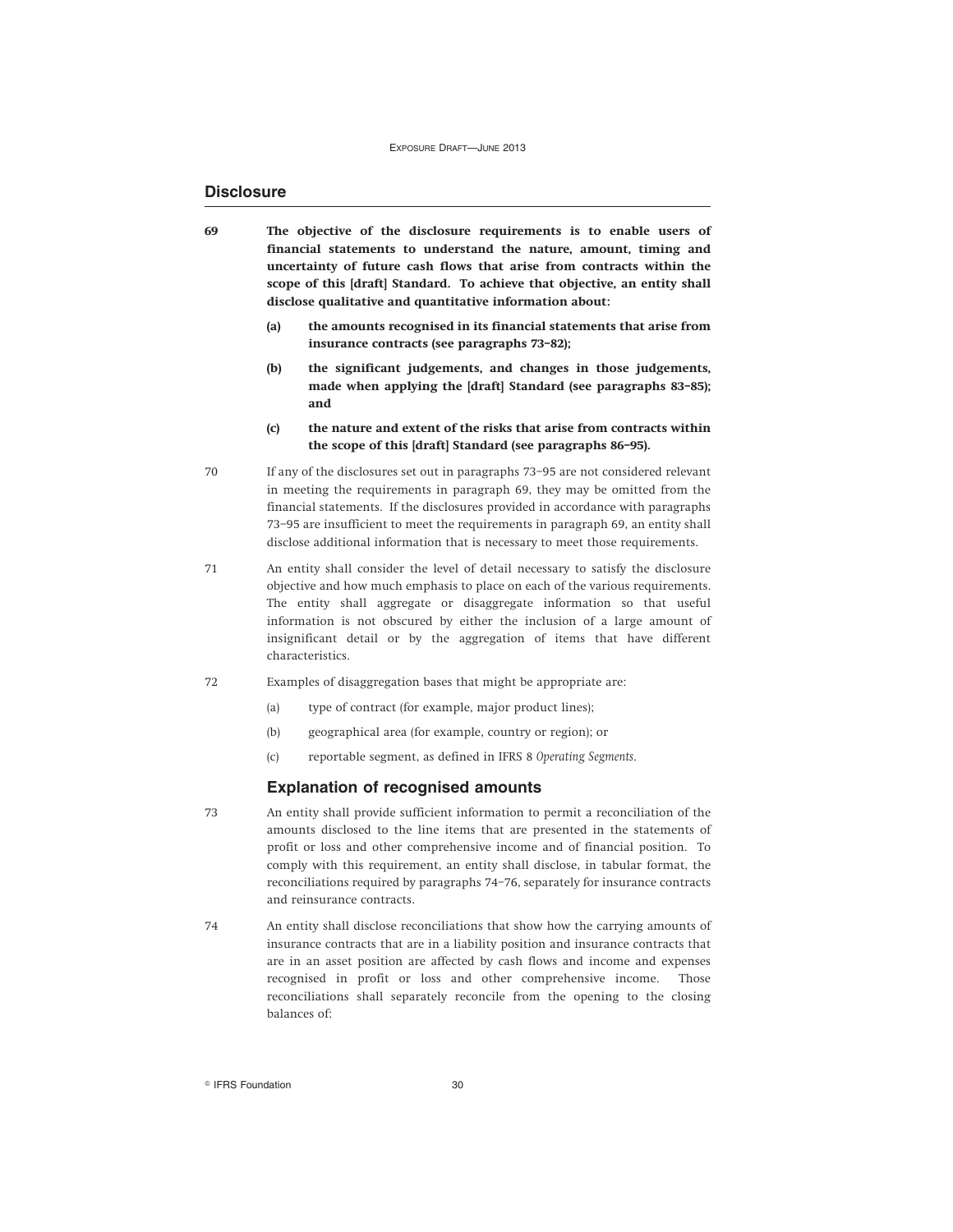## Disclosure

**69 The objective of the disclosure requirements is to enable users of financial statements to understand the nature, amount, timing and uncertainty of future cash flows that arise from contracts within the scope of this [draft] Standard. To achieve that objective, an entity shall disclose qualitative and quantitative information about:**

**(a) the amounts recognised in its financial statements that arise from insurance contracts (see paragraphs 73–82);**

**(b) the significant judgements, and changes in those judgements, made when applying the [draft] Standard (see paragraphs 83–85); and**

**(c) the nature and extent of the risks that arise from contracts within the scope of this [draft] Standard (see paragraphs 86–95).**

70 If any of the disclosures set out in paragraphs 73–95 are not considered relevant in meeting the requirements in paragraph 69, they may be omitted from the financial statements. If the disclosures provided in accordance with paragraphs 73–95 are insufficient to meet the requirements in paragraph 69, an entity shall disclose additional information that is necessary to meet those requirements.

71 An entity shall consider the level of detail necessary to satisfy the disclosure objective and how much emphasis to place on each of the various requirements. The entity shall aggregate or disaggregate information so that useful information is not obscured by either the inclusion of a large amount of insignificant detail or by the aggregation of items that have different characteristics.

72 Examples of disaggregation bases that might be appropriate are:

(a) type of contract (for example, major product lines);

(b) geographical area (for example, country or region); or

(c) reportable segment, as defined in IFRS 8 *Operating Segments*.

### Explanation of recognised amounts

73 An entity shall provide sufficient information to permit a reconciliation of the amounts disclosed to the line items that are presented in the statements of profit or loss and other comprehensive income and of financial position. To comply with this requirement, an entity shall disclose, in tabular format, the reconciliations required by paragraphs 74–76, separately for insurance contracts and reinsurance contracts.

74 An entity shall disclose reconciliations that show how the carrying amounts of insurance contracts that are in a liability position and insurance contracts that are in an asset position are affected by cash flows and income and expenses recognised in profit or loss and other comprehensive income. Those reconciliations shall separately reconcile from the opening to the closing balances of: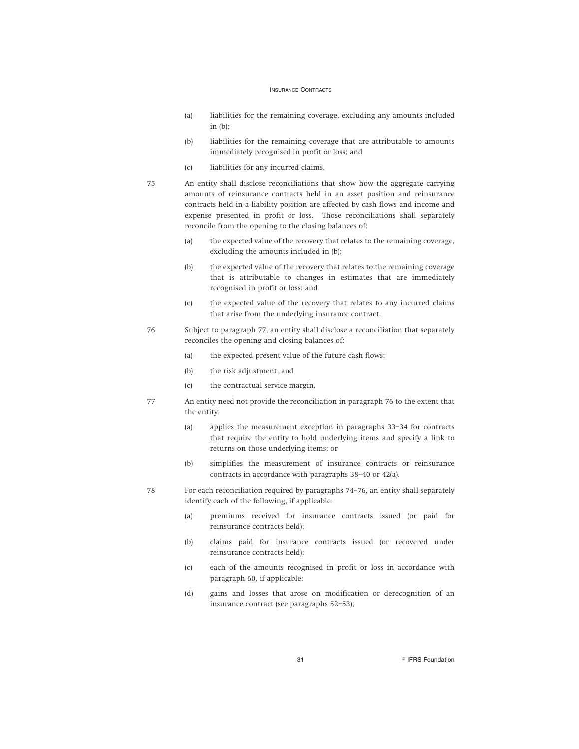(a) liabilities for the remaining coverage, excluding any amounts included in (b);

(b) liabilities for the remaining coverage that are attributable to amounts immediately recognised in profit or loss; and

(c) liabilities for any incurred claims.

75 An entity shall disclose reconciliations that show how the aggregate carrying amounts of reinsurance contracts held in an asset position and reinsurance contracts held in a liability position are affected by cash flows and income and expense presented in profit or loss. Those reconciliations shall separately reconcile from the opening to the closing balances of:

(a) the expected value of the recovery that relates to the remaining coverage, excluding the amounts included in (b);

(b) the expected value of the recovery that relates to the remaining coverage that is attributable to changes in estimates that are immediately recognised in profit or loss; and

(c) the expected value of the recovery that relates to any incurred claims that arise from the underlying insurance contract.

76 Subject to paragraph 77, an entity shall disclose a reconciliation that separately reconciles the opening and closing balances of:

(a) the expected present value of the future cash flows;

(b) the risk adjustment; and

(c) the contractual service margin.

77 An entity need not provide the reconciliation in paragraph 76 to the extent that the entity:

(a) applies the measurement exception in paragraphs 33–34 for contracts that require the entity to hold underlying items and specify a link to returns on those underlying items; or

(b) simplifies the measurement of insurance contracts or reinsurance contracts in accordance with paragraphs 38–40 or 42(a).

78 For each reconciliation required by paragraphs 74–76, an entity shall separately identify each of the following, if applicable:

(a) premiums received for insurance contracts issued (or paid for reinsurance contracts held);

(b) claims paid for insurance contracts issued (or recovered under reinsurance contracts held);

(c) each of the amounts recognised in profit or loss in accordance with paragraph 60, if applicable;

(d) gains and losses that arose on modification or derecognition of an insurance contract (see paragraphs 52–53);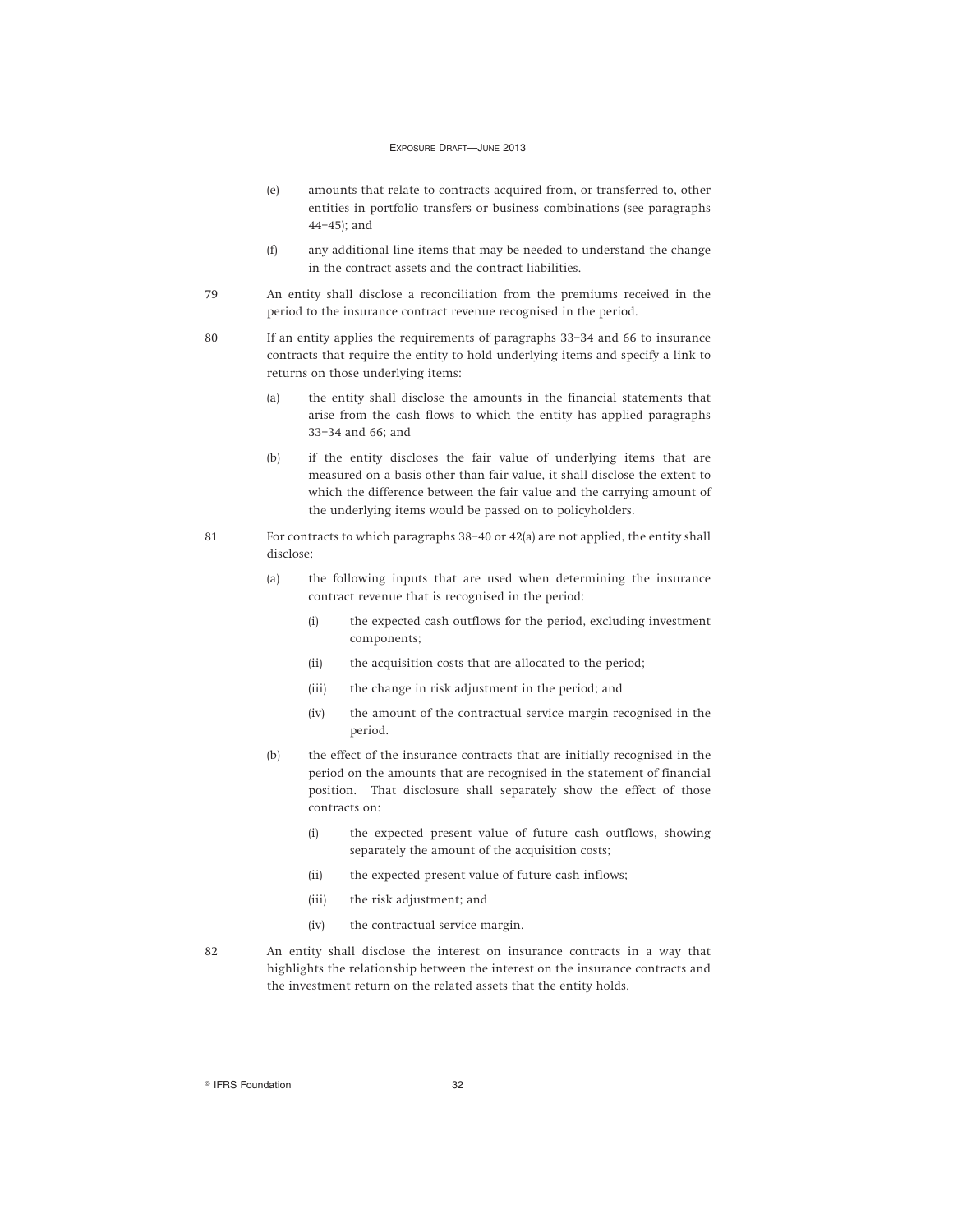(e) amounts that relate to contracts acquired from, or transferred to, other entities in portfolio transfers or business combinations (see paragraphs 44–45); and

(f) any additional line items that may be needed to understand the change in the contract assets and the contract liabilities.

79 An entity shall disclose a reconciliation from the premiums received in the period to the insurance contract revenue recognised in the period.

80 If an entity applies the requirements of paragraphs 33–34 and 66 to insurance contracts that require the entity to hold underlying items and specify a link to returns on those underlying items:

(a) the entity shall disclose the amounts in the financial statements that arise from the cash flows to which the entity has applied paragraphs 33–34 and 66; and

(b) if the entity discloses the fair value of underlying items that are measured on a basis other than fair value, it shall disclose the extent to which the difference between the fair value and the carrying amount of the underlying items would be passed on to policyholders.

81 For contracts to which paragraphs 38–40 or 42(a) are not applied, the entity shall disclose:

(a) the following inputs that are used when determining the insurance contract revenue that is recognised in the period:

   (i) the expected cash outflows for the period, excluding investment components;

   (ii) the acquisition costs that are allocated to the period;

   (iii) the change in risk adjustment in the period; and

   (iv) the amount of the contractual service margin recognised in the period.

(b) the effect of the insurance contracts that are initially recognised in the period on the amounts that are recognised in the statement of financial position. That disclosure shall separately show the effect of those contracts on:

   (i) the expected present value of future cash outflows, showing separately the amount of the acquisition costs;

   (ii) the expected present value of future cash inflows;

   (iii) the risk adjustment; and

   (iv) the contractual service margin.

82 An entity shall disclose the interest on insurance contracts in a way that highlights the relationship between the interest on the insurance contracts and the investment return on the related assets that the entity holds.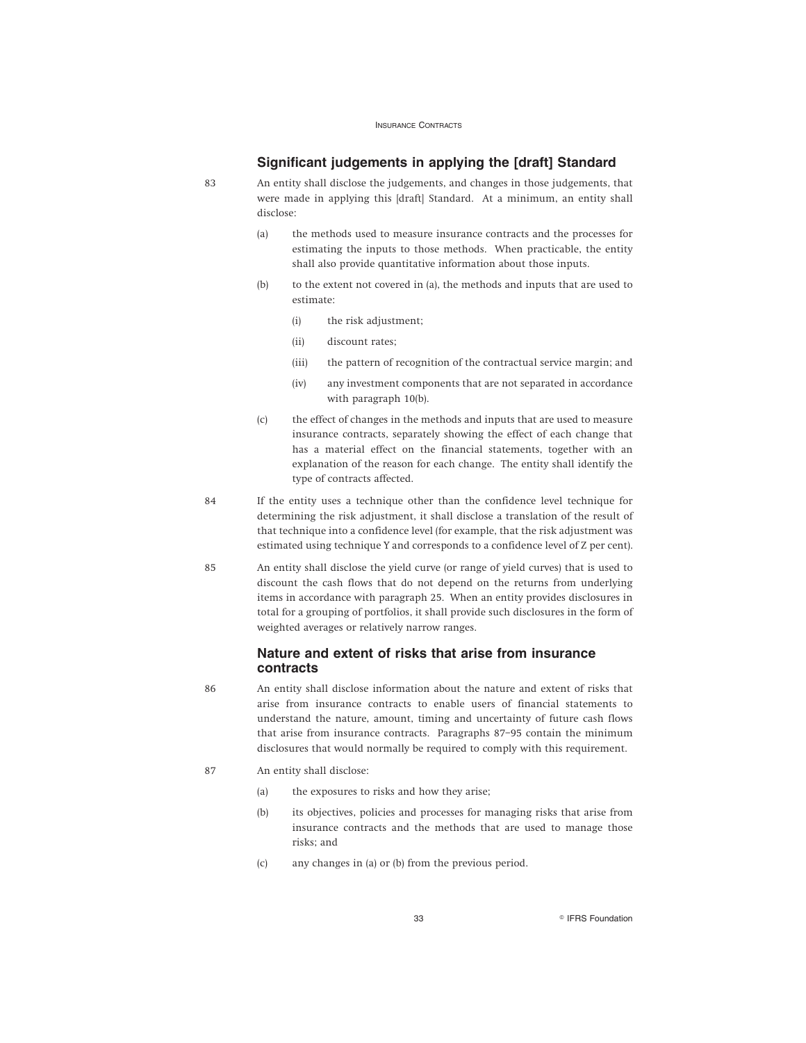## Significant judgements in applying the [draft] Standard

83 An entity shall disclose the judgements, and changes in those judgements, that were made in applying this [draft] Standard. At a minimum, an entity shall disclose:

(a) the methods used to measure insurance contracts and the processes for estimating the inputs to those methods. When practicable, the entity shall also provide quantitative information about those inputs.

(b) to the extent not covered in (a), the methods and inputs that are used to estimate:

(i) the risk adjustment;

(ii) discount rates;

(iii) the pattern of recognition of the contractual service margin; and

(iv) any investment components that are not separated in accordance with paragraph 10(b).

(c) the effect of changes in the methods and inputs that are used to measure insurance contracts, separately showing the effect of each change that has a material effect on the financial statements, together with an explanation of the reason for each change. The entity shall identify the type of contracts affected.

84 If the entity uses a technique other than the confidence level technique for determining the risk adjustment, it shall disclose a translation of the result of that technique into a confidence level (for example, that the risk adjustment was estimated using technique Y and corresponds to a confidence level of Z per cent).

85 An entity shall disclose the yield curve (or range of yield curves) that is used to discount the cash flows that do not depend on the returns from underlying items in accordance with paragraph 25. When an entity provides disclosures in total for a grouping of portfolios, it shall provide such disclosures in the form of weighted averages or relatively narrow ranges.

## Nature and extent of risks that arise from insurance contracts

86 An entity shall disclose information about the nature and extent of risks that arise from insurance contracts to enable users of financial statements to understand the nature, amount, timing and uncertainty of future cash flows that arise from insurance contracts. Paragraphs 87–95 contain the minimum disclosures that would normally be required to comply with this requirement.

87 An entity shall disclose:

(a) the exposures to risks and how they arise;

(b) its objectives, policies and processes for managing risks that arise from insurance contracts and the methods that are used to manage those risks; and

(c) any changes in (a) or (b) from the previous period.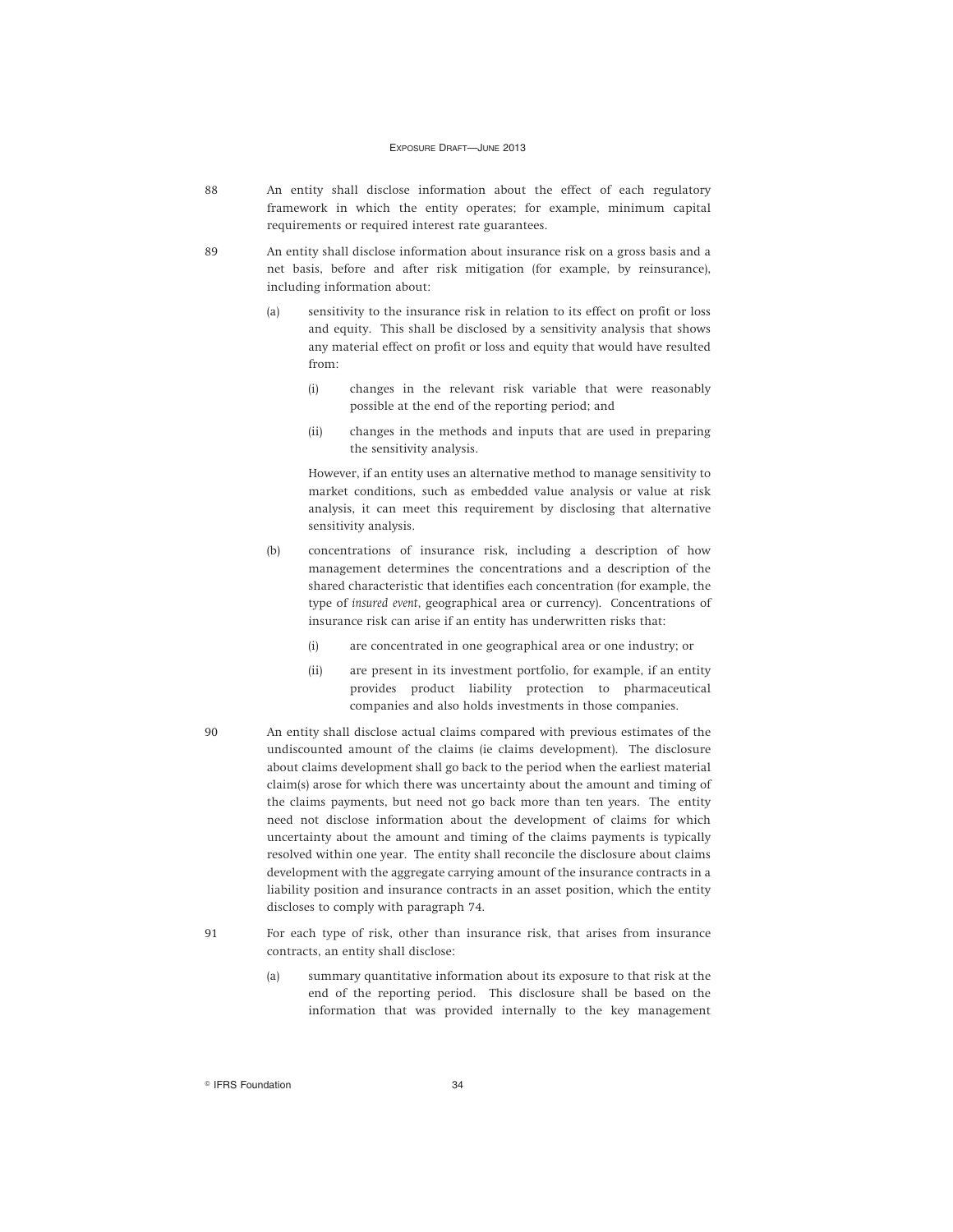88 An entity shall disclose information about the effect of each regulatory framework in which the entity operates; for example, minimum capital requirements or required interest rate guarantees.

89 An entity shall disclose information about insurance risk on a gross basis and a net basis, before and after risk mitigation (for example, by reinsurance), including information about:

(a) sensitivity to the insurance risk in relation to its effect on profit or loss and equity. This shall be disclosed by a sensitivity analysis that shows any material effect on profit or loss and equity that would have resulted from:

(i) changes in the relevant risk variable that were reasonably possible at the end of the reporting period; and

(ii) changes in the methods and inputs that are used in preparing the sensitivity analysis.

However, if an entity uses an alternative method to manage sensitivity to market conditions, such as embedded value analysis or value at risk analysis, it can meet this requirement by disclosing that alternative sensitivity analysis.

(b) concentrations of insurance risk, including a description of how management determines the concentrations and a description of the shared characteristic that identifies each concentration (for example, the type of *insured event*, geographical area or currency). Concentrations of insurance risk can arise if an entity has underwritten risks that:

(i) are concentrated in one geographical area or one industry; or

(ii) are present in its investment portfolio, for example, if an entity provides product liability protection to pharmaceutical companies and also holds investments in those companies.

90 An entity shall disclose actual claims compared with previous estimates of the undiscounted amount of the claims (ie claims development). The disclosure about claims development shall go back to the period when the earliest material claim(s) arose for which there was uncertainty about the amount and timing of the claims payments, but need not go back more than ten years. The entity need not disclose information about the development of claims for which uncertainty about the amount and timing of the claims payments is typically resolved within one year. The entity shall reconcile the disclosure about claims development with the aggregate carrying amount of the insurance contracts in a liability position and insurance contracts in an asset position, which the entity discloses to comply with paragraph 74.

91 For each type of risk, other than insurance risk, that arises from insurance contracts, an entity shall disclose:

(a) summary quantitative information about its exposure to that risk at the end of the reporting period. This disclosure shall be based on the information that was provided internally to the key management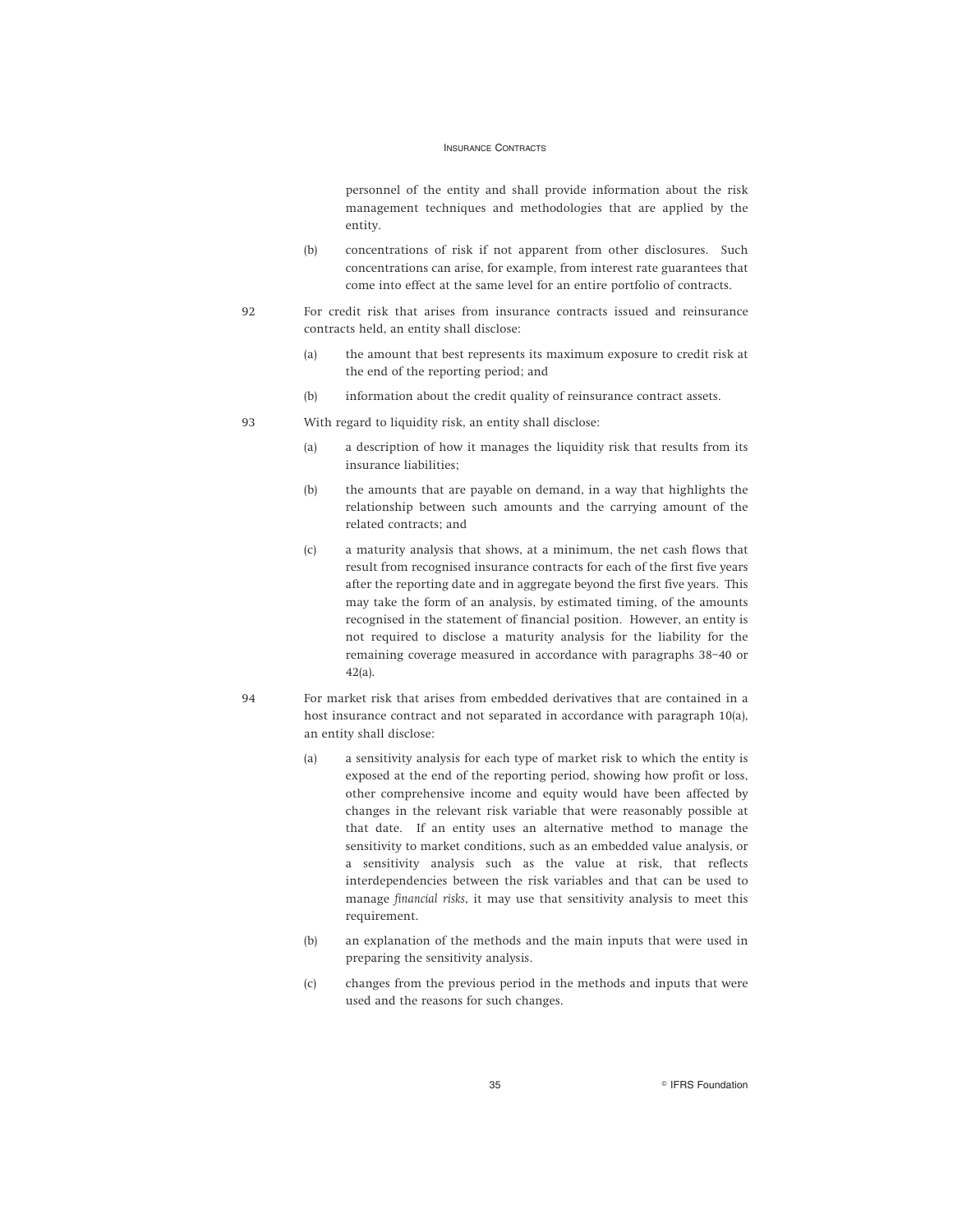personnel of the entity and shall provide information about the risk management techniques and methodologies that are applied by the entity.

(b) concentrations of risk if not apparent from other disclosures. Such concentrations can arise, for example, from interest rate guarantees that come into effect at the same level for an entire portfolio of contracts.

92 For credit risk that arises from insurance contracts issued and reinsurance contracts held, an entity shall disclose:

(a) the amount that best represents its maximum exposure to credit risk at the end of the reporting period; and

(b) information about the credit quality of reinsurance contract assets.

93 With regard to liquidity risk, an entity shall disclose:

(a) a description of how it manages the liquidity risk that results from its insurance liabilities;

(b) the amounts that are payable on demand, in a way that highlights the relationship between such amounts and the carrying amount of the related contracts; and

(c) a maturity analysis that shows, at a minimum, the net cash flows that result from recognised insurance contracts for each of the first five years after the reporting date and in aggregate beyond the first five years. This may take the form of an analysis, by estimated timing, of the amounts recognised in the statement of financial position. However, an entity is not required to disclose a maturity analysis for the liability for the remaining coverage measured in accordance with paragraphs 38–40 or 42(a).

94 For market risk that arises from embedded derivatives that are contained in a host insurance contract and not separated in accordance with paragraph 10(a), an entity shall disclose:

(a) a sensitivity analysis for each type of market risk to which the entity is exposed at the end of the reporting period, showing how profit or loss, other comprehensive income and equity would have been affected by changes in the relevant risk variable that were reasonably possible at that date. If an entity uses an alternative method to manage the sensitivity to market conditions, such as an embedded value analysis, or a sensitivity analysis such as the value at risk, that reflects interdependencies between the risk variables and that can be used to manage *financial risks*, it may use that sensitivity analysis to meet this requirement.

(b) an explanation of the methods and the main inputs that were used in preparing the sensitivity analysis.

(c) changes from the previous period in the methods and inputs that were used and the reasons for such changes.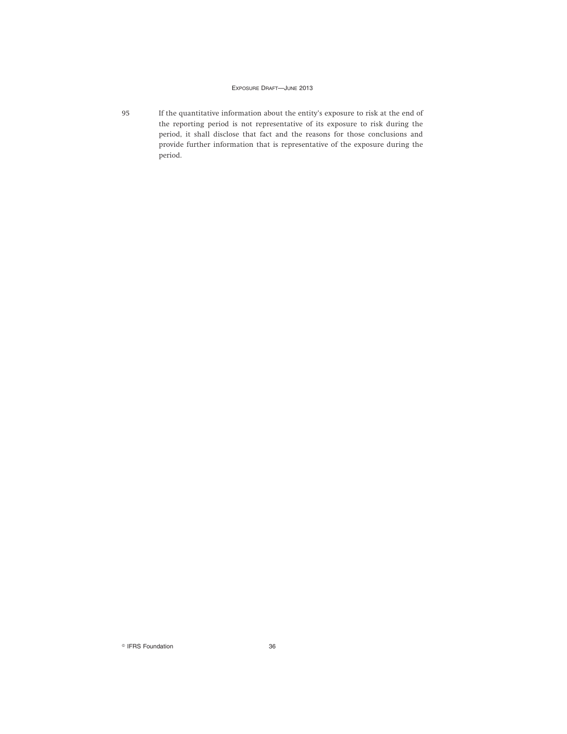95 If the quantitative information about the entity's exposure to risk at the end of the reporting period is not representative of its exposure to risk during the period, it shall disclose that fact and the reasons for those conclusions and provide further information that is representative of the exposure during the period.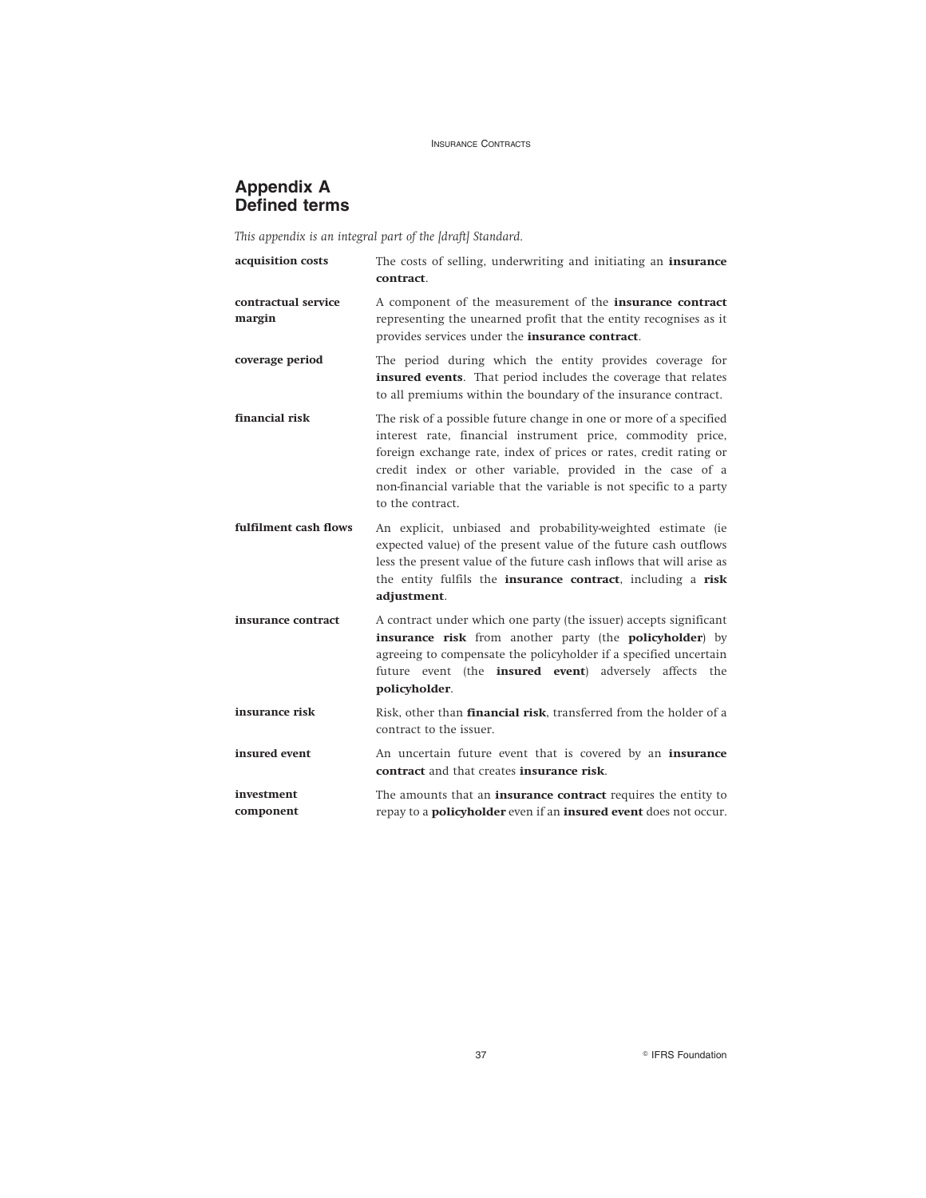## Appendix A
## Defined terms

*This appendix is an integral part of the [draft] Standard.*

| | |
|---|---|
| **acquisition costs** | The costs of selling, underwriting and initiating an **insurance contract**. |
| **contractual service margin** | A component of the measurement of the **insurance contract** representing the unearned profit that the entity recognises as it provides services under the **insurance contract**. |
| **coverage period** | The period during which the entity provides coverage for **insured events**. That period includes the coverage that relates to all premiums within the boundary of the insurance contract. |
| **financial risk** | The risk of a possible future change in one or more of a specified interest rate, financial instrument price, commodity price, foreign exchange rate, index of prices or rates, credit rating or credit index or other variable, provided in the case of a non-financial variable that the variable is not specific to a party to the contract. |
| **fulfilment cash flows** | An explicit, unbiased and probability-weighted estimate (ie expected value) of the present value of the future cash outflows less the present value of the future cash inflows that will arise as the entity fulfils the **insurance contract**, including a **risk adjustment**. |
| **insurance contract** | A contract under which one party (the issuer) accepts significant **insurance risk** from another party (the **policyholder**) by agreeing to compensate the policyholder if a specified uncertain future event (the **insured event**) adversely affects the **policyholder**. |
| **insurance risk** | Risk, other than **financial risk**, transferred from the holder of a contract to the issuer. |
| **insured event** | An uncertain future event that is covered by an **insurance contract** and that creates **insurance risk**. |
| **investment component** | The amounts that an **insurance contract** requires the entity to repay to a **policyholder** even if an **insured event** does not occur. |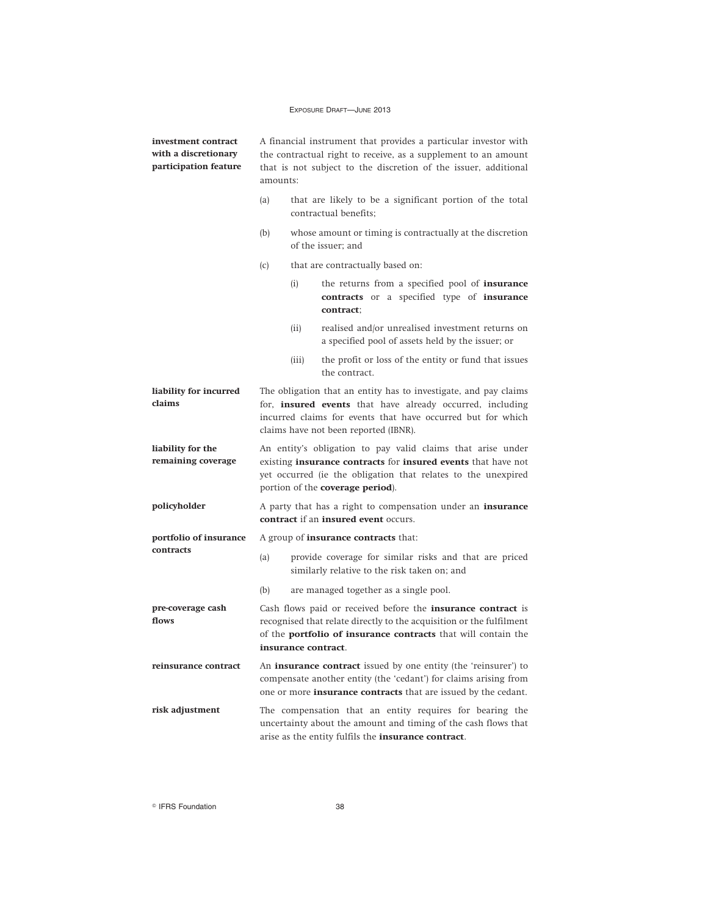**investment contract with a discretionary participation feature**

A financial instrument that provides a particular investor with the contractual right to receive, as a supplement to an amount that is not subject to the discretion of the issuer, additional amounts:

(a) that are likely to be a significant portion of the total contractual benefits;

(b) whose amount or timing is contractually at the discretion of the issuer; and

(c) that are contractually based on:

  (i) the returns from a specified pool of **insurance contracts** or a specified type of **insurance contract**;

  (ii) realised and/or unrealised investment returns on a specified pool of assets held by the issuer; or

  (iii) the profit or loss of the entity or fund that issues the contract.

**liability for incurred claims**

The obligation that an entity has to investigate, and pay claims for, **insured events** that have already occurred, including incurred claims for events that have occurred but for which claims have not been reported (IBNR).

**liability for the remaining coverage**

An entity's obligation to pay valid claims that arise under existing **insurance contracts** for **insured events** that have not yet occurred (ie the obligation that relates to the unexpired portion of the **coverage period**).

**policyholder**

A party that has a right to compensation under an **insurance contract** if an **insured event** occurs.

**portfolio of insurance contracts**

A group of **insurance contracts** that:

(a) provide coverage for similar risks and that are priced similarly relative to the risk taken on; and

(b) are managed together as a single pool.

**pre-coverage cash flows**

Cash flows paid or received before the **insurance contract** is recognised that relate directly to the acquisition or the fulfilment of the **portfolio of insurance contracts** that will contain the **insurance contract**.

**reinsurance contract**

An **insurance contract** issued by one entity (the 'reinsurer') to compensate another entity (the 'cedant') for claims arising from one or more **insurance contracts** that are issued by the cedant.

**risk adjustment**

The compensation that an entity requires for bearing the uncertainty about the amount and timing of the cash flows that arise as the entity fulfils the **insurance contract**.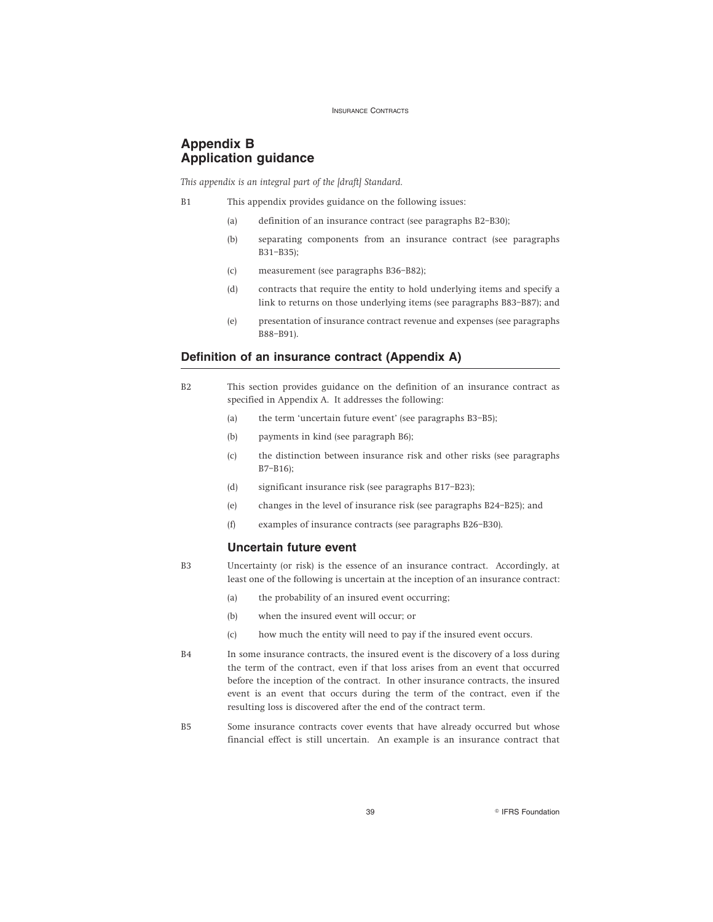# Appendix B
# Application guidance

*This appendix is an integral part of the [draft] Standard.*

B1 This appendix provides guidance on the following issues:

(a) definition of an insurance contract (see paragraphs B2–B30);

(b) separating components from an insurance contract (see paragraphs B31–B35);

(c) measurement (see paragraphs B36–B82);

(d) contracts that require the entity to hold underlying items and specify a link to returns on those underlying items (see paragraphs B83–B87); and

(e) presentation of insurance contract revenue and expenses (see paragraphs B88–B91).

## Definition of an insurance contract (Appendix A)

B2 This section provides guidance on the definition of an insurance contract as specified in Appendix A. It addresses the following:

(a) the term 'uncertain future event' (see paragraphs B3–B5);

(b) payments in kind (see paragraph B6);

(c) the distinction between insurance risk and other risks (see paragraphs B7–B16);

(d) significant insurance risk (see paragraphs B17–B23);

(e) changes in the level of insurance risk (see paragraphs B24–B25); and

(f) examples of insurance contracts (see paragraphs B26–B30).

### Uncertain future event

B3 Uncertainty (or risk) is the essence of an insurance contract. Accordingly, at least one of the following is uncertain at the inception of an insurance contract:

(a) the probability of an insured event occurring;

(b) when the insured event will occur; or

(c) how much the entity will need to pay if the insured event occurs.

B4 In some insurance contracts, the insured event is the discovery of a loss during the term of the contract, even if that loss arises from an event that occurred before the inception of the contract. In other insurance contracts, the insured event is an event that occurs during the term of the contract, even if the resulting loss is discovered after the end of the contract term.

B5 Some insurance contracts cover events that have already occurred but whose financial effect is still uncertain. An example is an insurance contract that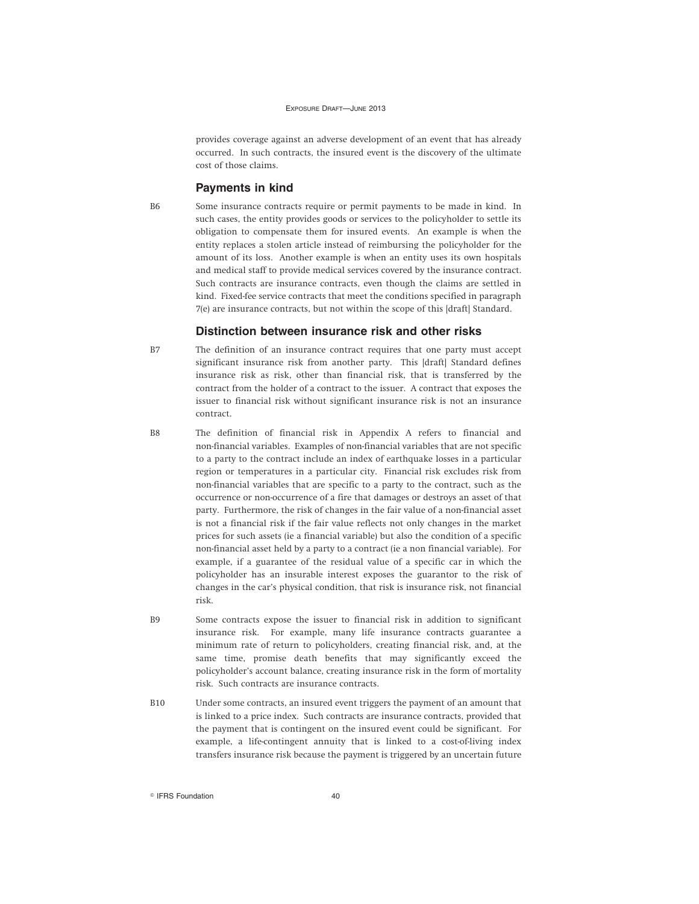provides coverage against an adverse development of an event that has already occurred. In such contracts, the insured event is the discovery of the ultimate cost of those claims.

### Payments in kind

B6 Some insurance contracts require or permit payments to be made in kind. In such cases, the entity provides goods or services to the policyholder to settle its obligation to compensate them for insured events. An example is when the entity replaces a stolen article instead of reimbursing the policyholder for the amount of its loss. Another example is when an entity uses its own hospitals and medical staff to provide medical services covered by the insurance contract. Such contracts are insurance contracts, even though the claims are settled in kind. Fixed-fee service contracts that meet the conditions specified in paragraph 7(e) are insurance contracts, but not within the scope of this [draft] Standard.

### Distinction between insurance risk and other risks

B7 The definition of an insurance contract requires that one party must accept significant insurance risk from another party. This [draft] Standard defines insurance risk as risk, other than financial risk, that is transferred by the contract from the holder of a contract to the issuer. A contract that exposes the issuer to financial risk without significant insurance risk is not an insurance contract.

B8 The definition of financial risk in Appendix A refers to financial and non-financial variables. Examples of non-financial variables that are not specific to a party to the contract include an index of earthquake losses in a particular region or temperatures in a particular city. Financial risk excludes risk from non-financial variables that are specific to a party to the contract, such as the occurrence or non-occurrence of a fire that damages or destroys an asset of that party. Furthermore, the risk of changes in the fair value of a non-financial asset is not a financial risk if the fair value reflects not only changes in the market prices for such assets (ie a financial variable) but also the condition of a specific non-financial asset held by a party to a contract (ie a non financial variable). For example, if a guarantee of the residual value of a specific car in which the policyholder has an insurable interest exposes the guarantor to the risk of changes in the car's physical condition, that risk is insurance risk, not financial risk.

B9 Some contracts expose the issuer to financial risk in addition to significant insurance risk. For example, many life insurance contracts guarantee a minimum rate of return to policyholders, creating financial risk, and, at the same time, promise death benefits that may significantly exceed the policyholder's account balance, creating insurance risk in the form of mortality risk. Such contracts are insurance contracts.

B10 Under some contracts, an insured event triggers the payment of an amount that is linked to a price index. Such contracts are insurance contracts, provided that the payment that is contingent on the insured event could be significant. For example, a life-contingent annuity that is linked to a cost-of-living index transfers insurance risk because the payment is triggered by an uncertain future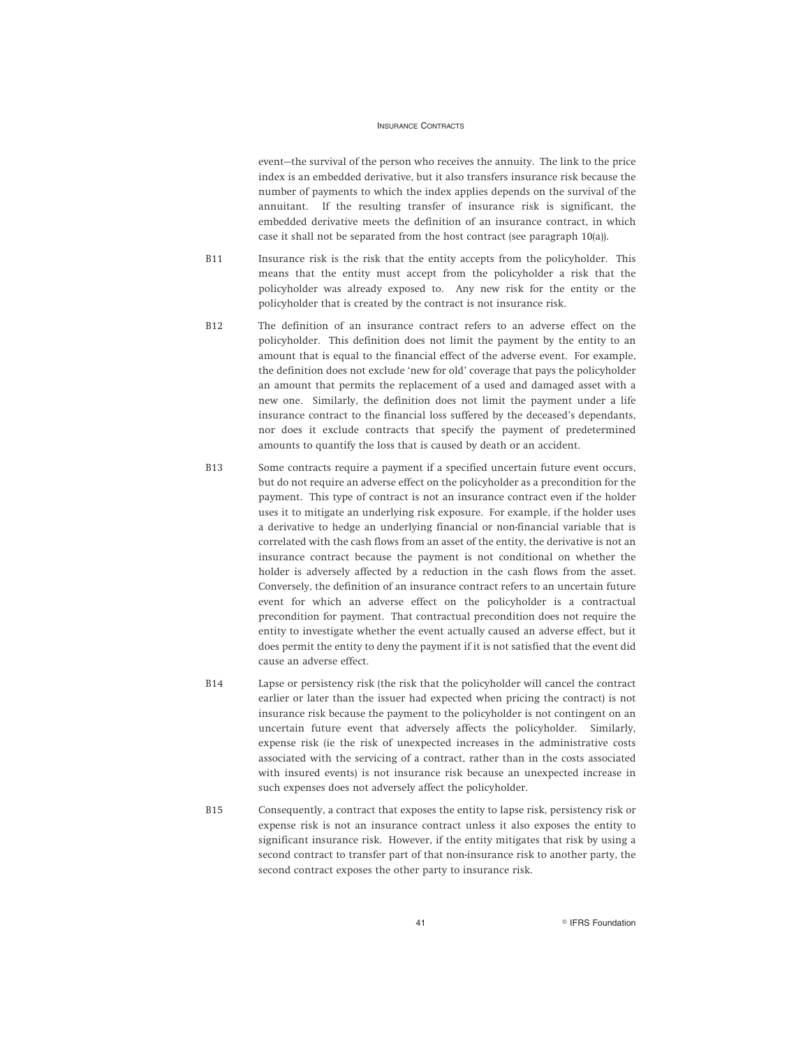event—the survival of the person who receives the annuity. The link to the price index is an embedded derivative, but it also transfers insurance risk because the number of payments to which the index applies depends on the survival of the annuitant. If the resulting transfer of insurance risk is significant, the embedded derivative meets the definition of an insurance contract, in which case it shall not be separated from the host contract (see paragraph 10(a)).

B11 Insurance risk is the risk that the entity accepts from the policyholder. This means that the entity must accept from the policyholder a risk that the policyholder was already exposed to. Any new risk for the entity or the policyholder that is created by the contract is not insurance risk.

B12 The definition of an insurance contract refers to an adverse effect on the policyholder. This definition does not limit the payment by the entity to an amount that is equal to the financial effect of the adverse event. For example, the definition does not exclude 'new for old' coverage that pays the policyholder an amount that permits the replacement of a used and damaged asset with a new one. Similarly, the definition does not limit the payment under a life insurance contract to the financial loss suffered by the deceased's dependants, nor does it exclude contracts that specify the payment of predetermined amounts to quantify the loss that is caused by death or an accident.

B13 Some contracts require a payment if a specified uncertain future event occurs, but do not require an adverse effect on the policyholder as a precondition for the payment. This type of contract is not an insurance contract even if the holder uses it to mitigate an underlying risk exposure. For example, if the holder uses a derivative to hedge an underlying financial or non-financial variable that is correlated with the cash flows from an asset of the entity, the derivative is not an insurance contract because the payment is not conditional on whether the holder is adversely affected by a reduction in the cash flows from the asset. Conversely, the definition of an insurance contract refers to an uncertain future event for which an adverse effect on the policyholder is a contractual precondition for payment. That contractual precondition does not require the entity to investigate whether the event actually caused an adverse effect, but it does permit the entity to deny the payment if it is not satisfied that the event did cause an adverse effect.

B14 Lapse or persistency risk (the risk that the policyholder will cancel the contract earlier or later than the issuer had expected when pricing the contract) is not insurance risk because the payment to the policyholder is not contingent on an uncertain future event that adversely affects the policyholder. Similarly, expense risk (ie the risk of unexpected increases in the administrative costs associated with the servicing of a contract, rather than in the costs associated with insured events) is not insurance risk because an unexpected increase in such expenses does not adversely affect the policyholder.

B15 Consequently, a contract that exposes the entity to lapse risk, persistency risk or expense risk is not an insurance contract unless it also exposes the entity to significant insurance risk. However, if the entity mitigates that risk by using a second contract to transfer part of that non-insurance risk to another party, the second contract exposes the other party to insurance risk.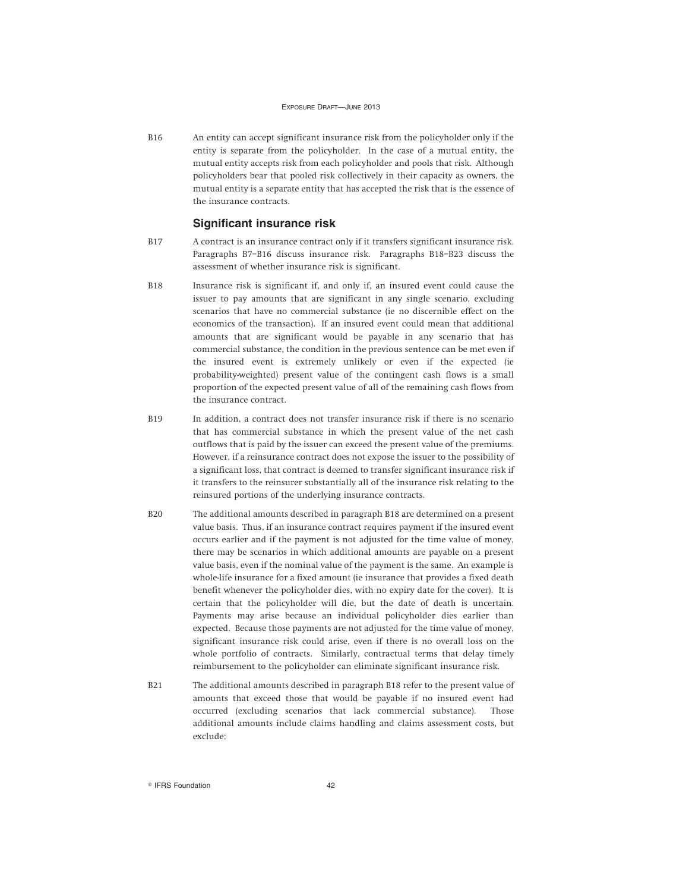B16 An entity can accept significant insurance risk from the policyholder only if the entity is separate from the policyholder. In the case of a mutual entity, the mutual entity accepts risk from each policyholder and pools that risk. Although policyholders bear that pooled risk collectively in their capacity as owners, the mutual entity is a separate entity that has accepted the risk that is the essence of the insurance contracts.

### Significant insurance risk

B17 A contract is an insurance contract only if it transfers significant insurance risk. Paragraphs B7–B16 discuss insurance risk. Paragraphs B18–B23 discuss the assessment of whether insurance risk is significant.

B18 Insurance risk is significant if, and only if, an insured event could cause the issuer to pay amounts that are significant in any single scenario, excluding scenarios that have no commercial substance (ie no discernible effect on the economics of the transaction). If an insured event could mean that additional amounts that are significant would be payable in any scenario that has commercial substance, the condition in the previous sentence can be met even if the insured event is extremely unlikely or even if the expected (ie probability-weighted) present value of the contingent cash flows is a small proportion of the expected present value of all of the remaining cash flows from the insurance contract.

B19 In addition, a contract does not transfer insurance risk if there is no scenario that has commercial substance in which the present value of the net cash outflows that is paid by the issuer can exceed the present value of the premiums. However, if a reinsurance contract does not expose the issuer to the possibility of a significant loss, that contract is deemed to transfer significant insurance risk if it transfers to the reinsurer substantially all of the insurance risk relating to the reinsured portions of the underlying insurance contracts.

B20 The additional amounts described in paragraph B18 are determined on a present value basis. Thus, if an insurance contract requires payment if the insured event occurs earlier and if the payment is not adjusted for the time value of money, there may be scenarios in which additional amounts are payable on a present value basis, even if the nominal value of the payment is the same. An example is whole-life insurance for a fixed amount (ie insurance that provides a fixed death benefit whenever the policyholder dies, with no expiry date for the cover). It is certain that the policyholder will die, but the date of death is uncertain. Payments may arise because an individual policyholder dies earlier than expected. Because those payments are not adjusted for the time value of money, significant insurance risk could arise, even if there is no overall loss on the whole portfolio of contracts. Similarly, contractual terms that delay timely reimbursement to the policyholder can eliminate significant insurance risk.

B21 The additional amounts described in paragraph B18 refer to the present value of amounts that exceed those that would be payable if no insured event had occurred (excluding scenarios that lack commercial substance). Those additional amounts include claims handling and claims assessment costs, but exclude: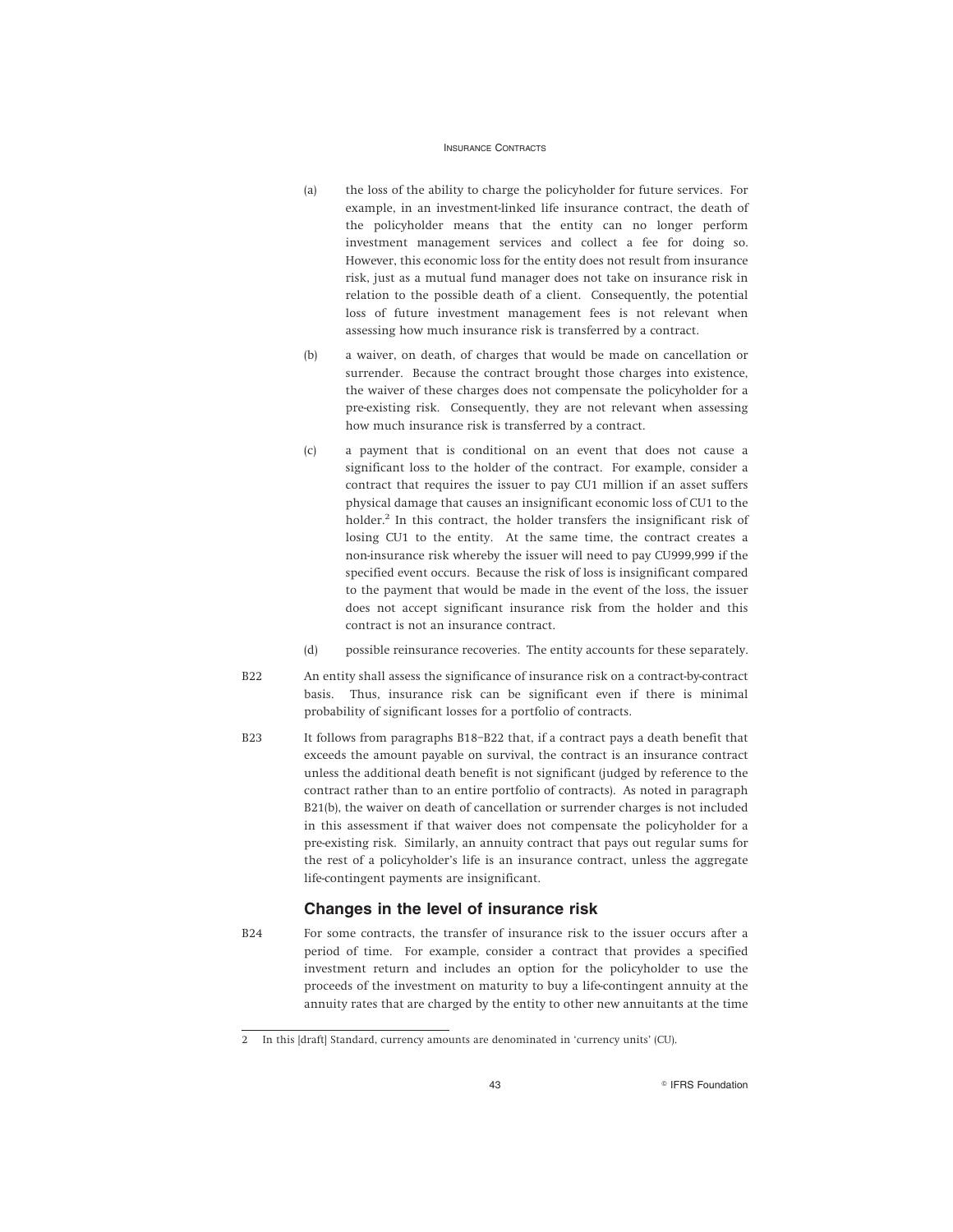(a) the loss of the ability to charge the policyholder for future services. For example, in an investment-linked life insurance contract, the death of the policyholder means that the entity can no longer perform investment management services and collect a fee for doing so. However, this economic loss for the entity does not result from insurance risk, just as a mutual fund manager does not take on insurance risk in relation to the possible death of a client. Consequently, the potential loss of future investment management fees is not relevant when assessing how much insurance risk is transferred by a contract.

(b) a waiver, on death, of charges that would be made on cancellation or surrender. Because the contract brought those charges into existence, the waiver of these charges does not compensate the policyholder for a pre-existing risk. Consequently, they are not relevant when assessing how much insurance risk is transferred by a contract.

(c) a payment that is conditional on an event that does not cause a significant loss to the holder of the contract. For example, consider a contract that requires the issuer to pay CU1 million if an asset suffers physical damage that causes an insignificant economic loss of CU1 to the holder.[2] In this contract, the holder transfers the insignificant risk of losing CU1 to the entity. At the same time, the contract creates a non-insurance risk whereby the issuer will need to pay CU999,999 if the specified event occurs. Because the risk of loss is insignificant compared to the payment that would be made in the event of the loss, the issuer does not accept significant insurance risk from the holder and this contract is not an insurance contract.

(d) possible reinsurance recoveries. The entity accounts for these separately.

B22 An entity shall assess the significance of insurance risk on a contract-by-contract basis. Thus, insurance risk can be significant even if there is minimal probability of significant losses for a portfolio of contracts.

B23 It follows from paragraphs B18–B22 that, if a contract pays a death benefit that exceeds the amount payable on survival, the contract is an insurance contract unless the additional death benefit is not significant (judged by reference to the contract rather than to an entire portfolio of contracts). As noted in paragraph B21(b), the waiver on death of cancellation or surrender charges is not included in this assessment if that waiver does not compensate the policyholder for a pre-existing risk. Similarly, an annuity contract that pays out regular sums for the rest of a policyholder's life is an insurance contract, unless the aggregate life-contingent payments are insignificant.

### Changes in the level of insurance risk

B24 For some contracts, the transfer of insurance risk to the issuer occurs after a period of time. For example, consider a contract that provides a specified investment return and includes an option for the policyholder to use the proceeds of the investment on maturity to buy a life-contingent annuity at the annuity rates that are charged by the entity to other new annuitants at the time

---

2 In this [draft] Standard, currency amounts are denominated in 'currency units' (CU).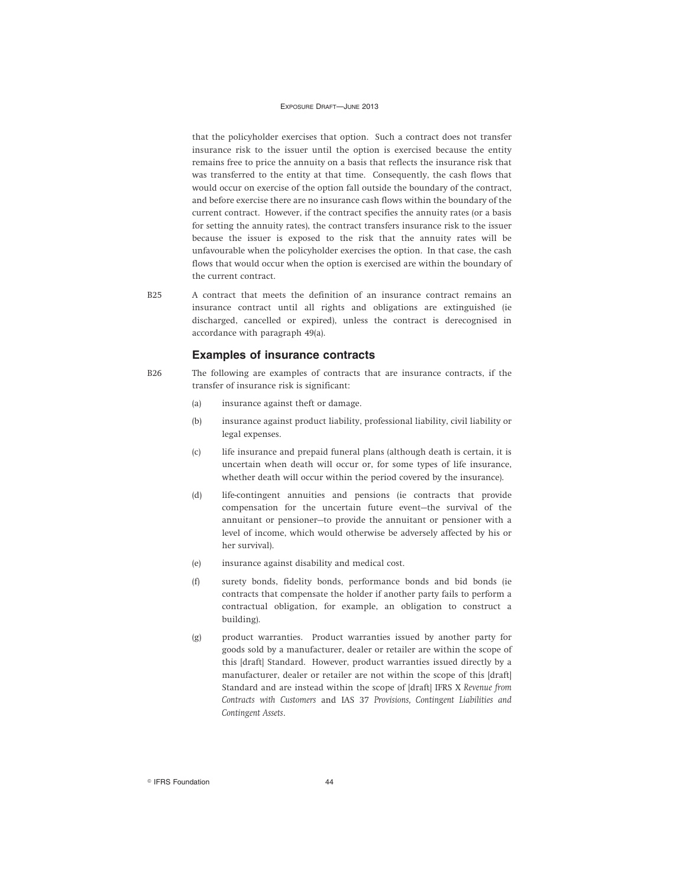that the policyholder exercises that option. Such a contract does not transfer insurance risk to the issuer until the option is exercised because the entity remains free to price the annuity on a basis that reflects the insurance risk that was transferred to the entity at that time. Consequently, the cash flows that would occur on exercise of the option fall outside the boundary of the contract, and before exercise there are no insurance cash flows within the boundary of the current contract. However, if the contract specifies the annuity rates (or a basis for setting the annuity rates), the contract transfers insurance risk to the issuer because the issuer is exposed to the risk that the annuity rates will be unfavourable when the policyholder exercises the option. In that case, the cash flows that would occur when the option is exercised are within the boundary of the current contract.

B25 A contract that meets the definition of an insurance contract remains an insurance contract until all rights and obligations are extinguished (ie discharged, cancelled or expired), unless the contract is derecognised in accordance with paragraph 49(a).

### Examples of insurance contracts

B26 The following are examples of contracts that are insurance contracts, if the transfer of insurance risk is significant:

(a) insurance against theft or damage.

(b) insurance against product liability, professional liability, civil liability or legal expenses.

(c) life insurance and prepaid funeral plans (although death is certain, it is uncertain when death will occur or, for some types of life insurance, whether death will occur within the period covered by the insurance).

(d) life-contingent annuities and pensions (ie contracts that provide compensation for the uncertain future event—the survival of the annuitant or pensioner—to provide the annuitant or pensioner with a level of income, which would otherwise be adversely affected by his or her survival).

(e) insurance against disability and medical cost.

(f) surety bonds, fidelity bonds, performance bonds and bid bonds (ie contracts that compensate the holder if another party fails to perform a contractual obligation, for example, an obligation to construct a building).

(g) product warranties. Product warranties issued by another party for goods sold by a manufacturer, dealer or retailer are within the scope of this [draft] Standard. However, product warranties issued directly by a manufacturer, dealer or retailer are not within the scope of this [draft] Standard and are instead within the scope of [draft] IFRS X *Revenue from Contracts with Customers* and IAS 37 *Provisions, Contingent Liabilities and Contingent Assets*.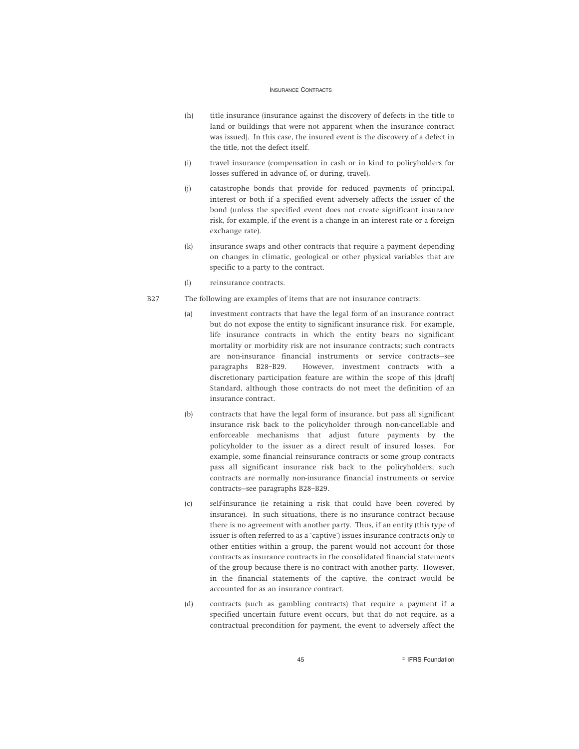(h) title insurance (insurance against the discovery of defects in the title to land or buildings that were not apparent when the insurance contract was issued). In this case, the insured event is the discovery of a defect in the title, not the defect itself.

(i) travel insurance (compensation in cash or in kind to policyholders for losses suffered in advance of, or during, travel).

(j) catastrophe bonds that provide for reduced payments of principal, interest or both if a specified event adversely affects the issuer of the bond (unless the specified event does not create significant insurance risk, for example, if the event is a change in an interest rate or a foreign exchange rate).

(k) insurance swaps and other contracts that require a payment depending on changes in climatic, geological or other physical variables that are specific to a party to the contract.

(l) reinsurance contracts.

B27 The following are examples of items that are not insurance contracts:

(a) investment contracts that have the legal form of an insurance contract but do not expose the entity to significant insurance risk. For example, life insurance contracts in which the entity bears no significant mortality or morbidity risk are not insurance contracts; such contracts are non-insurance financial instruments or service contracts—see paragraphs B28–B29. However, investment contracts with a discretionary participation feature are within the scope of this [draft] Standard, although those contracts do not meet the definition of an insurance contract.

(b) contracts that have the legal form of insurance, but pass all significant insurance risk back to the policyholder through non-cancellable and enforceable mechanisms that adjust future payments by the policyholder to the issuer as a direct result of insured losses. For example, some financial reinsurance contracts or some group contracts pass all significant insurance risk back to the policyholders; such contracts are normally non-insurance financial instruments or service contracts—see paragraphs B28–B29.

(c) self-insurance (ie retaining a risk that could have been covered by insurance). In such situations, there is no insurance contract because there is no agreement with another party. Thus, if an entity (this type of issuer is often referred to as a 'captive') issues insurance contracts only to other entities within a group, the parent would not account for those contracts as insurance contracts in the consolidated financial statements of the group because there is no contract with another party. However, in the financial statements of the captive, the contract would be accounted for as an insurance contract.

(d) contracts (such as gambling contracts) that require a payment if a specified uncertain future event occurs, but that do not require, as a contractual precondition for payment, the event to adversely affect the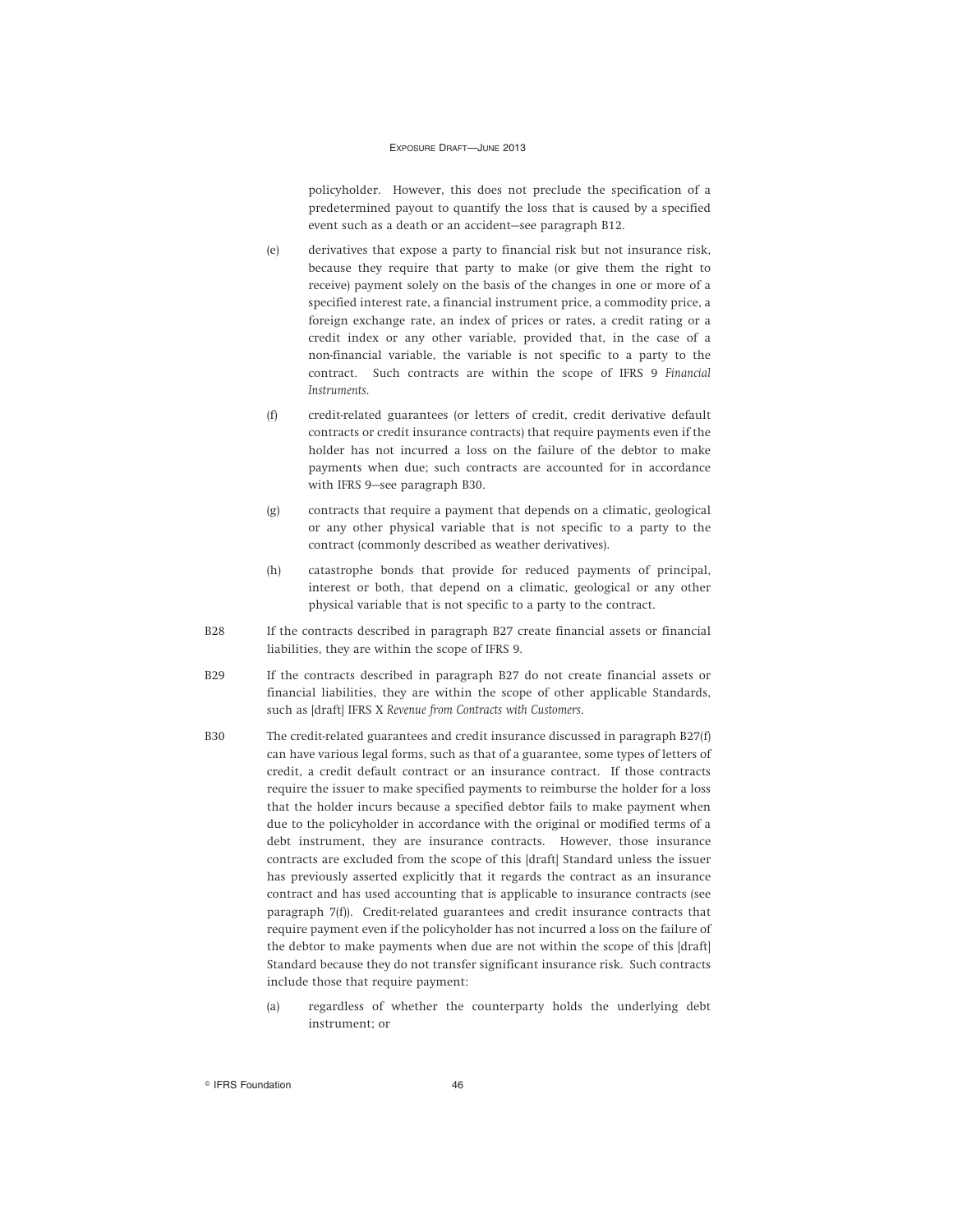policyholder. However, this does not preclude the specification of a predetermined payout to quantify the loss that is caused by a specified event such as a death or an accident—see paragraph B12.

(e) derivatives that expose a party to financial risk but not insurance risk, because they require that party to make (or give them the right to receive) payment solely on the basis of the changes in one or more of a specified interest rate, a financial instrument price, a commodity price, a foreign exchange rate, an index of prices or rates, a credit rating or a credit index or any other variable, provided that, in the case of a non-financial variable, the variable is not specific to a party to the contract. Such contracts are within the scope of IFRS 9 *Financial Instruments*.

(f) credit-related guarantees (or letters of credit, credit derivative default contracts or credit insurance contracts) that require payments even if the holder has not incurred a loss on the failure of the debtor to make payments when due; such contracts are accounted for in accordance with IFRS 9—see paragraph B30.

(g) contracts that require a payment that depends on a climatic, geological or any other physical variable that is not specific to a party to the contract (commonly described as weather derivatives).

(h) catastrophe bonds that provide for reduced payments of principal, interest or both, that depend on a climatic, geological or any other physical variable that is not specific to a party to the contract.

B28 If the contracts described in paragraph B27 create financial assets or financial liabilities, they are within the scope of IFRS 9.

B29 If the contracts described in paragraph B27 do not create financial assets or financial liabilities, they are within the scope of other applicable Standards, such as [draft] IFRS X *Revenue from Contracts with Customers*.

B30 The credit-related guarantees and credit insurance discussed in paragraph B27(f) can have various legal forms, such as that of a guarantee, some types of letters of credit, a credit default contract or an insurance contract. If those contracts require the issuer to make specified payments to reimburse the holder for a loss that the holder incurs because a specified debtor fails to make payment when due to the policyholder in accordance with the original or modified terms of a debt instrument, they are insurance contracts. However, those insurance contracts are excluded from the scope of this [draft] Standard unless the issuer has previously asserted explicitly that it regards the contract as an insurance contract and has used accounting that is applicable to insurance contracts (see paragraph 7(f)). Credit-related guarantees and credit insurance contracts that require payment even if the policyholder has not incurred a loss on the failure of the debtor to make payments when due are not within the scope of this [draft] Standard because they do not transfer significant insurance risk. Such contracts include those that require payment:

(a) regardless of whether the counterparty holds the underlying debt instrument; or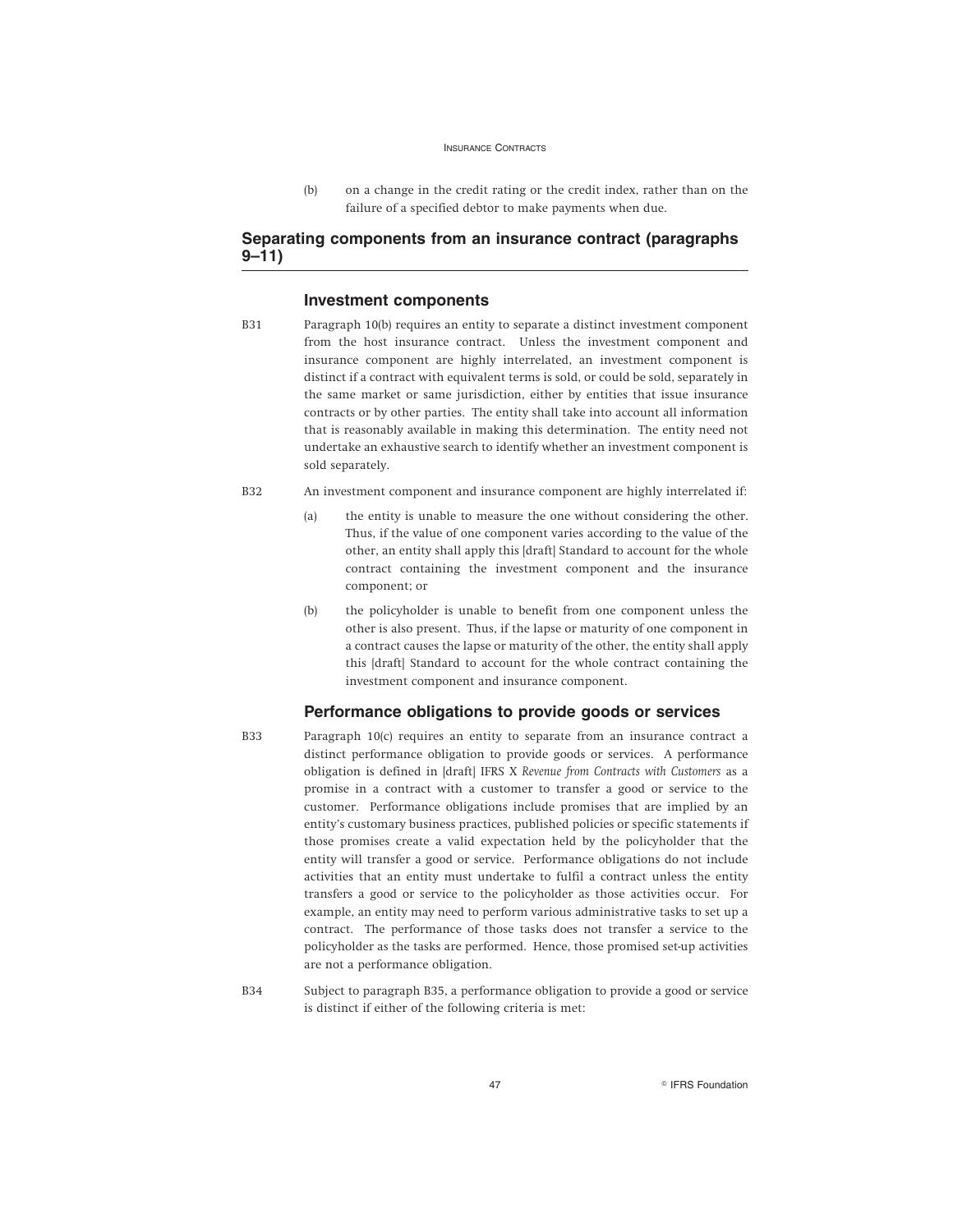(b) on a change in the credit rating or the credit index, rather than on the failure of a specified debtor to make payments when due.

## Separating components from an insurance contract (paragraphs 9–11)

### Investment components

B31 Paragraph 10(b) requires an entity to separate a distinct investment component from the host insurance contract. Unless the investment component and insurance component are highly interrelated, an investment component is distinct if a contract with equivalent terms is sold, or could be sold, separately in the same market or same jurisdiction, either by entities that issue insurance contracts or by other parties. The entity shall take into account all information that is reasonably available in making this determination. The entity need not undertake an exhaustive search to identify whether an investment component is sold separately.

B32 An investment component and insurance component are highly interrelated if:

(a) the entity is unable to measure the one without considering the other. Thus, if the value of one component varies according to the value of the other, an entity shall apply this [draft] Standard to account for the whole contract containing the investment component and the insurance component; or

(b) the policyholder is unable to benefit from one component unless the other is also present. Thus, if the lapse or maturity of one component in a contract causes the lapse or maturity of the other, the entity shall apply this [draft] Standard to account for the whole contract containing the investment component and insurance component.

### Performance obligations to provide goods or services

B33 Paragraph 10(c) requires an entity to separate from an insurance contract a distinct performance obligation to provide goods or services. A performance obligation is defined in [draft] IFRS X *Revenue from Contracts with Customers* as a promise in a contract with a customer to transfer a good or service to the customer. Performance obligations include promises that are implied by an entity's customary business practices, published policies or specific statements if those promises create a valid expectation held by the policyholder that the entity will transfer a good or service. Performance obligations do not include activities that an entity must undertake to fulfil a contract unless the entity transfers a good or service to the policyholder as those activities occur. For example, an entity may need to perform various administrative tasks to set up a contract. The performance of those tasks does not transfer a service to the policyholder as the tasks are performed. Hence, those promised set-up activities are not a performance obligation.

B34 Subject to paragraph B35, a performance obligation to provide a good or service is distinct if either of the following criteria is met: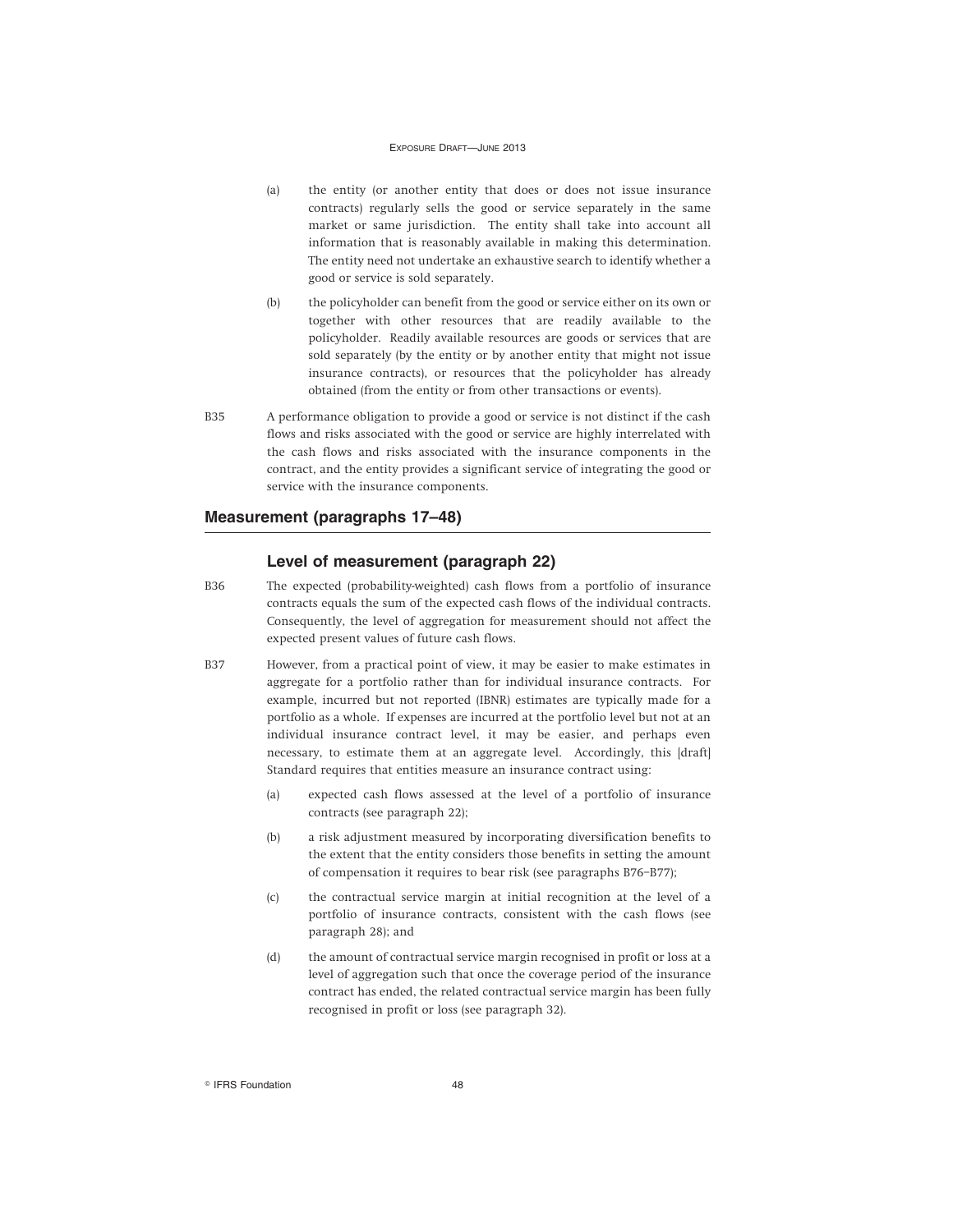(a) the entity (or another entity that does or does not issue insurance contracts) regularly sells the good or service separately in the same market or same jurisdiction. The entity shall take into account all information that is reasonably available in making this determination. The entity need not undertake an exhaustive search to identify whether a good or service is sold separately.

(b) the policyholder can benefit from the good or service either on its own or together with other resources that are readily available to the policyholder. Readily available resources are goods or services that are sold separately (by the entity or by another entity that might not issue insurance contracts), or resources that the policyholder has already obtained (from the entity or from other transactions or events).

B35 A performance obligation to provide a good or service is not distinct if the cash flows and risks associated with the good or service are highly interrelated with the cash flows and risks associated with the insurance components in the contract, and the entity provides a significant service of integrating the good or service with the insurance components.

## Measurement (paragraphs 17–48)

### Level of measurement (paragraph 22)

B36 The expected (probability-weighted) cash flows from a portfolio of insurance contracts equals the sum of the expected cash flows of the individual contracts. Consequently, the level of aggregation for measurement should not affect the expected present values of future cash flows.

B37 However, from a practical point of view, it may be easier to make estimates in aggregate for a portfolio rather than for individual insurance contracts. For example, incurred but not reported (IBNR) estimates are typically made for a portfolio as a whole. If expenses are incurred at the portfolio level but not at an individual insurance contract level, it may be easier, and perhaps even necessary, to estimate them at an aggregate level. Accordingly, this [draft] Standard requires that entities measure an insurance contract using:

(a) expected cash flows assessed at the level of a portfolio of insurance contracts (see paragraph 22);

(b) a risk adjustment measured by incorporating diversification benefits to the extent that the entity considers those benefits in setting the amount of compensation it requires to bear risk (see paragraphs B76–B77);

(c) the contractual service margin at initial recognition at the level of a portfolio of insurance contracts, consistent with the cash flows (see paragraph 28); and

(d) the amount of contractual service margin recognised in profit or loss at a level of aggregation such that once the coverage period of the insurance contract has ended, the related contractual service margin has been fully recognised in profit or loss (see paragraph 32).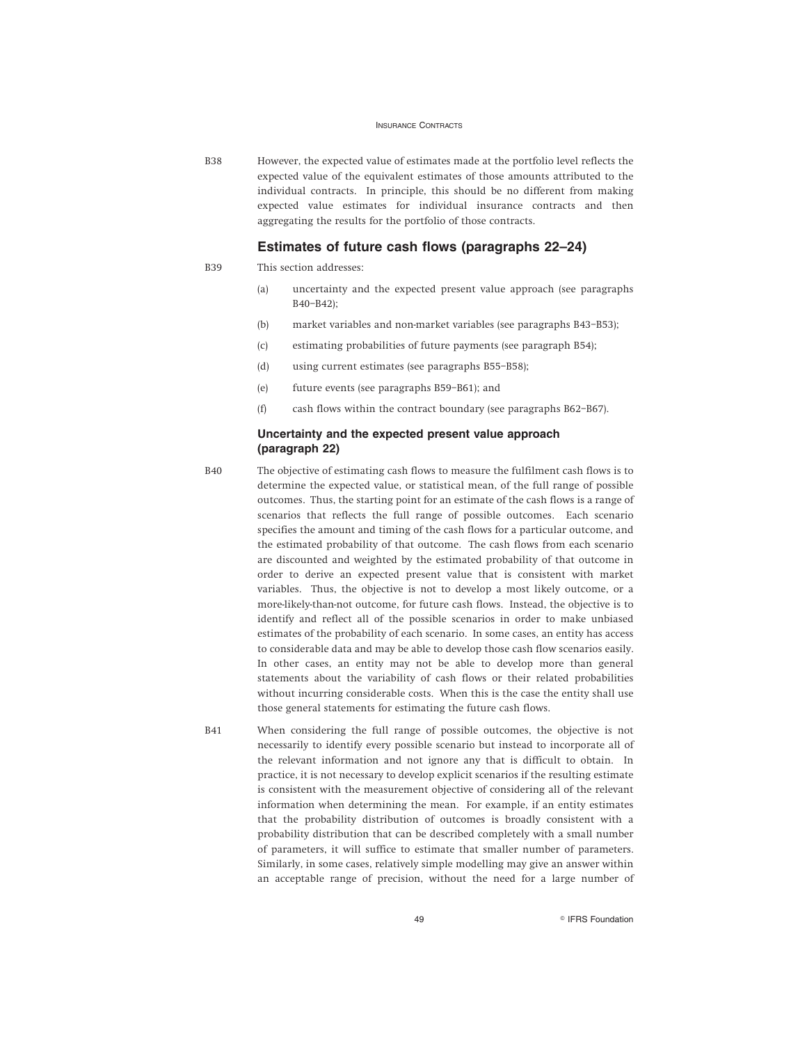B38 However, the expected value of estimates made at the portfolio level reflects the expected value of the equivalent estimates of those amounts attributed to the individual contracts. In principle, this should be no different from making expected value estimates for individual insurance contracts and then aggregating the results for the portfolio of those contracts.

## Estimates of future cash flows (paragraphs 22–24)

B39 This section addresses:

(a) uncertainty and the expected present value approach (see paragraphs B40–B42);

(b) market variables and non-market variables (see paragraphs B43–B53);

(c) estimating probabilities of future payments (see paragraph B54);

(d) using current estimates (see paragraphs B55–B58);

(e) future events (see paragraphs B59–B61); and

(f) cash flows within the contract boundary (see paragraphs B62–B67).

### Uncertainty and the expected present value approach (paragraph 22)

B40 The objective of estimating cash flows to measure the fulfilment cash flows is to determine the expected value, or statistical mean, of the full range of possible outcomes. Thus, the starting point for an estimate of the cash flows is a range of scenarios that reflects the full range of possible outcomes. Each scenario specifies the amount and timing of the cash flows for a particular outcome, and the estimated probability of that outcome. The cash flows from each scenario are discounted and weighted by the estimated probability of that outcome in order to derive an expected present value that is consistent with market variables. Thus, the objective is not to develop a most likely outcome, or a more-likely-than-not outcome, for future cash flows. Instead, the objective is to identify and reflect all of the possible scenarios in order to make unbiased estimates of the probability of each scenario. In some cases, an entity has access to considerable data and may be able to develop those cash flow scenarios easily. In other cases, an entity may not be able to develop more than general statements about the variability of cash flows or their related probabilities without incurring considerable costs. When this is the case the entity shall use those general statements for estimating the future cash flows.

B41 When considering the full range of possible outcomes, the objective is not necessarily to identify every possible scenario but instead to incorporate all of the relevant information and not ignore any that is difficult to obtain. In practice, it is not necessary to develop explicit scenarios if the resulting estimate is consistent with the measurement objective of considering all of the relevant information when determining the mean. For example, if an entity estimates that the probability distribution of outcomes is broadly consistent with a probability distribution that can be described completely with a small number of parameters, it will suffice to estimate that smaller number of parameters. Similarly, in some cases, relatively simple modelling may give an answer within an acceptable range of precision, without the need for a large number of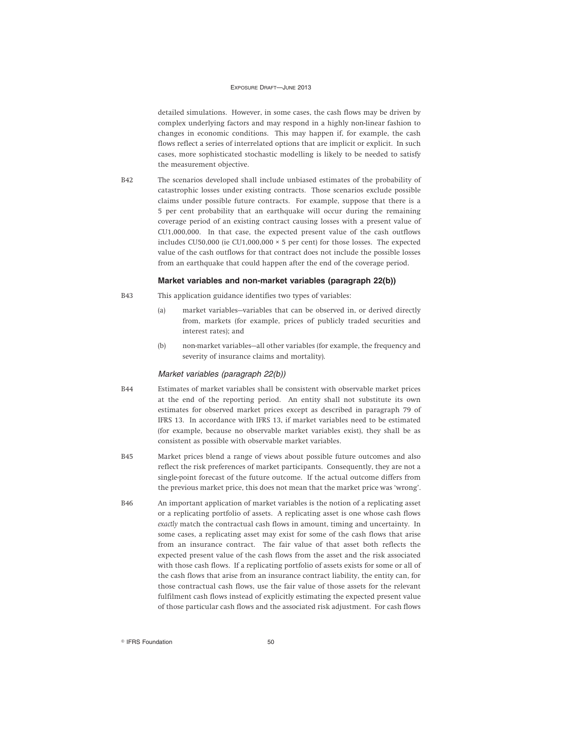detailed simulations. However, in some cases, the cash flows may be driven by complex underlying factors and may respond in a highly non-linear fashion to changes in economic conditions. This may happen if, for example, the cash flows reflect a series of interrelated options that are implicit or explicit. In such cases, more sophisticated stochastic modelling is likely to be needed to satisfy the measurement objective.

B42 The scenarios developed shall include unbiased estimates of the probability of catastrophic losses under existing contracts. Those scenarios exclude possible claims under possible future contracts. For example, suppose that there is a 5 per cent probability that an earthquake will occur during the remaining coverage period of an existing contract causing losses with a present value of CU1,000,000. In that case, the expected present value of the cash outflows includes CU50,000 (ie CU1,000,000 × 5 per cent) for those losses. The expected value of the cash outflows for that contract does not include the possible losses from an earthquake that could happen after the end of the coverage period.

### Market variables and non-market variables (paragraph 22(b))

B43 This application guidance identifies two types of variables:

(a) market variables—variables that can be observed in, or derived directly from, markets (for example, prices of publicly traded securities and interest rates); and

(b) non-market variables—all other variables (for example, the frequency and severity of insurance claims and mortality).

#### *Market variables (paragraph 22(b))*

B44 Estimates of market variables shall be consistent with observable market prices at the end of the reporting period. An entity shall not substitute its own estimates for observed market prices except as described in paragraph 79 of IFRS 13. In accordance with IFRS 13, if market variables need to be estimated (for example, because no observable market variables exist), they shall be as consistent as possible with observable market variables.

B45 Market prices blend a range of views about possible future outcomes and also reflect the risk preferences of market participants. Consequently, they are not a single-point forecast of the future outcome. If the actual outcome differs from the previous market price, this does not mean that the market price was 'wrong'.

B46 An important application of market variables is the notion of a replicating asset or a replicating portfolio of assets. A replicating asset is one whose cash flows *exactly* match the contractual cash flows in amount, timing and uncertainty. In some cases, a replicating asset may exist for some of the cash flows that arise from an insurance contract. The fair value of that asset both reflects the expected present value of the cash flows from the asset and the risk associated with those cash flows. If a replicating portfolio of assets exists for some or all of the cash flows that arise from an insurance contract liability, the entity can, for those contractual cash flows, use the fair value of those assets for the relevant fulfilment cash flows instead of explicitly estimating the expected present value of those particular cash flows and the associated risk adjustment. For cash flows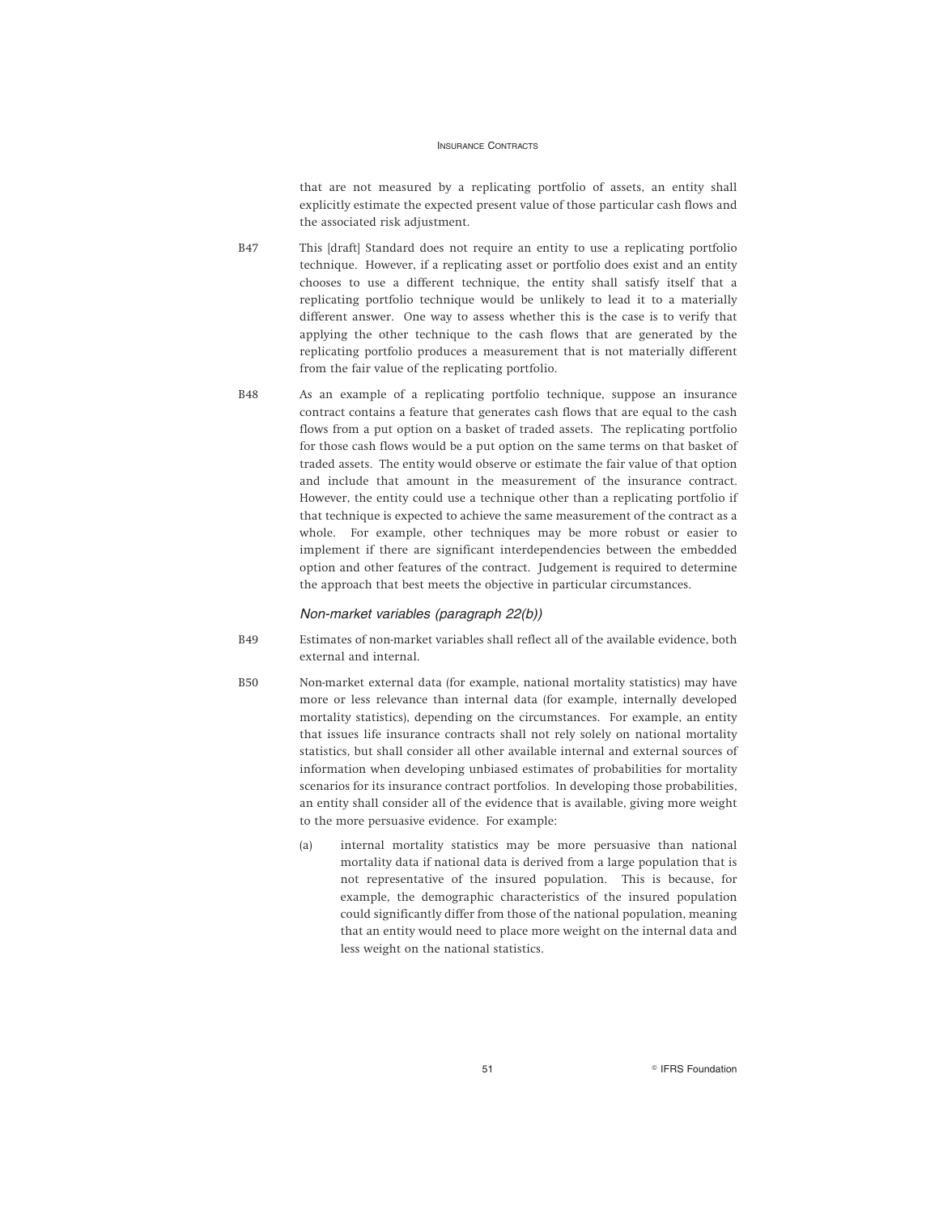that are not measured by a replicating portfolio of assets, an entity shall explicitly estimate the expected present value of those particular cash flows and the associated risk adjustment.

B47 This [draft] Standard does not require an entity to use a replicating portfolio technique. However, if a replicating asset or portfolio does exist and an entity chooses to use a different technique, the entity shall satisfy itself that a replicating portfolio technique would be unlikely to lead it to a materially different answer. One way to assess whether this is the case is to verify that applying the other technique to the cash flows that are generated by the replicating portfolio produces a measurement that is not materially different from the fair value of the replicating portfolio.

B48 As an example of a replicating portfolio technique, suppose an insurance contract contains a feature that generates cash flows that are equal to the cash flows from a put option on a basket of traded assets. The replicating portfolio for those cash flows would be a put option on the same terms on that basket of traded assets. The entity would observe or estimate the fair value of that option and include that amount in the measurement of the insurance contract. However, the entity could use a technique other than a replicating portfolio if that technique is expected to achieve the same measurement of the contract as a whole. For example, other techniques may be more robust or easier to implement if there are significant interdependencies between the embedded option and other features of the contract. Judgement is required to determine the approach that best meets the objective in particular circumstances.

### *Non-market variables (paragraph 22(b))*

B49 Estimates of non-market variables shall reflect all of the available evidence, both external and internal.

B50 Non-market external data (for example, national mortality statistics) may have more or less relevance than internal data (for example, internally developed mortality statistics), depending on the circumstances. For example, an entity that issues life insurance contracts shall not rely solely on national mortality statistics, but shall consider all other available internal and external sources of information when developing unbiased estimates of probabilities for mortality scenarios for its insurance contract portfolios. In developing those probabilities, an entity shall consider all of the evidence that is available, giving more weight to the more persuasive evidence. For example:

(a) internal mortality statistics may be more persuasive than national mortality data if national data is derived from a large population that is not representative of the insured population. This is because, for example, the demographic characteristics of the insured population could significantly differ from those of the national population, meaning that an entity would need to place more weight on the internal data and less weight on the national statistics.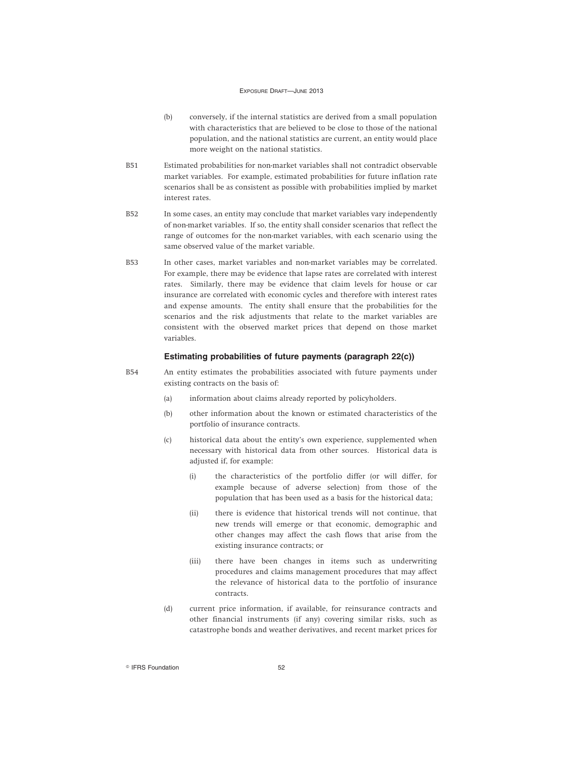(b) conversely, if the internal statistics are derived from a small population with characteristics that are believed to be close to those of the national population, and the national statistics are current, an entity would place more weight on the national statistics.

B51 Estimated probabilities for non-market variables shall not contradict observable market variables. For example, estimated probabilities for future inflation rate scenarios shall be as consistent as possible with probabilities implied by market interest rates.

B52 In some cases, an entity may conclude that market variables vary independently of non-market variables. If so, the entity shall consider scenarios that reflect the range of outcomes for the non-market variables, with each scenario using the same observed value of the market variable.

B53 In other cases, market variables and non-market variables may be correlated. For example, there may be evidence that lapse rates are correlated with interest rates. Similarly, there may be evidence that claim levels for house or car insurance are correlated with economic cycles and therefore with interest rates and expense amounts. The entity shall ensure that the probabilities for the scenarios and the risk adjustments that relate to the market variables are consistent with the observed market prices that depend on those market variables.

### Estimating probabilities of future payments (paragraph 22(c))

B54 An entity estimates the probabilities associated with future payments under existing contracts on the basis of:

(a) information about claims already reported by policyholders.

(b) other information about the known or estimated characteristics of the portfolio of insurance contracts.

(c) historical data about the entity's own experience, supplemented when necessary with historical data from other sources. Historical data is adjusted if, for example:

(i) the characteristics of the portfolio differ (or will differ, for example because of adverse selection) from those of the population that has been used as a basis for the historical data;

(ii) there is evidence that historical trends will not continue, that new trends will emerge or that economic, demographic and other changes may affect the cash flows that arise from the existing insurance contracts; or

(iii) there have been changes in items such as underwriting procedures and claims management procedures that may affect the relevance of historical data to the portfolio of insurance contracts.

(d) current price information, if available, for reinsurance contracts and other financial instruments (if any) covering similar risks, such as catastrophe bonds and weather derivatives, and recent market prices for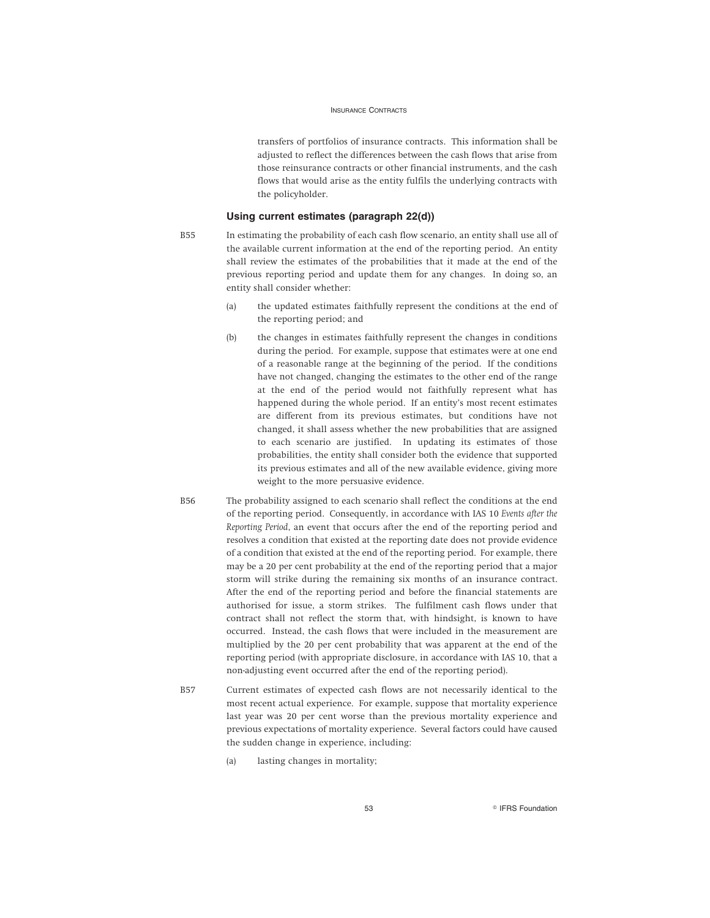transfers of portfolios of insurance contracts. This information shall be adjusted to reflect the differences between the cash flows that arise from those reinsurance contracts or other financial instruments, and the cash flows that would arise as the entity fulfils the underlying contracts with the policyholder.

### Using current estimates (paragraph 22(d))

B55 In estimating the probability of each cash flow scenario, an entity shall use all of the available current information at the end of the reporting period. An entity shall review the estimates of the probabilities that it made at the end of the previous reporting period and update them for any changes. In doing so, an entity shall consider whether:

(a) the updated estimates faithfully represent the conditions at the end of the reporting period; and

(b) the changes in estimates faithfully represent the changes in conditions during the period. For example, suppose that estimates were at one end of a reasonable range at the beginning of the period. If the conditions have not changed, changing the estimates to the other end of the range at the end of the period would not faithfully represent what has happened during the whole period. If an entity's most recent estimates are different from its previous estimates, but conditions have not changed, it shall assess whether the new probabilities that are assigned to each scenario are justified. In updating its estimates of those probabilities, the entity shall consider both the evidence that supported its previous estimates and all of the new available evidence, giving more weight to the more persuasive evidence.

B56 The probability assigned to each scenario shall reflect the conditions at the end of the reporting period. Consequently, in accordance with IAS 10 *Events after the Reporting Period*, an event that occurs after the end of the reporting period and resolves a condition that existed at the reporting date does not provide evidence of a condition that existed at the end of the reporting period. For example, there may be a 20 per cent probability at the end of the reporting period that a major storm will strike during the remaining six months of an insurance contract. After the end of the reporting period and before the financial statements are authorised for issue, a storm strikes. The fulfilment cash flows under that contract shall not reflect the storm that, with hindsight, is known to have occurred. Instead, the cash flows that were included in the measurement are multiplied by the 20 per cent probability that was apparent at the end of the reporting period (with appropriate disclosure, in accordance with IAS 10, that a non-adjusting event occurred after the end of the reporting period).

B57 Current estimates of expected cash flows are not necessarily identical to the most recent actual experience. For example, suppose that mortality experience last year was 20 per cent worse than the previous mortality experience and previous expectations of mortality experience. Several factors could have caused the sudden change in experience, including:

(a) lasting changes in mortality;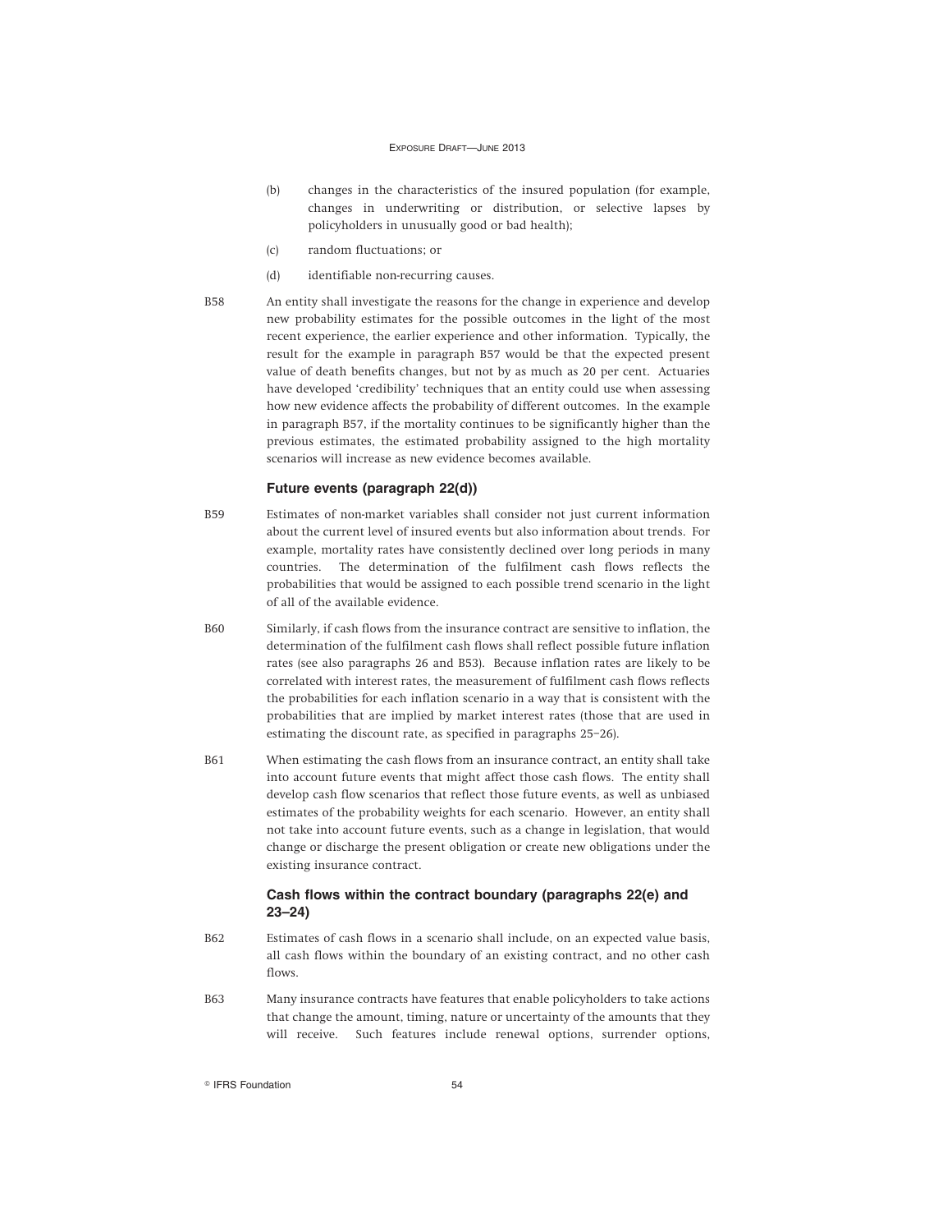(b) changes in the characteristics of the insured population (for example, changes in underwriting or distribution, or selective lapses by policyholders in unusually good or bad health);

(c) random fluctuations; or

(d) identifiable non-recurring causes.

B58 An entity shall investigate the reasons for the change in experience and develop new probability estimates for the possible outcomes in the light of the most recent experience, the earlier experience and other information. Typically, the result for the example in paragraph B57 would be that the expected present value of death benefits changes, but not by as much as 20 per cent. Actuaries have developed 'credibility' techniques that an entity could use when assessing how new evidence affects the probability of different outcomes. In the example in paragraph B57, if the mortality continues to be significantly higher than the previous estimates, the estimated probability assigned to the high mortality scenarios will increase as new evidence becomes available.

### Future events (paragraph 22(d))

B59 Estimates of non-market variables shall consider not just current information about the current level of insured events but also information about trends. For example, mortality rates have consistently declined over long periods in many countries. The determination of the fulfilment cash flows reflects the probabilities that would be assigned to each possible trend scenario in the light of all of the available evidence.

B60 Similarly, if cash flows from the insurance contract are sensitive to inflation, the determination of the fulfilment cash flows shall reflect possible future inflation rates (see also paragraphs 26 and B53). Because inflation rates are likely to be correlated with interest rates, the measurement of fulfilment cash flows reflects the probabilities for each inflation scenario in a way that is consistent with the probabilities that are implied by market interest rates (those that are used in estimating the discount rate, as specified in paragraphs 25–26).

B61 When estimating the cash flows from an insurance contract, an entity shall take into account future events that might affect those cash flows. The entity shall develop cash flow scenarios that reflect those future events, as well as unbiased estimates of the probability weights for each scenario. However, an entity shall not take into account future events, such as a change in legislation, that would change or discharge the present obligation or create new obligations under the existing insurance contract.

### Cash flows within the contract boundary (paragraphs 22(e) and 23–24)

B62 Estimates of cash flows in a scenario shall include, on an expected value basis, all cash flows within the boundary of an existing contract, and no other cash flows.

B63 Many insurance contracts have features that enable policyholders to take actions that change the amount, timing, nature or uncertainty of the amounts that they will receive. Such features include renewal options, surrender options,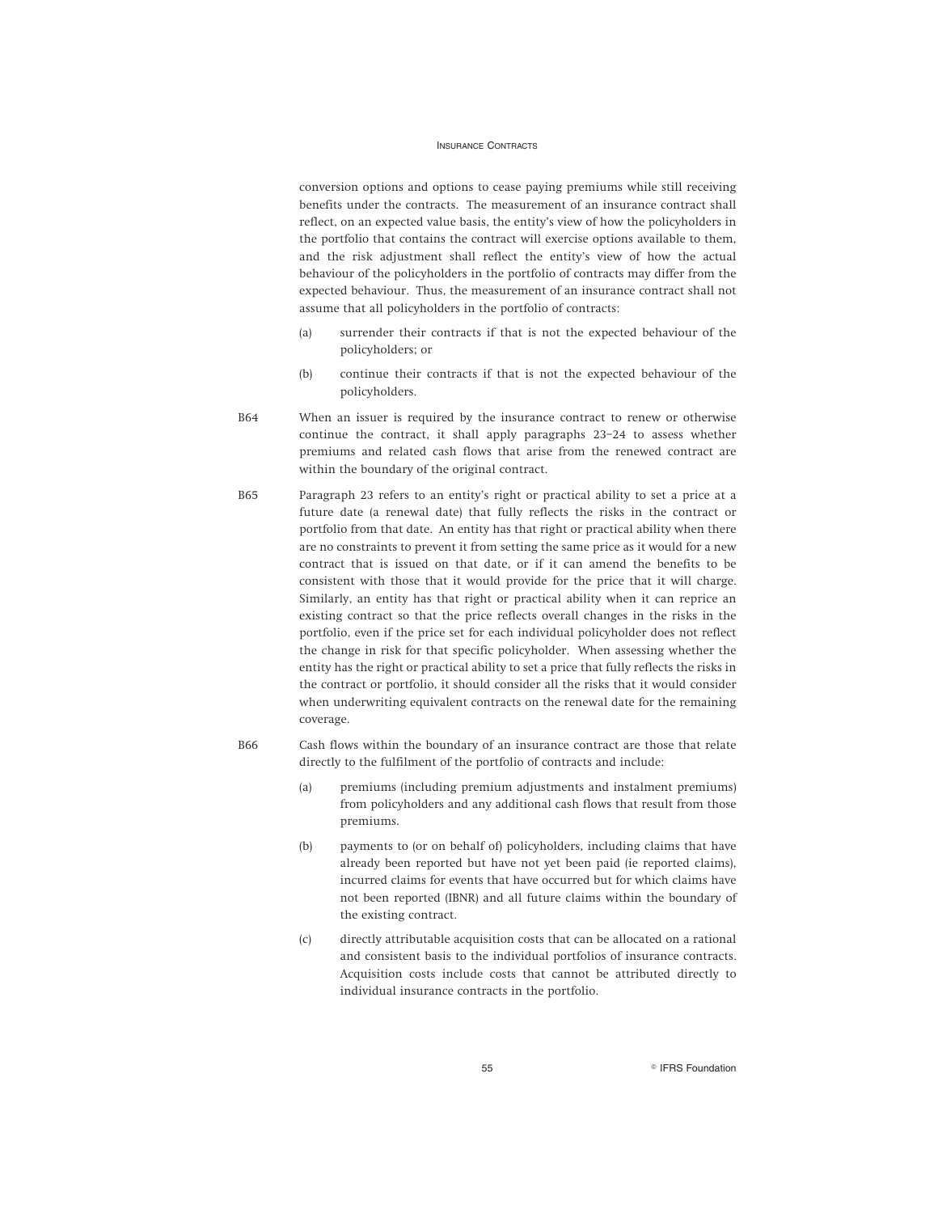conversion options and options to cease paying premiums while still receiving benefits under the contracts. The measurement of an insurance contract shall reflect, on an expected value basis, the entity's view of how the policyholders in the portfolio that contains the contract will exercise options available to them, and the risk adjustment shall reflect the entity's view of how the actual behaviour of the policyholders in the portfolio of contracts may differ from the expected behaviour. Thus, the measurement of an insurance contract shall not assume that all policyholders in the portfolio of contracts:

(a) surrender their contracts if that is not the expected behaviour of the policyholders; or

(b) continue their contracts if that is not the expected behaviour of the policyholders.

B64 When an issuer is required by the insurance contract to renew or otherwise continue the contract, it shall apply paragraphs 23–24 to assess whether premiums and related cash flows that arise from the renewed contract are within the boundary of the original contract.

B65 Paragraph 23 refers to an entity's right or practical ability to set a price at a future date (a renewal date) that fully reflects the risks in the contract or portfolio from that date. An entity has that right or practical ability when there are no constraints to prevent it from setting the same price as it would for a new contract that is issued on that date, or if it can amend the benefits to be consistent with those that it would provide for the price that it will charge. Similarly, an entity has that right or practical ability when it can reprice an existing contract so that the price reflects overall changes in the risks in the portfolio, even if the price set for each individual policyholder does not reflect the change in risk for that specific policyholder. When assessing whether the entity has the right or practical ability to set a price that fully reflects the risks in the contract or portfolio, it should consider all the risks that it would consider when underwriting equivalent contracts on the renewal date for the remaining coverage.

B66 Cash flows within the boundary of an insurance contract are those that relate directly to the fulfilment of the portfolio of contracts and include:

(a) premiums (including premium adjustments and instalment premiums) from policyholders and any additional cash flows that result from those premiums.

(b) payments to (or on behalf of) policyholders, including claims that have already been reported but have not yet been paid (ie reported claims), incurred claims for events that have occurred but for which claims have not been reported (IBNR) and all future claims within the boundary of the existing contract.

(c) directly attributable acquisition costs that can be allocated on a rational and consistent basis to the individual portfolios of insurance contracts. Acquisition costs include costs that cannot be attributed directly to individual insurance contracts in the portfolio.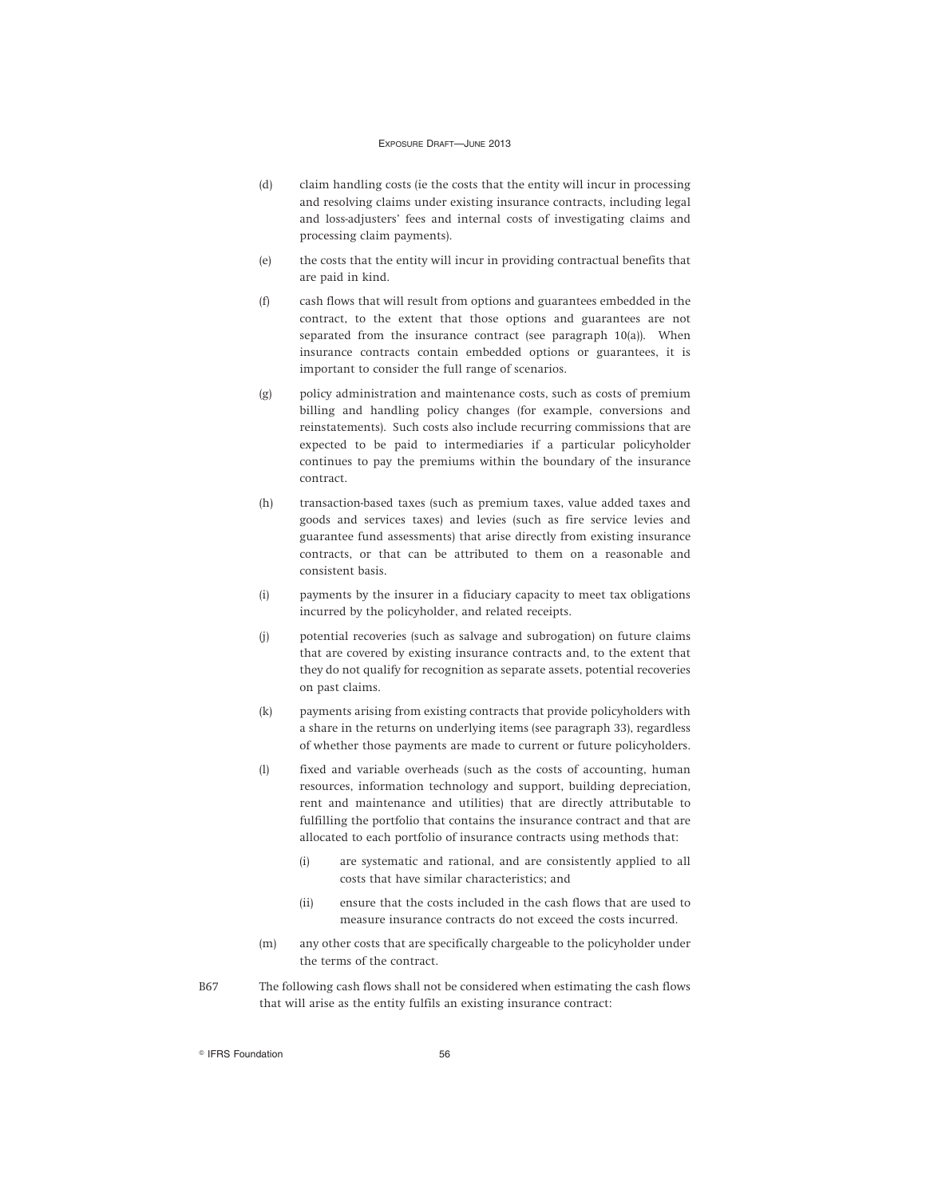(d) claim handling costs (ie the costs that the entity will incur in processing and resolving claims under existing insurance contracts, including legal and loss-adjusters' fees and internal costs of investigating claims and processing claim payments).

(e) the costs that the entity will incur in providing contractual benefits that are paid in kind.

(f) cash flows that will result from options and guarantees embedded in the contract, to the extent that those options and guarantees are not separated from the insurance contract (see paragraph 10(a)). When insurance contracts contain embedded options or guarantees, it is important to consider the full range of scenarios.

(g) policy administration and maintenance costs, such as costs of premium billing and handling policy changes (for example, conversions and reinstatements). Such costs also include recurring commissions that are expected to be paid to intermediaries if a particular policyholder continues to pay the premiums within the boundary of the insurance contract.

(h) transaction-based taxes (such as premium taxes, value added taxes and goods and services taxes) and levies (such as fire service levies and guarantee fund assessments) that arise directly from existing insurance contracts, or that can be attributed to them on a reasonable and consistent basis.

(i) payments by the insurer in a fiduciary capacity to meet tax obligations incurred by the policyholder, and related receipts.

(j) potential recoveries (such as salvage and subrogation) on future claims that are covered by existing insurance contracts and, to the extent that they do not qualify for recognition as separate assets, potential recoveries on past claims.

(k) payments arising from existing contracts that provide policyholders with a share in the returns on underlying items (see paragraph 33), regardless of whether those payments are made to current or future policyholders.

(l) fixed and variable overheads (such as the costs of accounting, human resources, information technology and support, building depreciation, rent and maintenance and utilities) that are directly attributable to fulfilling the portfolio that contains the insurance contract and that are allocated to each portfolio of insurance contracts using methods that:

   (i) are systematic and rational, and are consistently applied to all costs that have similar characteristics; and

   (ii) ensure that the costs included in the cash flows that are used to measure insurance contracts do not exceed the costs incurred.

(m) any other costs that are specifically chargeable to the policyholder under the terms of the contract.

B67 The following cash flows shall not be considered when estimating the cash flows that will arise as the entity fulfils an existing insurance contract: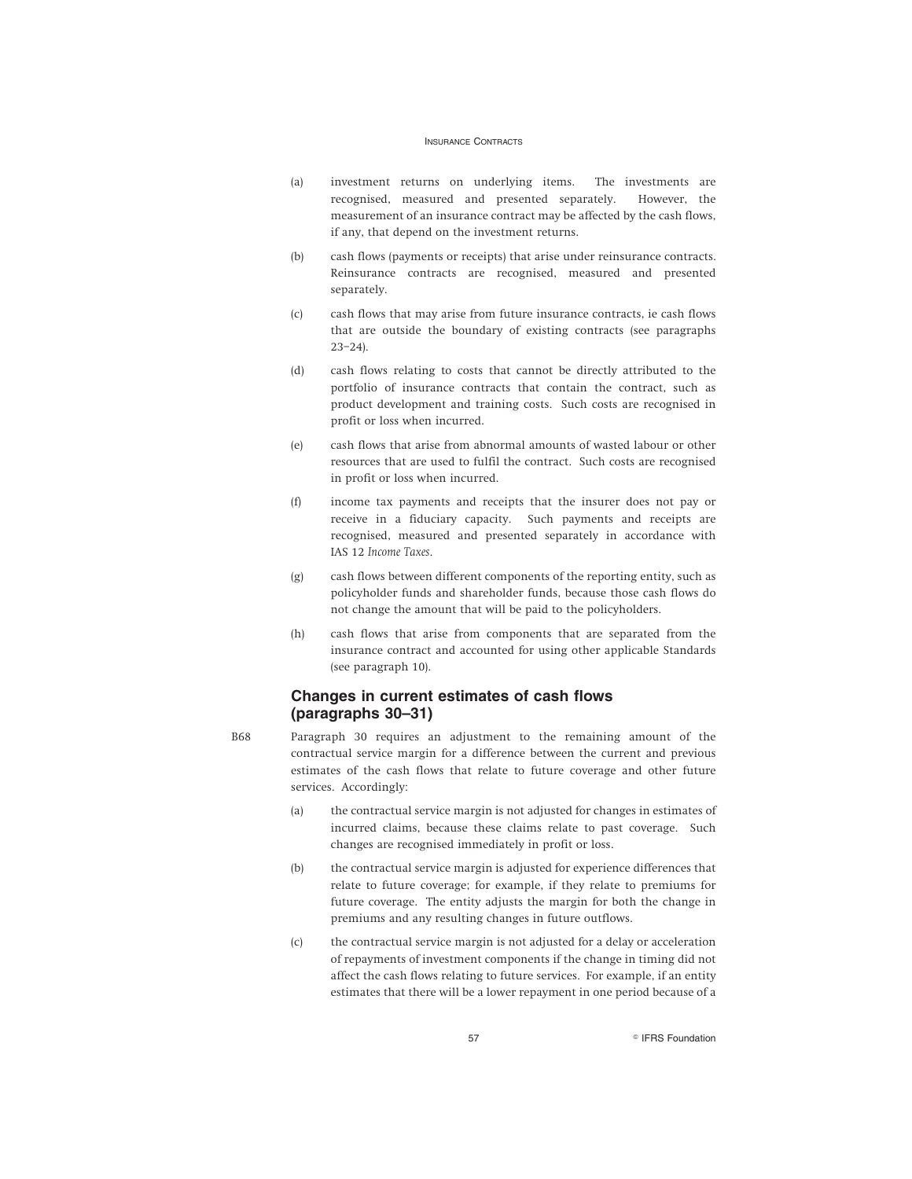(a) investment returns on underlying items. The investments are recognised, measured and presented separately. However, the measurement of an insurance contract may be affected by the cash flows, if any, that depend on the investment returns.

(b) cash flows (payments or receipts) that arise under reinsurance contracts. Reinsurance contracts are recognised, measured and presented separately.

(c) cash flows that may arise from future insurance contracts, ie cash flows that are outside the boundary of existing contracts (see paragraphs 23–24).

(d) cash flows relating to costs that cannot be directly attributed to the portfolio of insurance contracts that contain the contract, such as product development and training costs. Such costs are recognised in profit or loss when incurred.

(e) cash flows that arise from abnormal amounts of wasted labour or other resources that are used to fulfil the contract. Such costs are recognised in profit or loss when incurred.

(f) income tax payments and receipts that the insurer does not pay or receive in a fiduciary capacity. Such payments and receipts are recognised, measured and presented separately in accordance with IAS 12 *Income Taxes*.

(g) cash flows between different components of the reporting entity, such as policyholder funds and shareholder funds, because those cash flows do not change the amount that will be paid to the policyholders.

(h) cash flows that arise from components that are separated from the insurance contract and accounted for using other applicable Standards (see paragraph 10).

## Changes in current estimates of cash flows (paragraphs 30–31)

B68 Paragraph 30 requires an adjustment to the remaining amount of the contractual service margin for a difference between the current and previous estimates of the cash flows that relate to future coverage and other future services. Accordingly:

(a) the contractual service margin is not adjusted for changes in estimates of incurred claims, because these claims relate to past coverage. Such changes are recognised immediately in profit or loss.

(b) the contractual service margin is adjusted for experience differences that relate to future coverage; for example, if they relate to premiums for future coverage. The entity adjusts the margin for both the change in premiums and any resulting changes in future outflows.

(c) the contractual service margin is not adjusted for a delay or acceleration of repayments of investment components if the change in timing did not affect the cash flows relating to future services. For example, if an entity estimates that there will be a lower repayment in one period because of a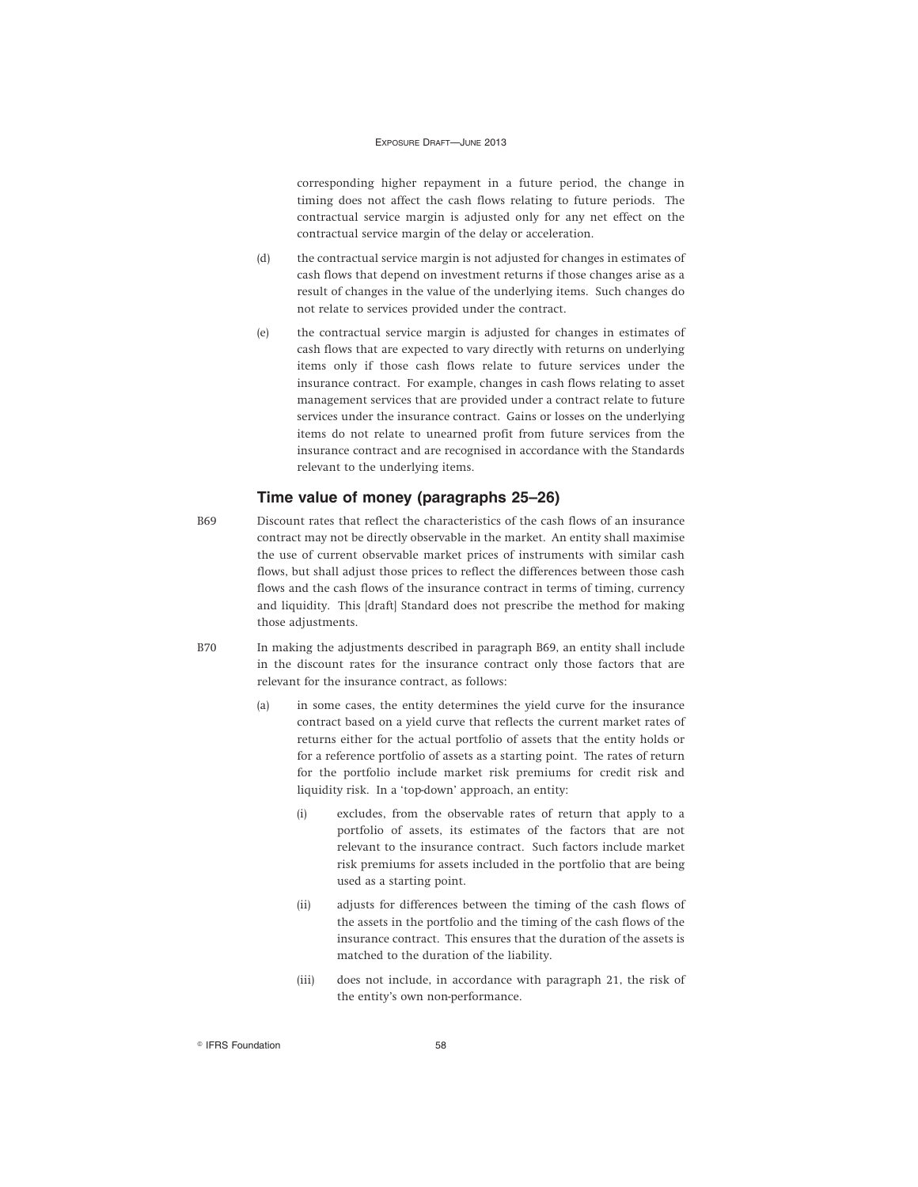corresponding higher repayment in a future period, the change in timing does not affect the cash flows relating to future periods. The contractual service margin is adjusted only for any net effect on the contractual service margin of the delay or acceleration.

(d) the contractual service margin is not adjusted for changes in estimates of cash flows that depend on investment returns if those changes arise as a result of changes in the value of the underlying items. Such changes do not relate to services provided under the contract.

(e) the contractual service margin is adjusted for changes in estimates of cash flows that are expected to vary directly with returns on underlying items only if those cash flows relate to future services under the insurance contract. For example, changes in cash flows relating to asset management services that are provided under a contract relate to future services under the insurance contract. Gains or losses on the underlying items do not relate to unearned profit from future services from the insurance contract and are recognised in accordance with the Standards relevant to the underlying items.

## Time value of money (paragraphs 25–26)

B69 Discount rates that reflect the characteristics of the cash flows of an insurance contract may not be directly observable in the market. An entity shall maximise the use of current observable market prices of instruments with similar cash flows, but shall adjust those prices to reflect the differences between those cash flows and the cash flows of the insurance contract in terms of timing, currency and liquidity. This [draft] Standard does not prescribe the method for making those adjustments.

B70 In making the adjustments described in paragraph B69, an entity shall include in the discount rates for the insurance contract only those factors that are relevant for the insurance contract, as follows:

(a) in some cases, the entity determines the yield curve for the insurance contract based on a yield curve that reflects the current market rates of returns either for the actual portfolio of assets that the entity holds or for a reference portfolio of assets as a starting point. The rates of return for the portfolio include market risk premiums for credit risk and liquidity risk. In a 'top-down' approach, an entity:

(i) excludes, from the observable rates of return that apply to a portfolio of assets, its estimates of the factors that are not relevant to the insurance contract. Such factors include market risk premiums for assets included in the portfolio that are being used as a starting point.

(ii) adjusts for differences between the timing of the cash flows of the assets in the portfolio and the timing of the cash flows of the insurance contract. This ensures that the duration of the assets is matched to the duration of the liability.

(iii) does not include, in accordance with paragraph 21, the risk of the entity's own non-performance.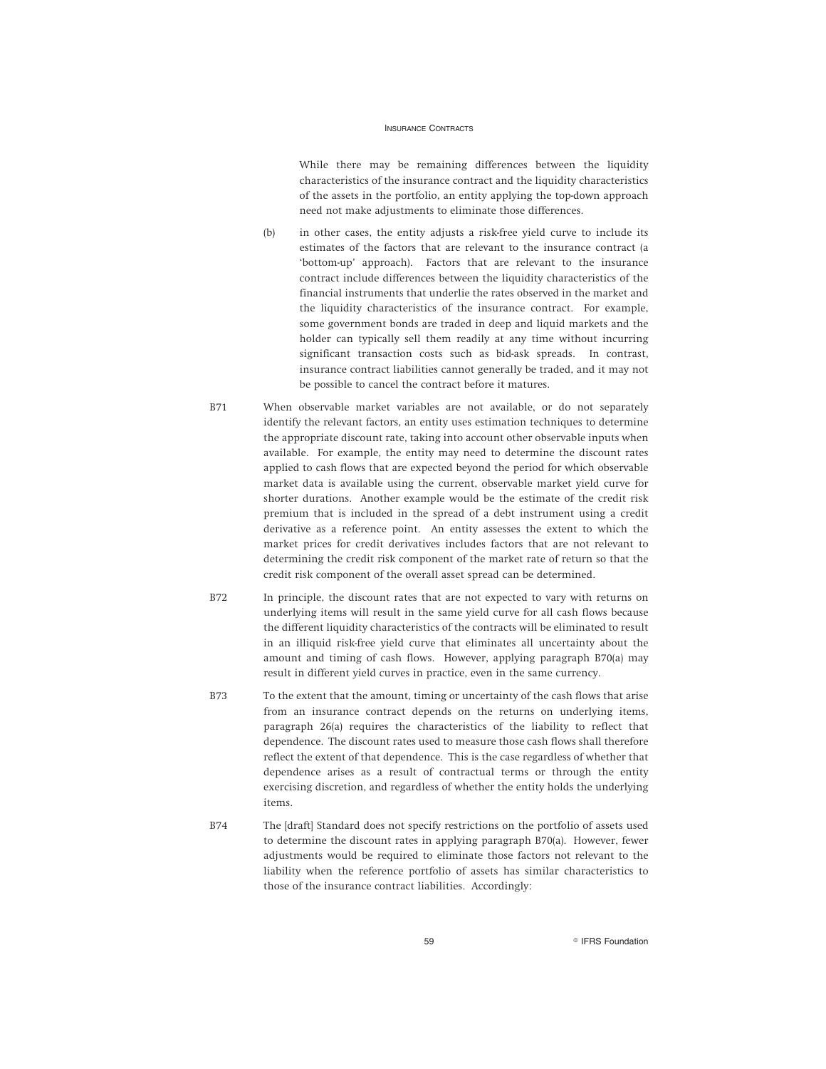While there may be remaining differences between the liquidity characteristics of the insurance contract and the liquidity characteristics of the assets in the portfolio, an entity applying the top-down approach need not make adjustments to eliminate those differences.

(b) in other cases, the entity adjusts a risk-free yield curve to include its estimates of the factors that are relevant to the insurance contract (a 'bottom-up' approach). Factors that are relevant to the insurance contract include differences between the liquidity characteristics of the financial instruments that underlie the rates observed in the market and the liquidity characteristics of the insurance contract. For example, some government bonds are traded in deep and liquid markets and the holder can typically sell them readily at any time without incurring significant transaction costs such as bid-ask spreads. In contrast, insurance contract liabilities cannot generally be traded, and it may not be possible to cancel the contract before it matures.

B71 When observable market variables are not available, or do not separately identify the relevant factors, an entity uses estimation techniques to determine the appropriate discount rate, taking into account other observable inputs when available. For example, the entity may need to determine the discount rates applied to cash flows that are expected beyond the period for which observable market data is available using the current, observable market yield curve for shorter durations. Another example would be the estimate of the credit risk premium that is included in the spread of a debt instrument using a credit derivative as a reference point. An entity assesses the extent to which the market prices for credit derivatives includes factors that are not relevant to determining the credit risk component of the market rate of return so that the credit risk component of the overall asset spread can be determined.

B72 In principle, the discount rates that are not expected to vary with returns on underlying items will result in the same yield curve for all cash flows because the different liquidity characteristics of the contracts will be eliminated to result in an illiquid risk-free yield curve that eliminates all uncertainty about the amount and timing of cash flows. However, applying paragraph B70(a) may result in different yield curves in practice, even in the same currency.

B73 To the extent that the amount, timing or uncertainty of the cash flows that arise from an insurance contract depends on the returns on underlying items, paragraph 26(a) requires the characteristics of the liability to reflect that dependence. The discount rates used to measure those cash flows shall therefore reflect the extent of that dependence. This is the case regardless of whether that dependence arises as a result of contractual terms or through the entity exercising discretion, and regardless of whether the entity holds the underlying items.

B74 The [draft] Standard does not specify restrictions on the portfolio of assets used to determine the discount rates in applying paragraph B70(a). However, fewer adjustments would be required to eliminate those factors not relevant to the liability when the reference portfolio of assets has similar characteristics to those of the insurance contract liabilities. Accordingly: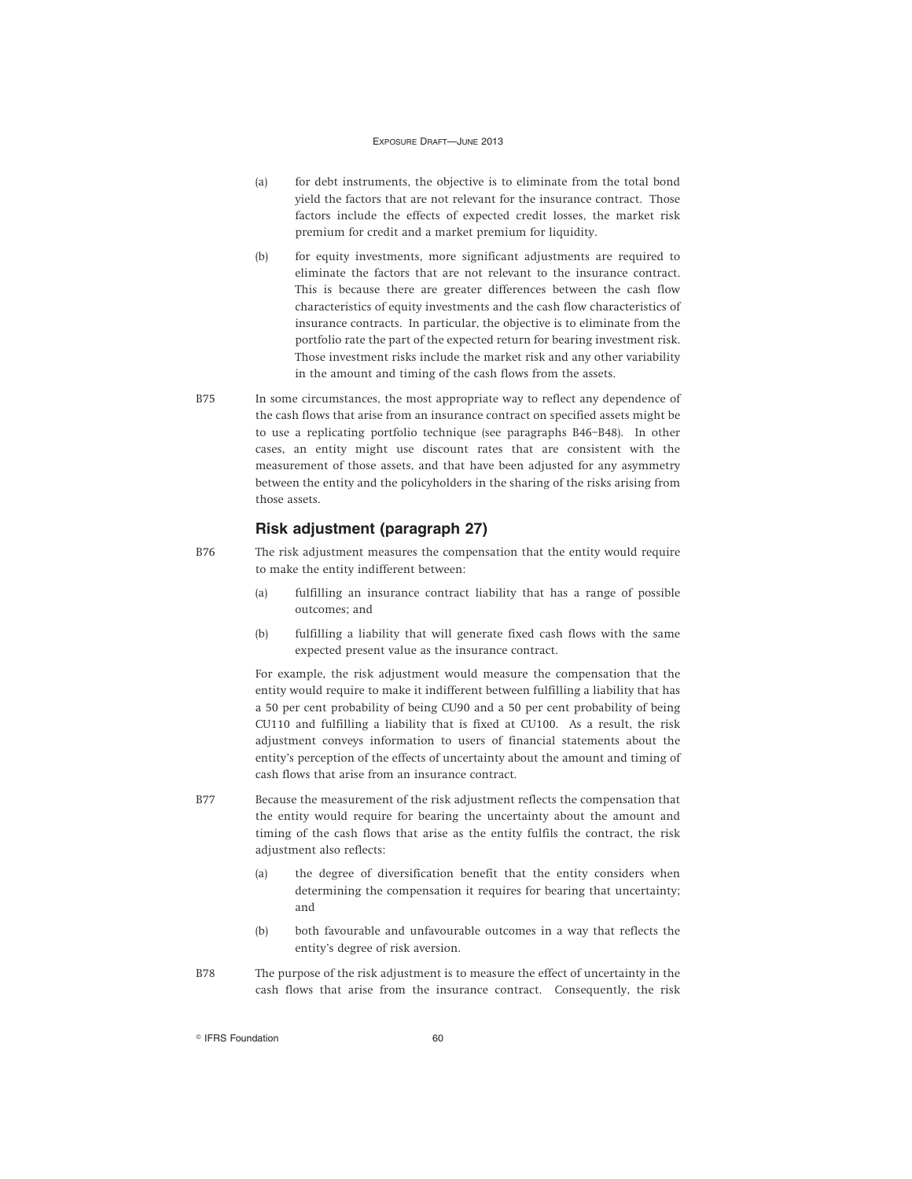(a) for debt instruments, the objective is to eliminate from the total bond yield the factors that are not relevant for the insurance contract. Those factors include the effects of expected credit losses, the market risk premium for credit and a market premium for liquidity.

(b) for equity investments, more significant adjustments are required to eliminate the factors that are not relevant to the insurance contract. This is because there are greater differences between the cash flow characteristics of equity investments and the cash flow characteristics of insurance contracts. In particular, the objective is to eliminate from the portfolio rate the part of the expected return for bearing investment risk. Those investment risks include the market risk and any other variability in the amount and timing of the cash flows from the assets.

B75 In some circumstances, the most appropriate way to reflect any dependence of the cash flows that arise from an insurance contract on specified assets might be to use a replicating portfolio technique (see paragraphs B46–B48). In other cases, an entity might use discount rates that are consistent with the measurement of those assets, and that have been adjusted for any asymmetry between the entity and the policyholders in the sharing of the risks arising from those assets.

## Risk adjustment (paragraph 27)

B76 The risk adjustment measures the compensation that the entity would require to make the entity indifferent between:

(a) fulfilling an insurance contract liability that has a range of possible outcomes; and

(b) fulfilling a liability that will generate fixed cash flows with the same expected present value as the insurance contract.

For example, the risk adjustment would measure the compensation that the entity would require to make it indifferent between fulfilling a liability that has a 50 per cent probability of being CU90 and a 50 per cent probability of being CU110 and fulfilling a liability that is fixed at CU100. As a result, the risk adjustment conveys information to users of financial statements about the entity's perception of the effects of uncertainty about the amount and timing of cash flows that arise from an insurance contract.

B77 Because the measurement of the risk adjustment reflects the compensation that the entity would require for bearing the uncertainty about the amount and timing of the cash flows that arise as the entity fulfils the contract, the risk adjustment also reflects:

(a) the degree of diversification benefit that the entity considers when determining the compensation it requires for bearing that uncertainty; and

(b) both favourable and unfavourable outcomes in a way that reflects the entity's degree of risk aversion.

B78 The purpose of the risk adjustment is to measure the effect of uncertainty in the cash flows that arise from the insurance contract. Consequently, the risk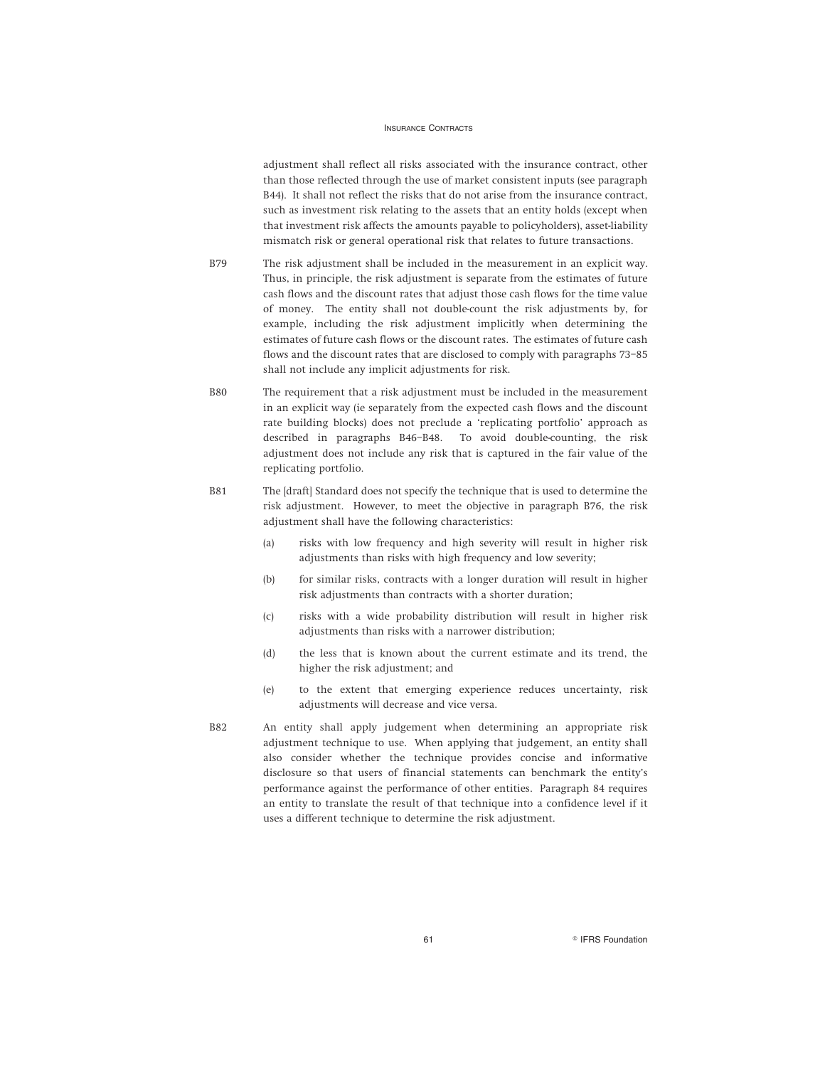adjustment shall reflect all risks associated with the insurance contract, other than those reflected through the use of market consistent inputs (see paragraph B44). It shall not reflect the risks that do not arise from the insurance contract, such as investment risk relating to the assets that an entity holds (except when that investment risk affects the amounts payable to policyholders), asset-liability mismatch risk or general operational risk that relates to future transactions.

B79 The risk adjustment shall be included in the measurement in an explicit way. Thus, in principle, the risk adjustment is separate from the estimates of future cash flows and the discount rates that adjust those cash flows for the time value of money. The entity shall not double-count the risk adjustments by, for example, including the risk adjustment implicitly when determining the estimates of future cash flows or the discount rates. The estimates of future cash flows and the discount rates that are disclosed to comply with paragraphs 73–85 shall not include any implicit adjustments for risk.

B80 The requirement that a risk adjustment must be included in the measurement in an explicit way (ie separately from the expected cash flows and the discount rate building blocks) does not preclude a 'replicating portfolio' approach as described in paragraphs B46–B48. To avoid double-counting, the risk adjustment does not include any risk that is captured in the fair value of the replicating portfolio.

B81 The [draft] Standard does not specify the technique that is used to determine the risk adjustment. However, to meet the objective in paragraph B76, the risk adjustment shall have the following characteristics:

(a) risks with low frequency and high severity will result in higher risk adjustments than risks with high frequency and low severity;

(b) for similar risks, contracts with a longer duration will result in higher risk adjustments than contracts with a shorter duration;

(c) risks with a wide probability distribution will result in higher risk adjustments than risks with a narrower distribution;

(d) the less that is known about the current estimate and its trend, the higher the risk adjustment; and

(e) to the extent that emerging experience reduces uncertainty, risk adjustments will decrease and vice versa.

B82 An entity shall apply judgement when determining an appropriate risk adjustment technique to use. When applying that judgement, an entity shall also consider whether the technique provides concise and informative disclosure so that users of financial statements can benchmark the entity's performance against the performance of other entities. Paragraph 84 requires an entity to translate the result of that technique into a confidence level if it uses a different technique to determine the risk adjustment.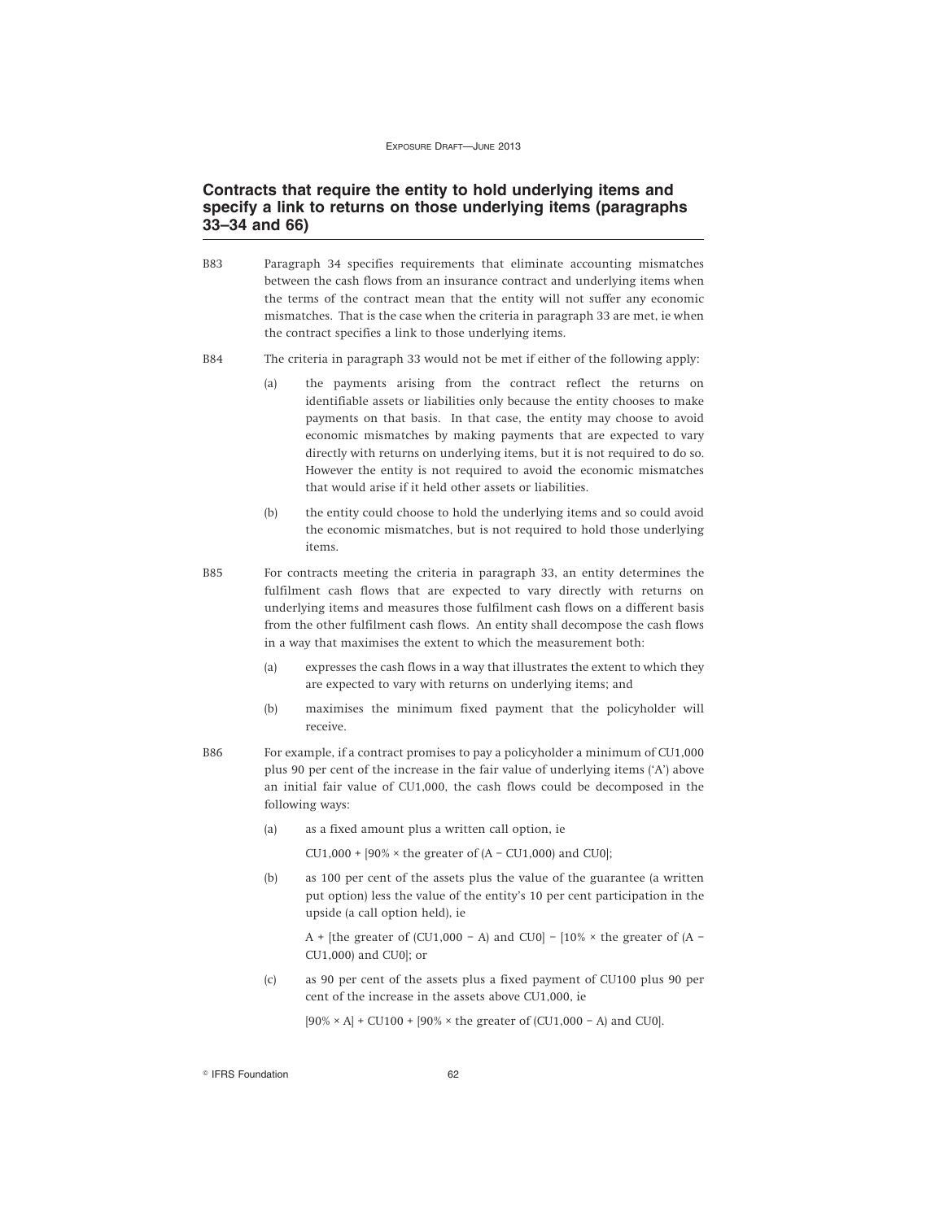## Contracts that require the entity to hold underlying items and specify a link to returns on those underlying items (paragraphs 33–34 and 66)

B83 Paragraph 34 specifies requirements that eliminate accounting mismatches between the cash flows from an insurance contract and underlying items when the terms of the contract mean that the entity will not suffer any economic mismatches. That is the case when the criteria in paragraph 33 are met, ie when the contract specifies a link to those underlying items.

B84 The criteria in paragraph 33 would not be met if either of the following apply:

(a) the payments arising from the contract reflect the returns on identifiable assets or liabilities only because the entity chooses to make payments on that basis. In that case, the entity may choose to avoid economic mismatches by making payments that are expected to vary directly with returns on underlying items, but it is not required to do so. However the entity is not required to avoid the economic mismatches that would arise if it held other assets or liabilities.

(b) the entity could choose to hold the underlying items and so could avoid the economic mismatches, but is not required to hold those underlying items.

B85 For contracts meeting the criteria in paragraph 33, an entity determines the fulfilment cash flows that are expected to vary directly with returns on underlying items and measures those fulfilment cash flows on a different basis from the other fulfilment cash flows. An entity shall decompose the cash flows in a way that maximises the extent to which the measurement both:

(a) expresses the cash flows in a way that illustrates the extent to which they are expected to vary with returns on underlying items; and

(b) maximises the minimum fixed payment that the policyholder will receive.

B86 For example, if a contract promises to pay a policyholder a minimum of CU1,000 plus 90 per cent of the increase in the fair value of underlying items ('A') above an initial fair value of CU1,000, the cash flows could be decomposed in the following ways:

(a) as a fixed amount plus a written call option, ie

CU1,000 + [90% × the greater of (A − CU1,000) and CU0];

(b) as 100 per cent of the assets plus the value of the guarantee (a written put option) less the value of the entity's 10 per cent participation in the upside (a call option held), ie

A + [the greater of (CU1,000 − A) and CU0] − [10% × the greater of (A − CU1,000) and CU0]; or

(c) as 90 per cent of the assets plus a fixed payment of CU100 plus 90 per cent of the increase in the assets above CU1,000, ie

[90% × A] + CU100 + [90% × the greater of (CU1,000 − A) and CU0].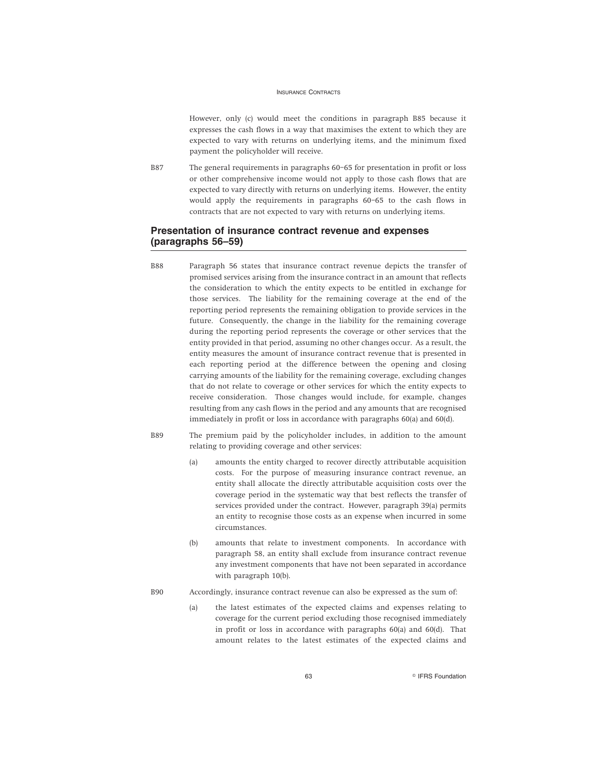However, only (c) would meet the conditions in paragraph B85 because it expresses the cash flows in a way that maximises the extent to which they are expected to vary with returns on underlying items, and the minimum fixed payment the policyholder will receive.

B87 The general requirements in paragraphs 60–65 for presentation in profit or loss or other comprehensive income would not apply to those cash flows that are expected to vary directly with returns on underlying items. However, the entity would apply the requirements in paragraphs 60–65 to the cash flows in contracts that are not expected to vary with returns on underlying items.

## Presentation of insurance contract revenue and expenses (paragraphs 56–59)

B88 Paragraph 56 states that insurance contract revenue depicts the transfer of promised services arising from the insurance contract in an amount that reflects the consideration to which the entity expects to be entitled in exchange for those services. The liability for the remaining coverage at the end of the reporting period represents the remaining obligation to provide services in the future. Consequently, the change in the liability for the remaining coverage during the reporting period represents the coverage or other services that the entity provided in that period, assuming no other changes occur. As a result, the entity measures the amount of insurance contract revenue that is presented in each reporting period at the difference between the opening and closing carrying amounts of the liability for the remaining coverage, excluding changes that do not relate to coverage or other services for which the entity expects to receive consideration. Those changes would include, for example, changes resulting from any cash flows in the period and any amounts that are recognised immediately in profit or loss in accordance with paragraphs 60(a) and 60(d).

B89 The premium paid by the policyholder includes, in addition to the amount relating to providing coverage and other services:

(a) amounts the entity charged to recover directly attributable acquisition costs. For the purpose of measuring insurance contract revenue, an entity shall allocate the directly attributable acquisition costs over the coverage period in the systematic way that best reflects the transfer of services provided under the contract. However, paragraph 39(a) permits an entity to recognise those costs as an expense when incurred in some circumstances.

(b) amounts that relate to investment components. In accordance with paragraph 58, an entity shall exclude from insurance contract revenue any investment components that have not been separated in accordance with paragraph 10(b).

B90 Accordingly, insurance contract revenue can also be expressed as the sum of:

(a) the latest estimates of the expected claims and expenses relating to coverage for the current period excluding those recognised immediately in profit or loss in accordance with paragraphs 60(a) and 60(d). That amount relates to the latest estimates of the expected claims and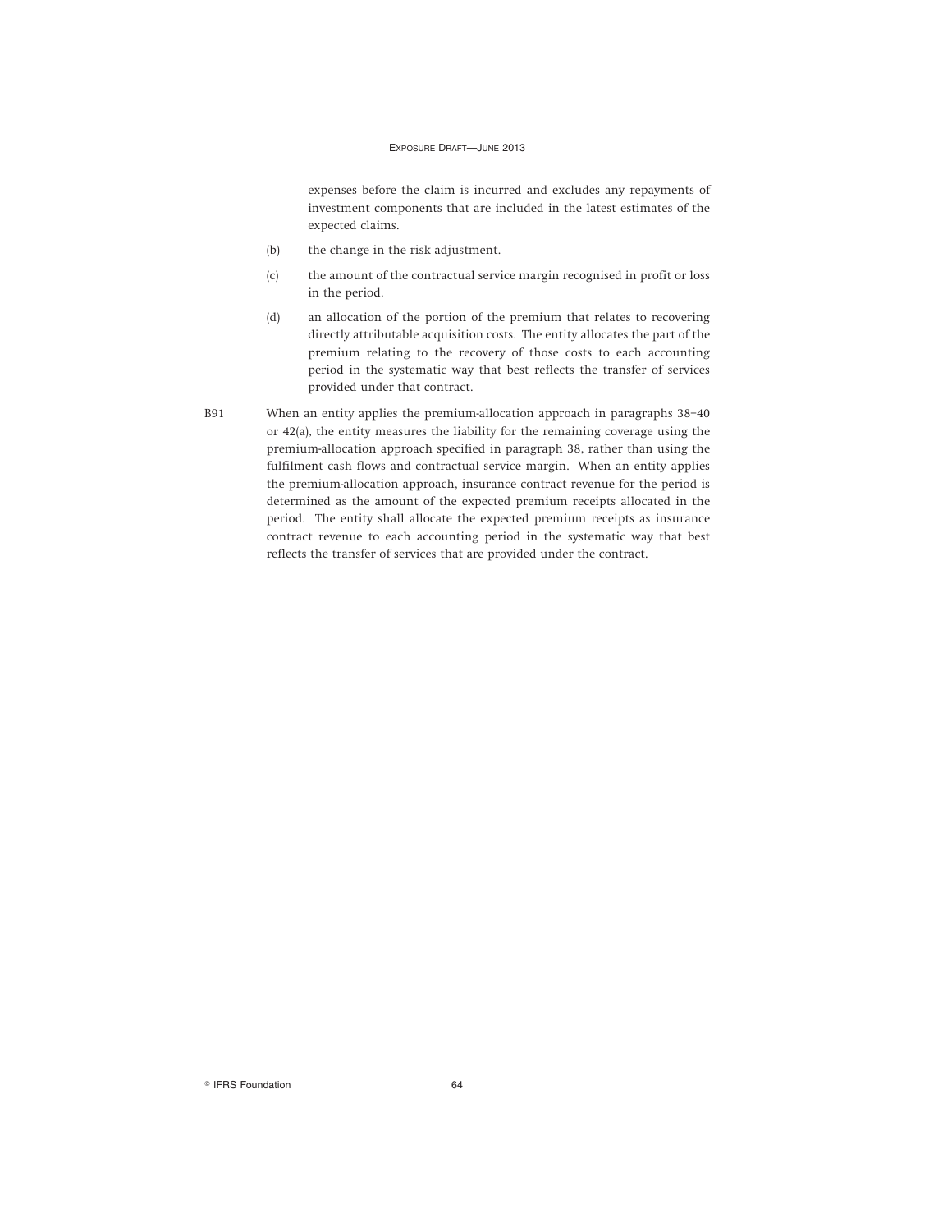expenses before the claim is incurred and excludes any repayments of investment components that are included in the latest estimates of the expected claims.

(b) the change in the risk adjustment.

(c) the amount of the contractual service margin recognised in profit or loss in the period.

(d) an allocation of the portion of the premium that relates to recovering directly attributable acquisition costs. The entity allocates the part of the premium relating to the recovery of those costs to each accounting period in the systematic way that best reflects the transfer of services provided under that contract.

B91 When an entity applies the premium-allocation approach in paragraphs 38–40 or 42(a), the entity measures the liability for the remaining coverage using the premium-allocation approach specified in paragraph 38, rather than using the fulfilment cash flows and contractual service margin. When an entity applies the premium-allocation approach, insurance contract revenue for the period is determined as the amount of the expected premium receipts allocated in the period. The entity shall allocate the expected premium receipts as insurance contract revenue to each accounting period in the systematic way that best reflects the transfer of services that are provided under the contract.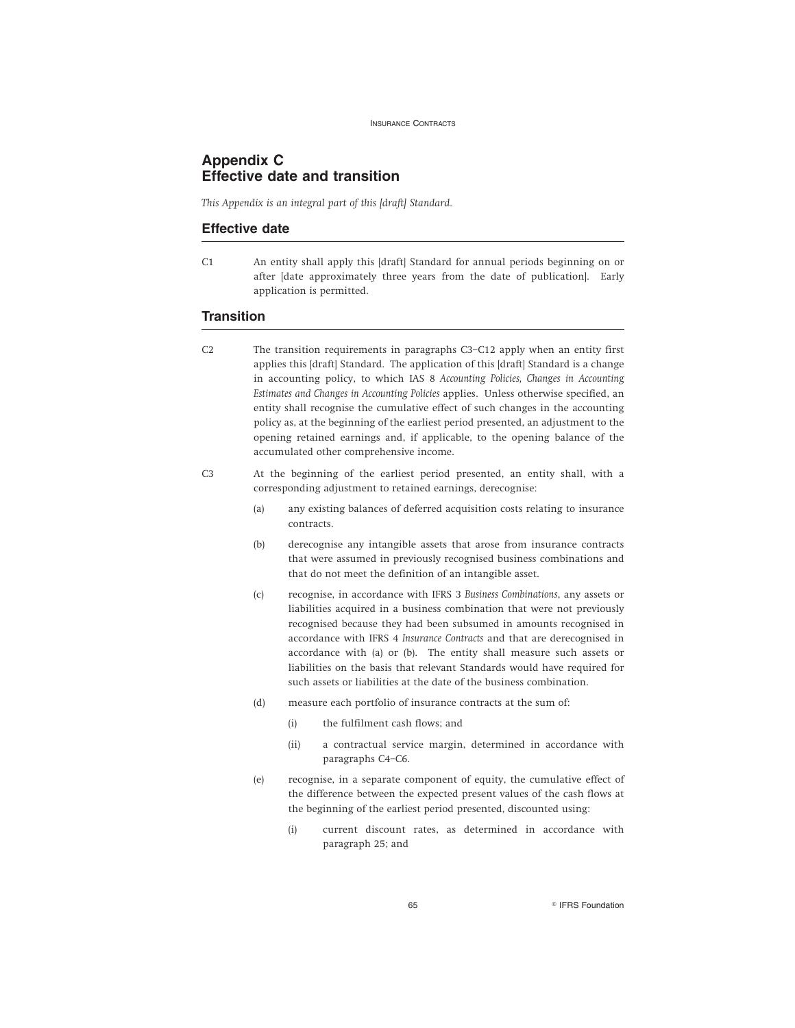## Appendix C
## Effective date and transition

*This Appendix is an integral part of this [draft] Standard.*

### Effective date

C1 An entity shall apply this [draft] Standard for annual periods beginning on or after [date approximately three years from the date of publication]. Early application is permitted.

### Transition

C2 The transition requirements in paragraphs C3–C12 apply when an entity first applies this [draft] Standard. The application of this [draft] Standard is a change in accounting policy, to which IAS 8 *Accounting Policies, Changes in Accounting Estimates and Changes in Accounting Policies* applies. Unless otherwise specified, an entity shall recognise the cumulative effect of such changes in the accounting policy as, at the beginning of the earliest period presented, an adjustment to the opening retained earnings and, if applicable, to the opening balance of the accumulated other comprehensive income.

C3 At the beginning of the earliest period presented, an entity shall, with a corresponding adjustment to retained earnings, derecognise:

(a) any existing balances of deferred acquisition costs relating to insurance contracts.

(b) derecognise any intangible assets that arose from insurance contracts that were assumed in previously recognised business combinations and that do not meet the definition of an intangible asset.

(c) recognise, in accordance with IFRS 3 *Business Combinations*, any assets or liabilities acquired in a business combination that were not previously recognised because they had been subsumed in amounts recognised in accordance with IFRS 4 *Insurance Contracts* and that are derecognised in accordance with (a) or (b). The entity shall measure such assets or liabilities on the basis that relevant Standards would have required for such assets or liabilities at the date of the business combination.

(d) measure each portfolio of insurance contracts at the sum of:

   (i) the fulfilment cash flows; and

   (ii) a contractual service margin, determined in accordance with paragraphs C4–C6.

(e) recognise, in a separate component of equity, the cumulative effect of the difference between the expected present values of the cash flows at the beginning of the earliest period presented, discounted using:

   (i) current discount rates, as determined in accordance with paragraph 25; and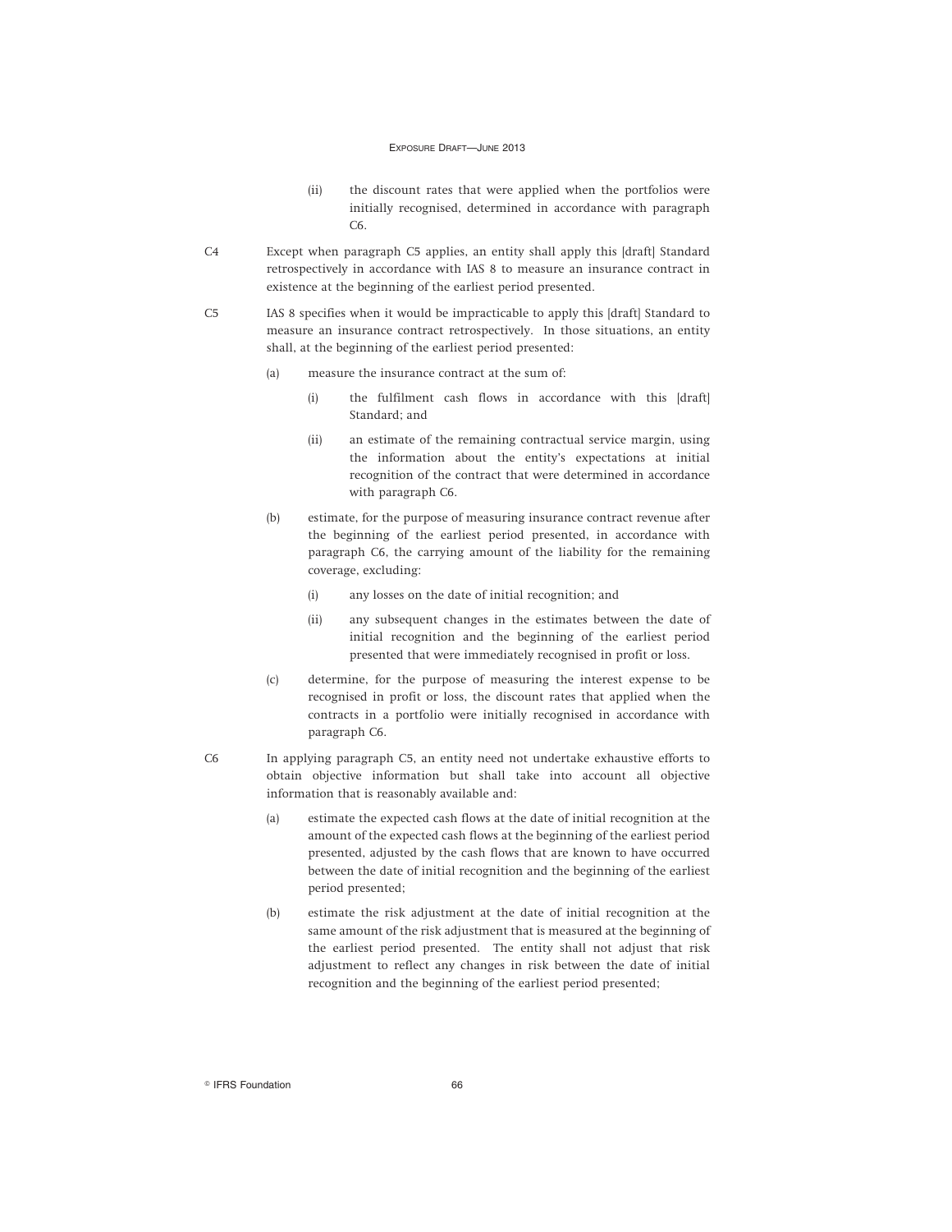(ii) the discount rates that were applied when the portfolios were initially recognised, determined in accordance with paragraph C6.

C4 Except when paragraph C5 applies, an entity shall apply this [draft] Standard retrospectively in accordance with IAS 8 to measure an insurance contract in existence at the beginning of the earliest period presented.

C5 IAS 8 specifies when it would be impracticable to apply this [draft] Standard to measure an insurance contract retrospectively. In those situations, an entity shall, at the beginning of the earliest period presented:

(a) measure the insurance contract at the sum of:

(i) the fulfilment cash flows in accordance with this [draft] Standard; and

(ii) an estimate of the remaining contractual service margin, using the information about the entity's expectations at initial recognition of the contract that were determined in accordance with paragraph C6.

(b) estimate, for the purpose of measuring insurance contract revenue after the beginning of the earliest period presented, in accordance with paragraph C6, the carrying amount of the liability for the remaining coverage, excluding:

(i) any losses on the date of initial recognition; and

(ii) any subsequent changes in the estimates between the date of initial recognition and the beginning of the earliest period presented that were immediately recognised in profit or loss.

(c) determine, for the purpose of measuring the interest expense to be recognised in profit or loss, the discount rates that applied when the contracts in a portfolio were initially recognised in accordance with paragraph C6.

C6 In applying paragraph C5, an entity need not undertake exhaustive efforts to obtain objective information but shall take into account all objective information that is reasonably available and:

(a) estimate the expected cash flows at the date of initial recognition at the amount of the expected cash flows at the beginning of the earliest period presented, adjusted by the cash flows that are known to have occurred between the date of initial recognition and the beginning of the earliest period presented;

(b) estimate the risk adjustment at the date of initial recognition at the same amount of the risk adjustment that is measured at the beginning of the earliest period presented. The entity shall not adjust that risk adjustment to reflect any changes in risk between the date of initial recognition and the beginning of the earliest period presented;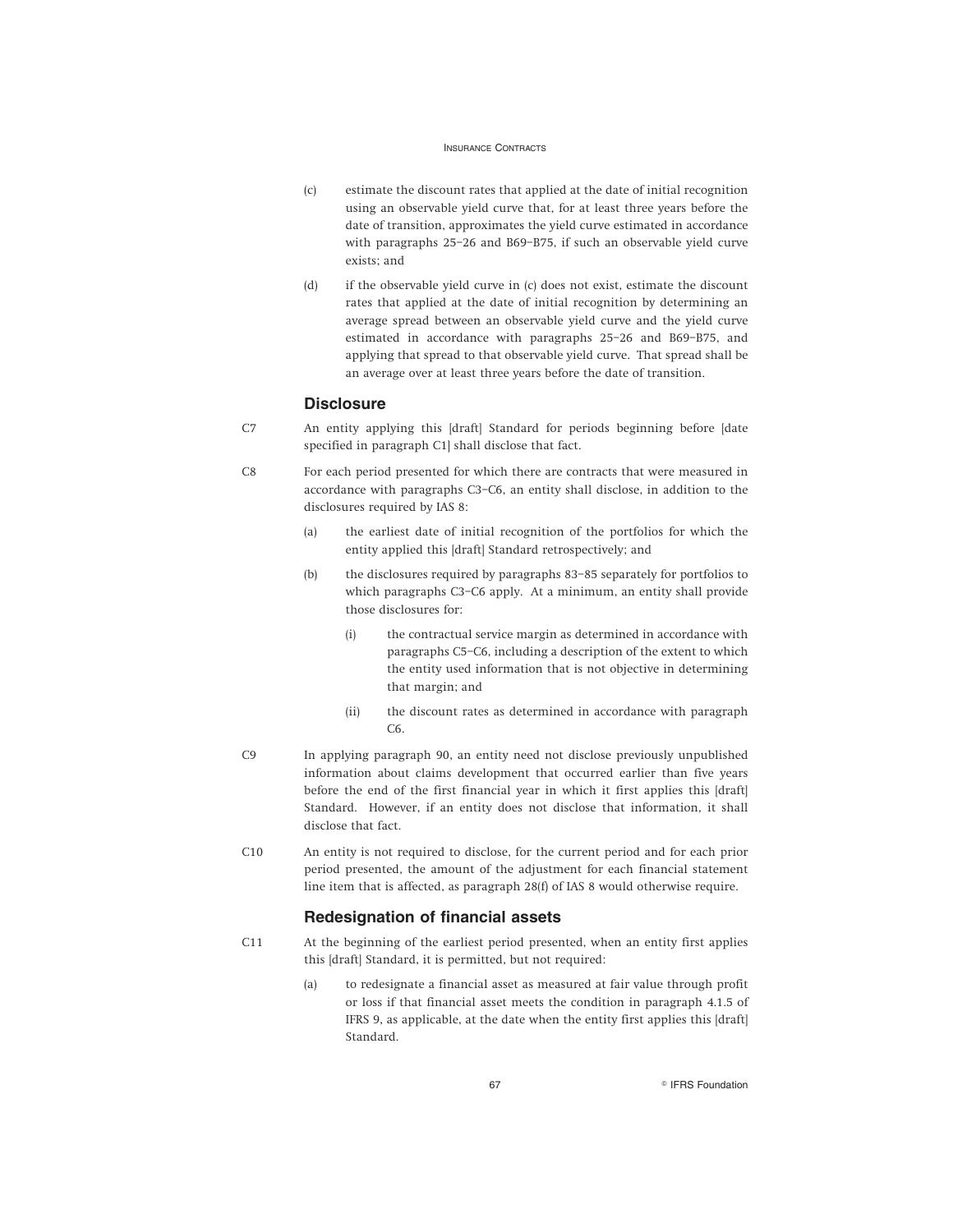(c) estimate the discount rates that applied at the date of initial recognition using an observable yield curve that, for at least three years before the date of transition, approximates the yield curve estimated in accordance with paragraphs 25–26 and B69–B75, if such an observable yield curve exists; and

(d) if the observable yield curve in (c) does not exist, estimate the discount rates that applied at the date of initial recognition by determining an average spread between an observable yield curve and the yield curve estimated in accordance with paragraphs 25–26 and B69–B75, and applying that spread to that observable yield curve. That spread shall be an average over at least three years before the date of transition.

## Disclosure

C7 An entity applying this [draft] Standard for periods beginning before [date specified in paragraph C1] shall disclose that fact.

C8 For each period presented for which there are contracts that were measured in accordance with paragraphs C3–C6, an entity shall disclose, in addition to the disclosures required by IAS 8:

(a) the earliest date of initial recognition of the portfolios for which the entity applied this [draft] Standard retrospectively; and

(b) the disclosures required by paragraphs 83–85 separately for portfolios to which paragraphs C3–C6 apply. At a minimum, an entity shall provide those disclosures for:

(i) the contractual service margin as determined in accordance with paragraphs C5–C6, including a description of the extent to which the entity used information that is not objective in determining that margin; and

(ii) the discount rates as determined in accordance with paragraph C6.

C9 In applying paragraph 90, an entity need not disclose previously unpublished information about claims development that occurred earlier than five years before the end of the first financial year in which it first applies this [draft] Standard. However, if an entity does not disclose that information, it shall disclose that fact.

C10 An entity is not required to disclose, for the current period and for each prior period presented, the amount of the adjustment for each financial statement line item that is affected, as paragraph 28(f) of IAS 8 would otherwise require.

## Redesignation of financial assets

C11 At the beginning of the earliest period presented, when an entity first applies this [draft] Standard, it is permitted, but not required:

(a) to redesignate a financial asset as measured at fair value through profit or loss if that financial asset meets the condition in paragraph 4.1.5 of IFRS 9, as applicable, at the date when the entity first applies this [draft] Standard.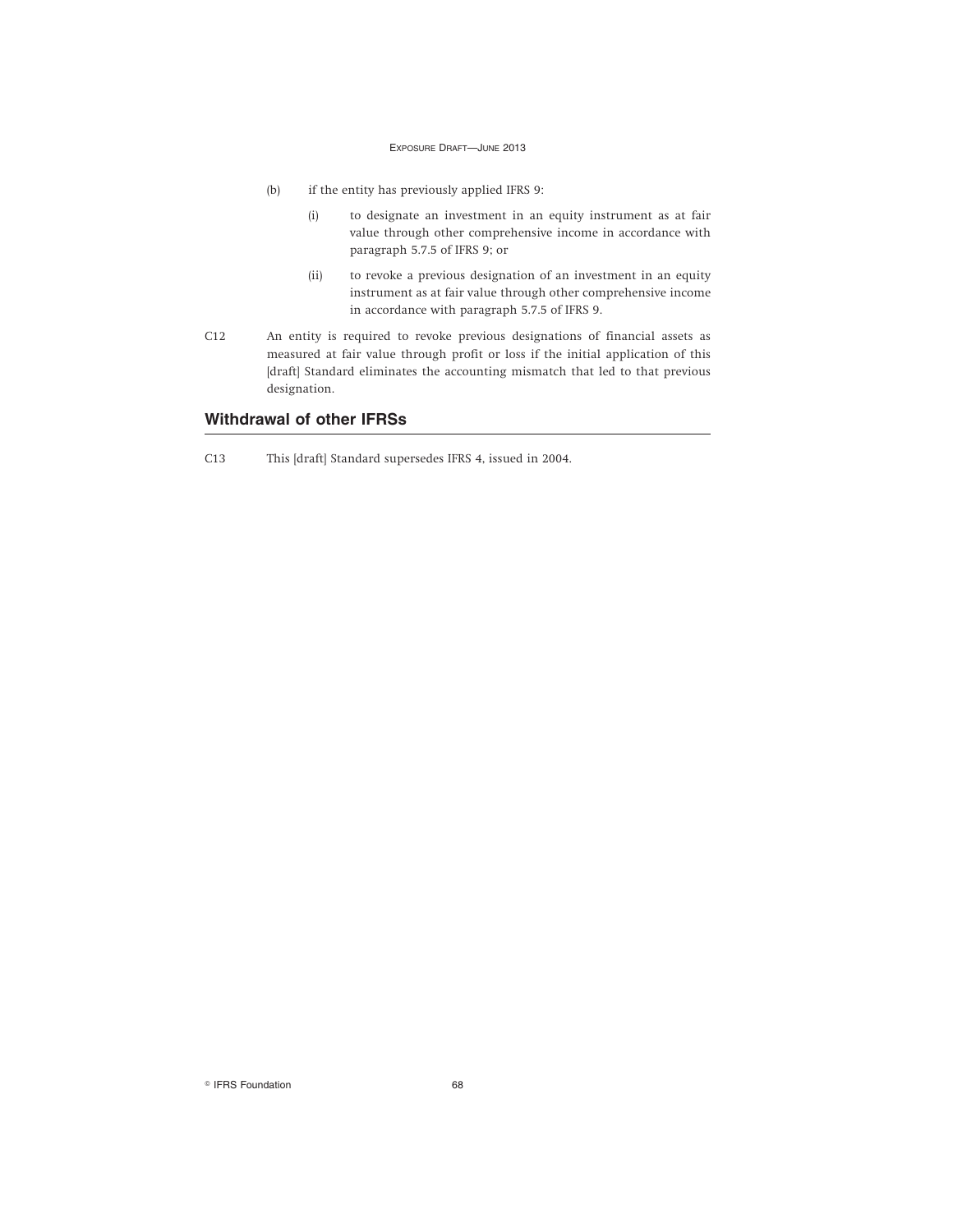(b) if the entity has previously applied IFRS 9:

  (i) to designate an investment in an equity instrument as at fair value through other comprehensive income in accordance with paragraph 5.7.5 of IFRS 9; or

  (ii) to revoke a previous designation of an investment in an equity instrument as at fair value through other comprehensive income in accordance with paragraph 5.7.5 of IFRS 9.

C12 An entity is required to revoke previous designations of financial assets as measured at fair value through profit or loss if the initial application of this [draft] Standard eliminates the accounting mismatch that led to that previous designation.

## Withdrawal of other IFRSs

C13 This [draft] Standard supersedes IFRS 4, issued in 2004.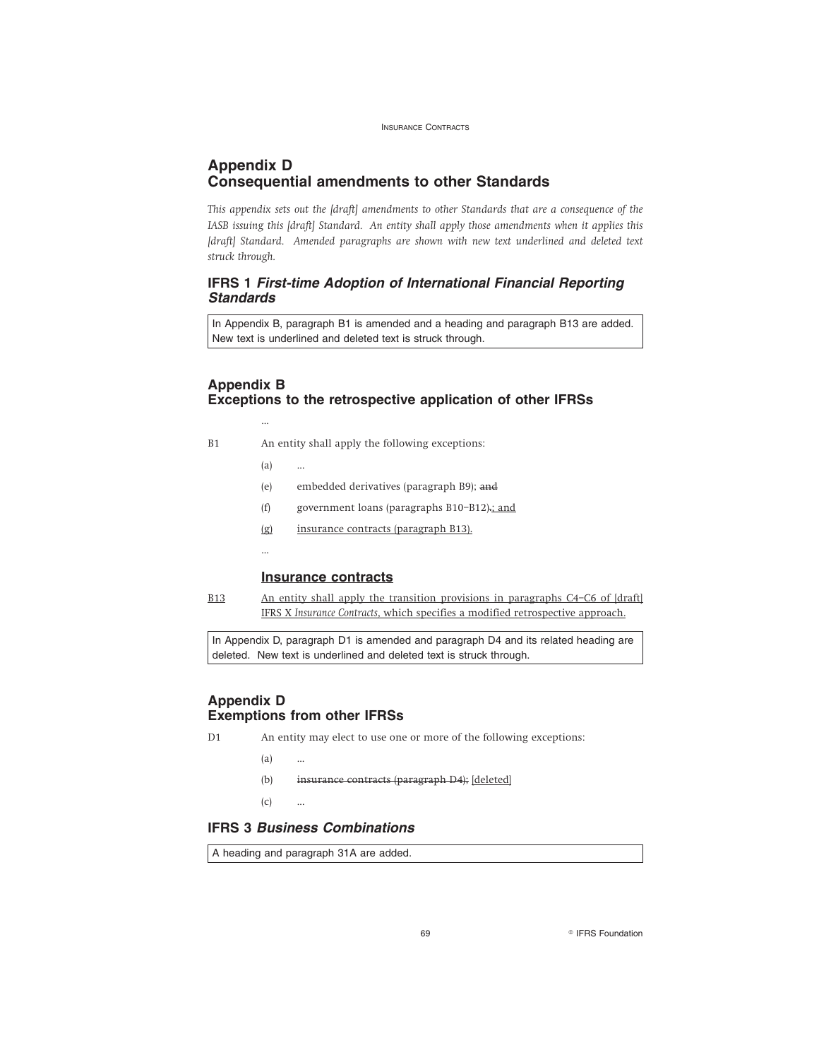## Appendix D
## Consequential amendments to other Standards

*This appendix sets out the [draft] amendments to other Standards that are a consequence of the IASB issuing this [draft] Standard. An entity shall apply those amendments when it applies this [draft] Standard. Amended paragraphs are shown with new text underlined and deleted text struck through.*

### IFRS 1 *First-time Adoption of International Financial Reporting Standards*

In Appendix B, paragraph B1 is amended and a heading and paragraph B13 are added. New text is underlined and deleted text is struck through.

### Appendix B
### Exceptions to the retrospective application of other IFRSs

...

B1 An entity shall apply the following exceptions:

(a) ...

(e) embedded derivatives (paragraph B9); ~~and~~

(f) government loans (paragraphs B10–B12)~~.~~<u>; and</u>

<u>(g)</u> <u>insurance contracts (paragraph B13).</u>

...

#### <u>Insurance contracts</u>

<u>B13</u> <u>An entity shall apply the transition provisions in paragraphs C4–C6 of [draft] IFRS X *Insurance Contracts*, which specifies a modified retrospective approach.</u>

In Appendix D, paragraph D1 is amended and paragraph D4 and its related heading are deleted. New text is underlined and deleted text is struck through.

### Appendix D
### Exemptions from other IFRSs

D1 An entity may elect to use one or more of the following exceptions:

(a) ...

(b) ~~insurance contracts (paragraph D4);~~ <u>[deleted]</u>

(c) ...

### IFRS 3 *Business Combinations*

A heading and paragraph 31A are added.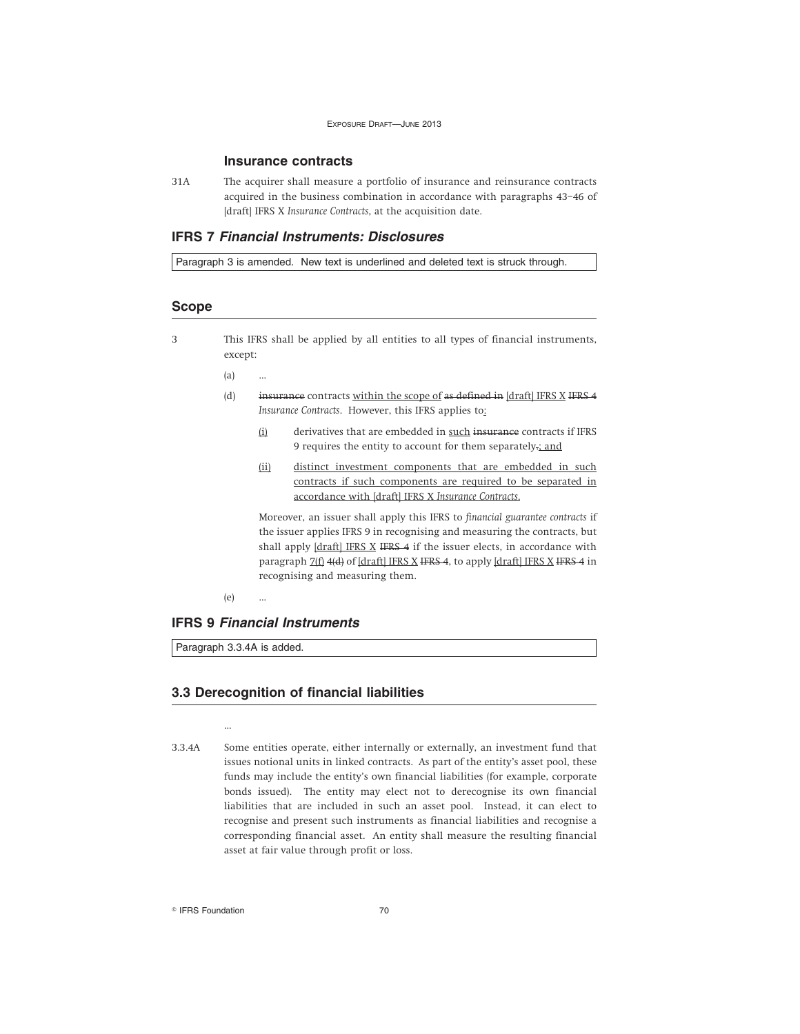### Insurance contracts

31A The acquirer shall measure a portfolio of insurance and reinsurance contracts acquired in the business combination in accordance with paragraphs 43–46 of [draft] IFRS X *Insurance Contracts*, at the acquisition date.

## IFRS 7 *Financial Instruments: Disclosures*

Paragraph 3 is amended. New text is underlined and deleted text is struck through.

### Scope

3 This IFRS shall be applied by all entities to all types of financial instruments, except:

(a) ...

(d) ~~insurance~~ contracts <u>within the scope of</u> ~~as defined in~~ <u>[draft] IFRS X</u> ~~IFRS 4~~ *Insurance Contracts*. However, this IFRS applies to<u>:</u>

<u>(i)</u> derivatives that are embedded in <u>such</u> ~~insurance~~ contracts if IFRS 9 requires the entity to account for them separately~~.~~<u>; and</u>

<u>(ii)</u> <u>distinct investment components that are embedded in such contracts if such components are required to be separated in accordance with [draft] IFRS X *Insurance Contracts*.</u>

Moreover, an issuer shall apply this IFRS to *financial guarantee contracts* if the issuer applies IFRS 9 in recognising and measuring the contracts, but shall apply <u>[draft] IFRS X</u> ~~IFRS 4~~ if the issuer elects, in accordance with paragraph <u>7(f)</u> ~~4(d)~~ of <u>[draft] IFRS X</u> ~~IFRS 4~~, to apply <u>[draft] IFRS X</u> ~~IFRS 4~~ in recognising and measuring them.

(e) ...

## IFRS 9 *Financial Instruments*

Paragraph 3.3.4A is added.

### 3.3 Derecognition of financial liabilities

...

3.3.4A Some entities operate, either internally or externally, an investment fund that issues notional units in linked contracts. As part of the entity's asset pool, these funds may include the entity's own financial liabilities (for example, corporate bonds issued). The entity may elect not to derecognise its own financial liabilities that are included in such an asset pool. Instead, it can elect to recognise and present such instruments as financial liabilities and recognise a corresponding financial asset. An entity shall measure the resulting financial asset at fair value through profit or loss.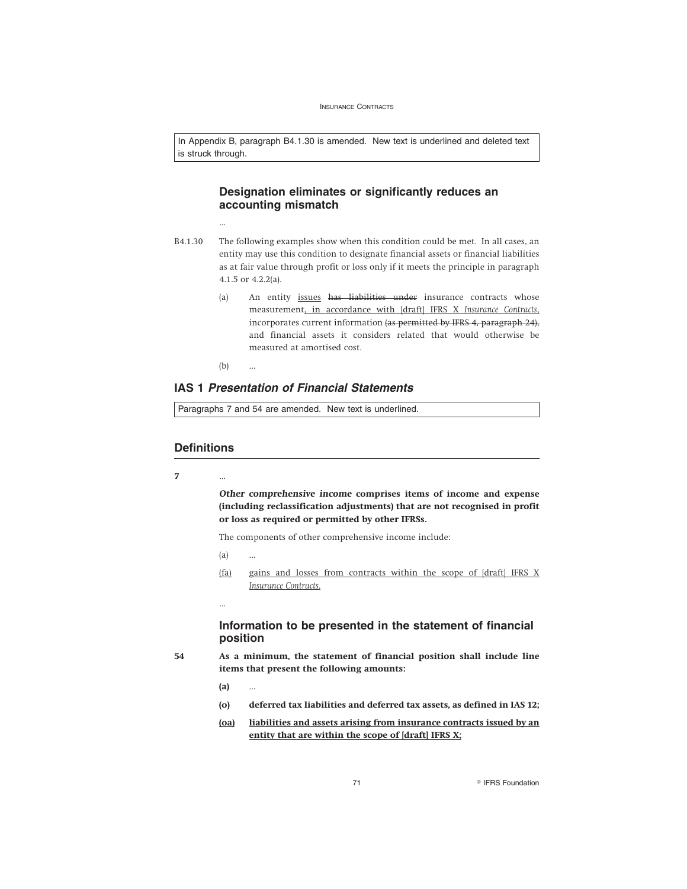In Appendix B, paragraph B4.1.30 is amended. New text is underlined and deleted text is struck through.

### Designation eliminates or significantly reduces an accounting mismatch

...

B4.1.30 The following examples show when this condition could be met. In all cases, an entity may use this condition to designate financial assets or financial liabilities as at fair value through profit or loss only if it meets the principle in paragraph 4.1.5 or 4.2.2(a).

(a) An entity <u>issues</u> ~~has liabilities under~~ insurance contracts whose measurement<u>, in accordance with [draft] IFRS X *Insurance Contracts*,</u> incorporates current information ~~(as permitted by IFRS 4, paragraph 24),~~ and financial assets it considers related that would otherwise be measured at amortised cost.

(b) ...

## IAS 1 *Presentation of Financial Statements*

Paragraphs 7 and 54 are amended. New text is underlined.

## Definitions

**7** ...

***Other comprehensive income*** **comprises items of income and expense (including reclassification adjustments) that are not recognised in profit or loss as required or permitted by other IFRSs.**

The components of other comprehensive income include:

(a) ...

<u>(fa)</u> <u>gains and losses from contracts within the scope of [draft] IFRS X *Insurance Contracts*.</u>

...

### Information to be presented in the statement of financial position

**54** **As a minimum, the statement of financial position shall include line items that present the following amounts:**

**(a)** ...

**(o)** **deferred tax liabilities and deferred tax assets, as defined in IAS 12;**

**<u>(oa)</u>** **<u>liabilities and assets arising from insurance contracts issued by an entity that are within the scope of [draft] IFRS X;</u>**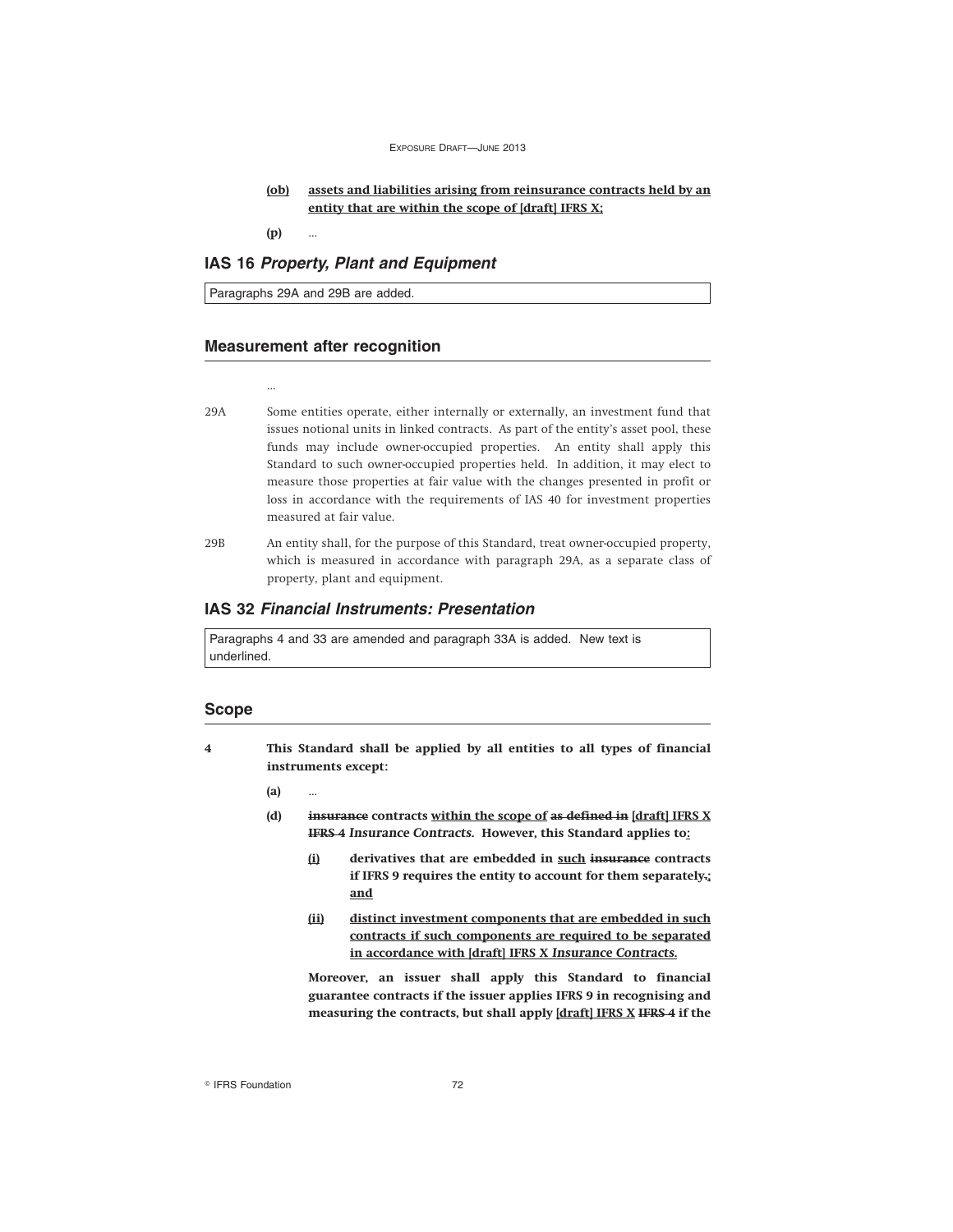**(ob)** **assets and liabilities arising from reinsurance contracts held by an entity that are within the scope of [draft] IFRS X;**

**(p)** ...

## IAS 16 *Property, Plant and Equipment*

Paragraphs 29A and 29B are added.

### Measurement after recognition

...

29A Some entities operate, either internally or externally, an investment fund that issues notional units in linked contracts. As part of the entity's asset pool, these funds may include owner-occupied properties. An entity shall apply this Standard to such owner-occupied properties held. In addition, it may elect to measure those properties at fair value with the changes presented in profit or loss in accordance with the requirements of IAS 40 for investment properties measured at fair value.

29B An entity shall, for the purpose of this Standard, treat owner-occupied property, which is measured in accordance with paragraph 29A, as a separate class of property, plant and equipment.

## IAS 32 *Financial Instruments: Presentation*

Paragraphs 4 and 33 are amended and paragraph 33A is added. New text is underlined.

### Scope

**4** **This Standard shall be applied by all entities to all types of financial instruments except:**

**(a)** ...

**(d)** **~~insurance~~ contracts within the scope of ~~as defined in~~ [draft] IFRS X ~~IFRS 4~~ *Insurance Contracts*. However, this Standard applies to:**

**(i)** **derivatives that are embedded in such ~~insurance~~ contracts if IFRS 9 requires the entity to account for them separately~~.~~; and**

**(ii)** **distinct investment components that are embedded in such contracts if such components are required to be separated in accordance with [draft] IFRS X *Insurance Contracts*.**

**Moreover, an issuer shall apply this Standard to financial guarantee contracts if the issuer applies IFRS 9 in recognising and measuring the contracts, but shall apply [draft] IFRS X ~~IFRS 4~~ if the**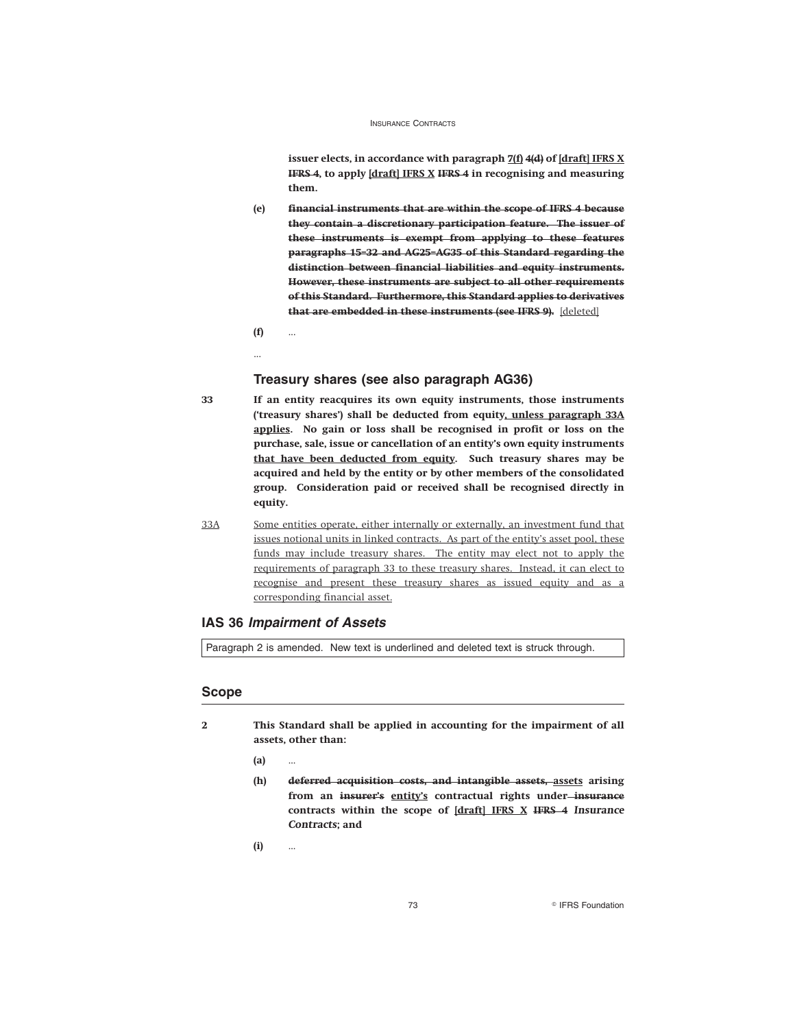**issuer elects, in accordance with paragraph <u>7(f)</u> ~~4(d)~~ of <u>[draft] IFRS X</u> ~~IFRS 4~~, to apply <u>[draft] IFRS X</u> ~~IFRS 4~~ in recognising and measuring them.**

**(e)** **~~financial instruments that are within the scope of IFRS 4 because they contain a discretionary participation feature. The issuer of these instruments is exempt from applying to these features paragraphs 15–32 and AG25–AG35 of this Standard regarding the distinction between financial liabilities and equity instruments. However, these instruments are subject to all other requirements of this Standard. Furthermore, this Standard applies to derivatives that are embedded in these instruments (see IFRS 9).~~** <u>[deleted]</u>

**(f)** ...

...

### Treasury shares (see also paragraph AG36)

**33** **If an entity reacquires its own equity instruments, those instruments ('treasury shares') shall be deducted from equity<u>, unless paragraph 33A applies</u>. No gain or loss shall be recognised in profit or loss on the purchase, sale, issue or cancellation of an entity's own equity instruments <u>that have been deducted from equity</u>. Such treasury shares may be acquired and held by the entity or by other members of the consolidated group. Consideration paid or received shall be recognised directly in equity.**

<u>33A</u> <u>Some entities operate, either internally or externally, an investment fund that issues notional units in linked contracts. As part of the entity's asset pool, these funds may include treasury shares. The entity may elect not to apply the requirements of paragraph 33 to these treasury shares. Instead, it can elect to recognise and present these treasury shares as issued equity and as a corresponding financial asset.</u>

## IAS 36 *Impairment of Assets*

Paragraph 2 is amended. New text is underlined and deleted text is struck through.

## Scope

**2** **This Standard shall be applied in accounting for the impairment of all assets, other than:**

**(a)** ...

**(h)** **~~deferred acquisition costs, and intangible assets,~~ <u>assets</u> arising from an ~~insurer's~~ <u>entity's</u> contractual rights under ~~insurance~~ contracts within the scope of <u>[draft] IFRS X</u> ~~IFRS 4~~ *Insurance Contracts*; and**

**(i)** ...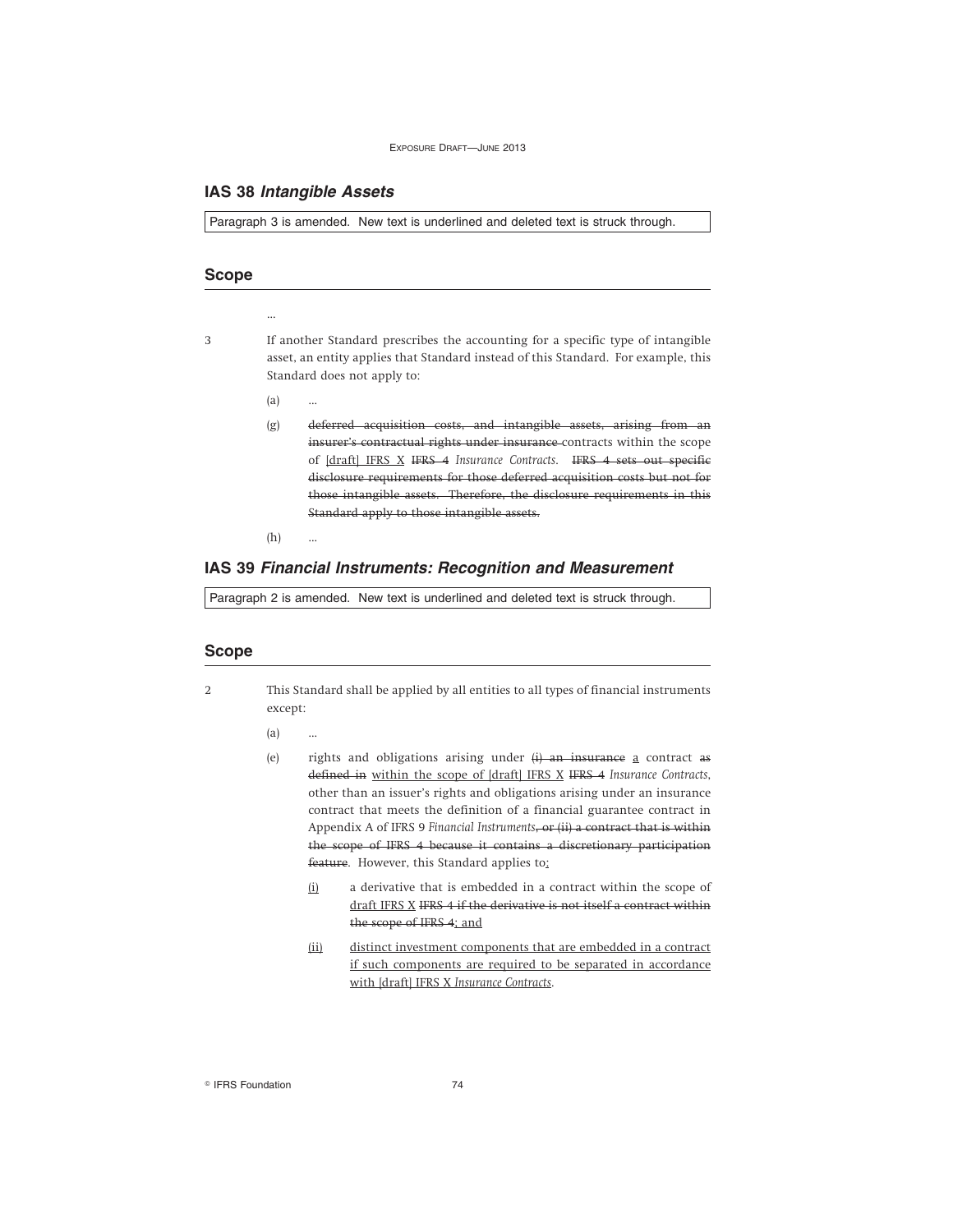## IAS 38 *Intangible Assets*

Paragraph 3 is amended. New text is underlined and deleted text is struck through.

### Scope

...

3 If another Standard prescribes the accounting for a specific type of intangible asset, an entity applies that Standard instead of this Standard. For example, this Standard does not apply to:

(a) ...

(g) ~~deferred acquisition costs, and intangible assets, arising from an insurer's contractual rights under insurance~~ contracts within the scope of <u>[draft] IFRS X</u> ~~IFRS 4~~ *Insurance Contracts*. ~~IFRS 4 sets out specific disclosure requirements for those deferred acquisition costs but not for those intangible assets. Therefore, the disclosure requirements in this Standard apply to those intangible assets.~~

(h) ...

## IAS 39 *Financial Instruments: Recognition and Measurement*

Paragraph 2 is amended. New text is underlined and deleted text is struck through.

### Scope

2 This Standard shall be applied by all entities to all types of financial instruments except:

(a) ...

(e) rights and obligations arising under ~~(i) an insurance~~ <u>a</u> contract ~~as defined in~~ <u>within the scope of [draft] IFRS X</u> ~~IFRS 4~~ *Insurance Contracts*, other than an issuer's rights and obligations arising under an insurance contract that meets the definition of a financial guarantee contract in Appendix A of IFRS 9 *Financial Instruments*~~, or (ii) a contract that is within the scope of IFRS 4 because it contains a discretionary participation feature~~. However, this Standard applies to<u>:</u>

<u>(i)</u> a derivative that is embedded in a contract within the scope of <u>draft IFRS X</u> ~~IFRS 4 if the derivative is not itself a contract within the scope of IFRS 4~~<u>; and</u>

<u>(ii)</u> <u>distinct investment components that are embedded in a contract if such components are required to be separated in accordance with [draft] IFRS X *Insurance Contracts*.</u>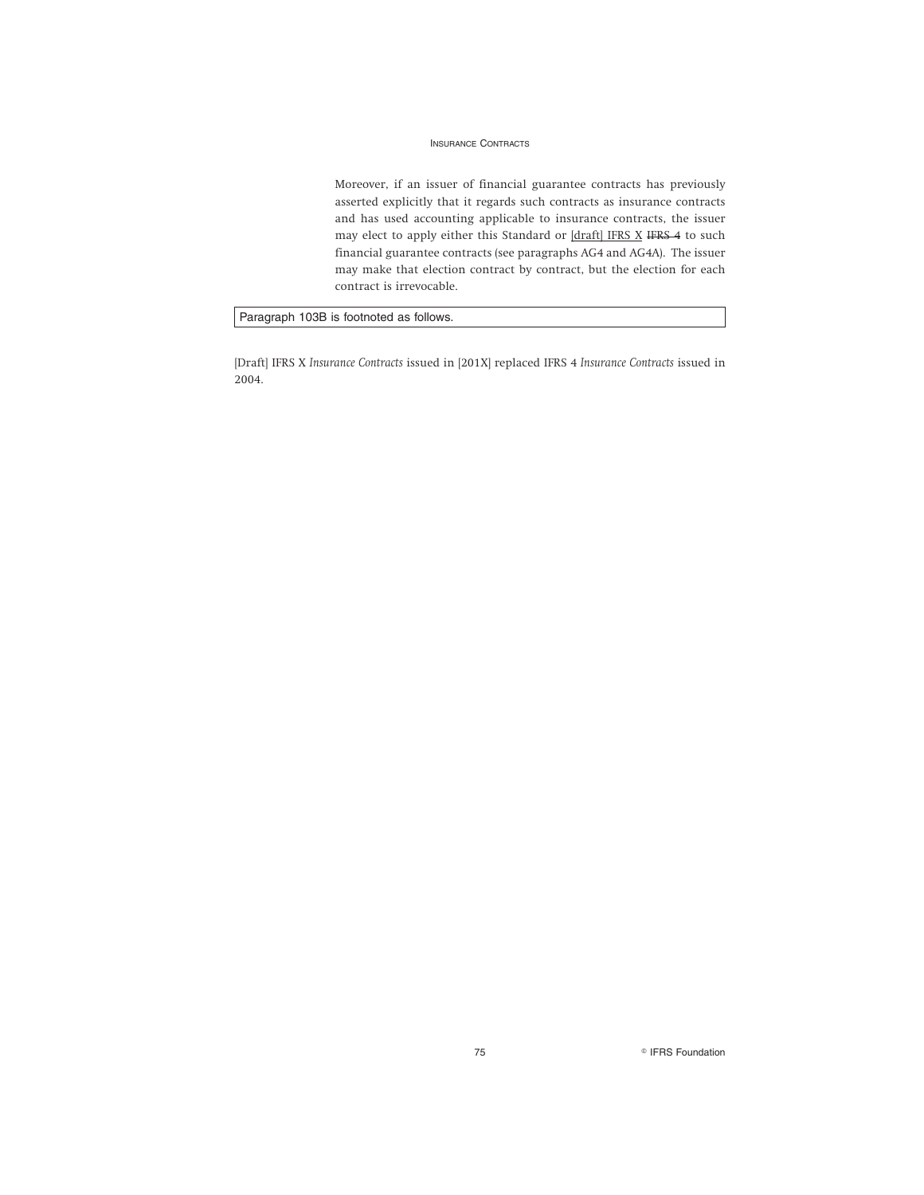Moreover, if an issuer of financial guarantee contracts has previously asserted explicitly that it regards such contracts as insurance contracts and has used accounting applicable to insurance contracts, the issuer may elect to apply either this Standard or <u>[draft] IFRS X</u> ~~IFRS 4~~ to such financial guarantee contracts (see paragraphs AG4 and AG4A). The issuer may make that election contract by contract, but the election for each contract is irrevocable.

| Paragraph 103B is footnoted as follows. |
|---|

[Draft] IFRS X *Insurance Contracts* issued in [201X] replaced IFRS 4 *Insurance Contracts* issued in 2004.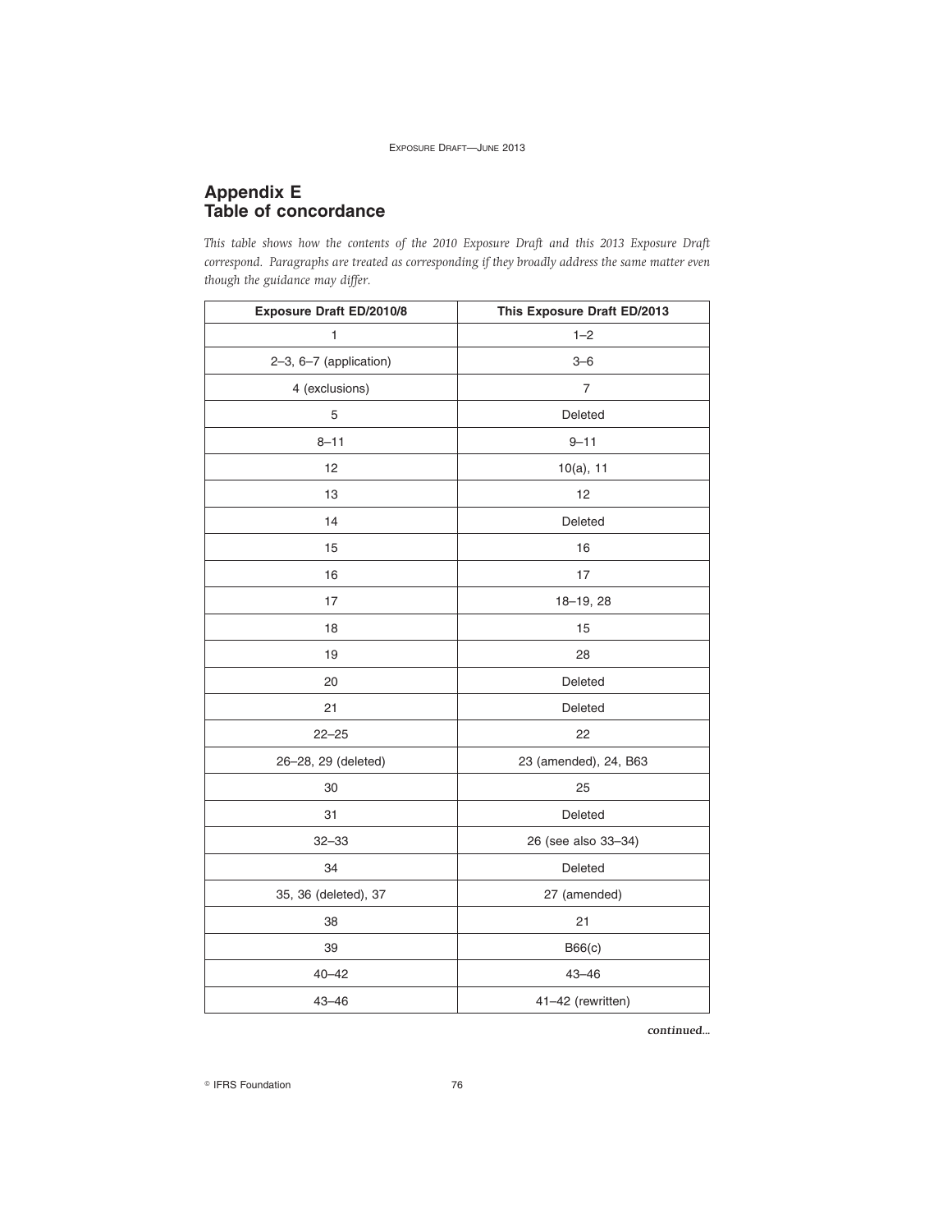## Appendix E
## Table of concordance

*This table shows how the contents of the 2010 Exposure Draft and this 2013 Exposure Draft correspond. Paragraphs are treated as corresponding if they broadly address the same matter even though the guidance may differ.*

| Exposure Draft ED/2010/8 | This Exposure Draft ED/2013 |
|---|---|
| 1 | 1–2 |
| 2–3, 6–7 (application) | 3–6 |
| 4 (exclusions) | 7 |
| 5 | Deleted |
| 8–11 | 9–11 |
| 12 | 10(a), 11 |
| 13 | 12 |
| 14 | Deleted |
| 15 | 16 |
| 16 | 17 |
| 17 | 18–19, 28 |
| 18 | 15 |
| 19 | 28 |
| 20 | Deleted |
| 21 | Deleted |
| 22–25 | 22 |
| 26–28, 29 (deleted) | 23 (amended), 24, B63 |
| 30 | 25 |
| 31 | Deleted |
| 32–33 | 26 (see also 33–34) |
| 34 | Deleted |
| 35, 36 (deleted), 37 | 27 (amended) |
| 38 | 21 |
| 39 | B66(c) |
| 40–42 | 43–46 |
| 43–46 | 41–42 (rewritten) |

*continued...*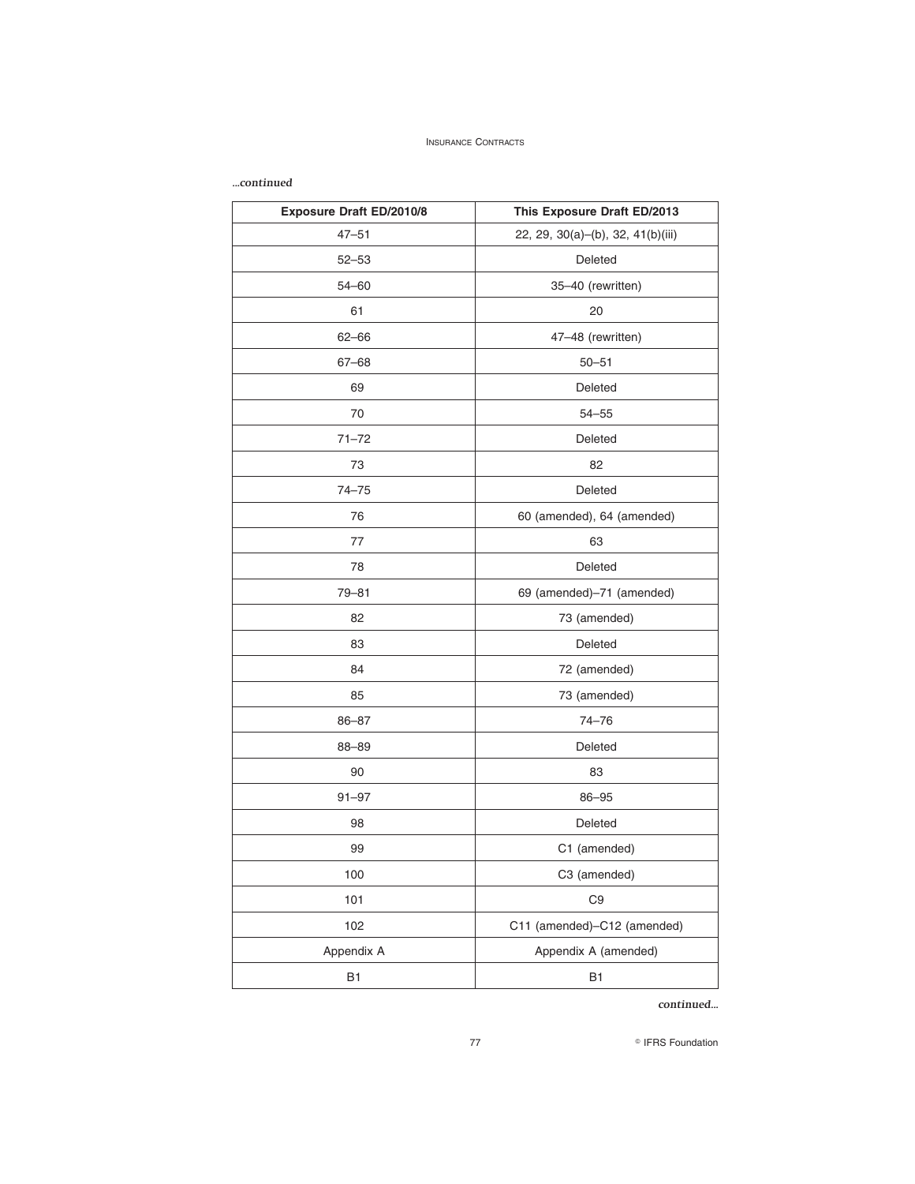*...continued*

| Exposure Draft ED/2010/8 | This Exposure Draft ED/2013 |
|---|---|
| 47–51 | 22, 29, 30(a)–(b), 32, 41(b)(iii) |
| 52–53 | Deleted |
| 54–60 | 35–40 (rewritten) |
| 61 | 20 |
| 62–66 | 47–48 (rewritten) |
| 67–68 | 50–51 |
| 69 | Deleted |
| 70 | 54–55 |
| 71–72 | Deleted |
| 73 | 82 |
| 74–75 | Deleted |
| 76 | 60 (amended), 64 (amended) |
| 77 | 63 |
| 78 | Deleted |
| 79–81 | 69 (amended)–71 (amended) |
| 82 | 73 (amended) |
| 83 | Deleted |
| 84 | 72 (amended) |
| 85 | 73 (amended) |
| 86–87 | 74–76 |
| 88–89 | Deleted |
| 90 | 83 |
| 91–97 | 86–95 |
| 98 | Deleted |
| 99 | C1 (amended) |
| 100 | C3 (amended) |
| 101 | C9 |
| 102 | C11 (amended)–C12 (amended) |
| Appendix A | Appendix A (amended) |
| B1 | B1 |

*continued...*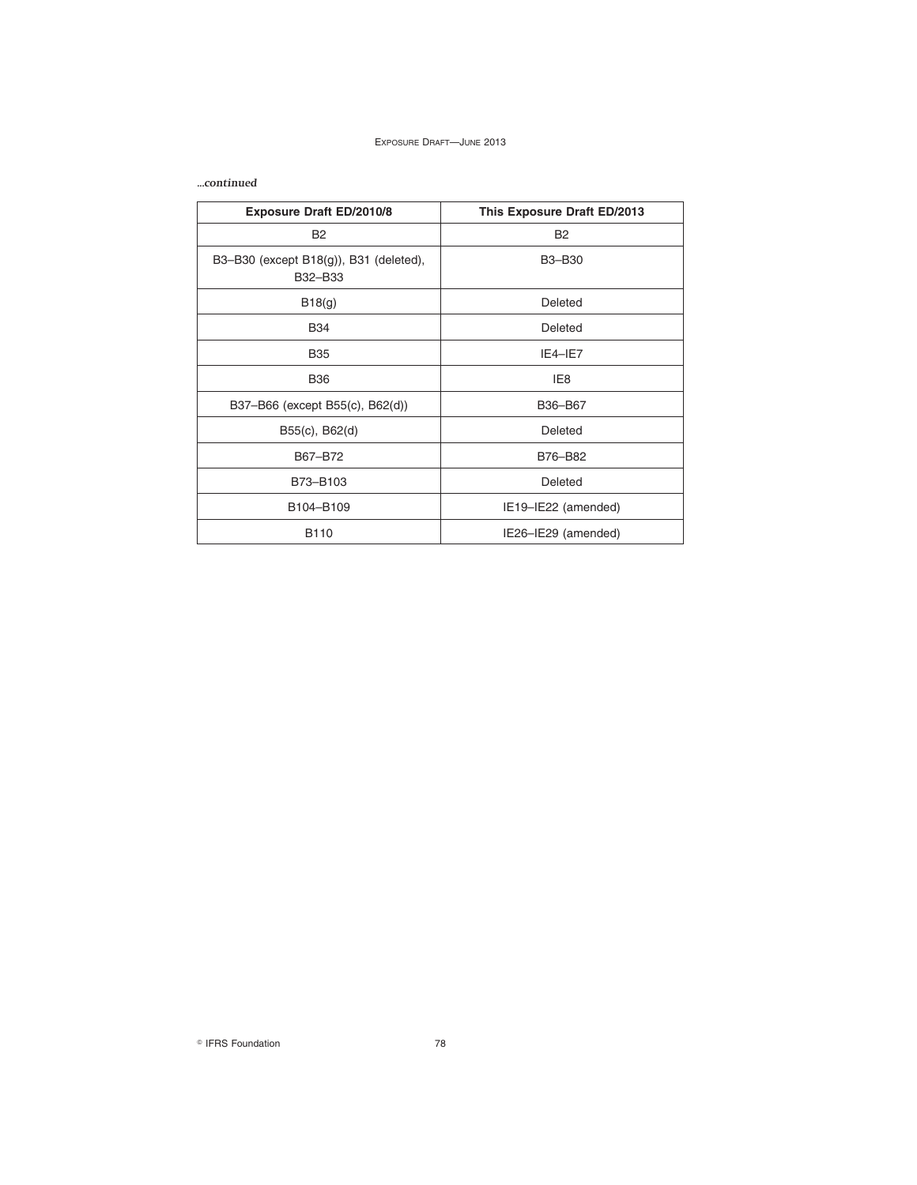*...continued*

| Exposure Draft ED/2010/8 | This Exposure Draft ED/2013 |
|---|---|
| B2 | B2 |
| B3–B30 (except B18(g)), B31 (deleted), B32–B33 | B3–B30 |
| B18(g) | Deleted |
| B34 | Deleted |
| B35 | IE4–IE7 |
| B36 | IE8 |
| B37–B66 (except B55(c), B62(d)) | B36–B67 |
| B55(c), B62(d) | Deleted |
| B67–B72 | B76–B82 |
| B73–B103 | Deleted |
| B104–B109 | IE19–IE22 (amended) |
| B110 | IE26–IE29 (amended) |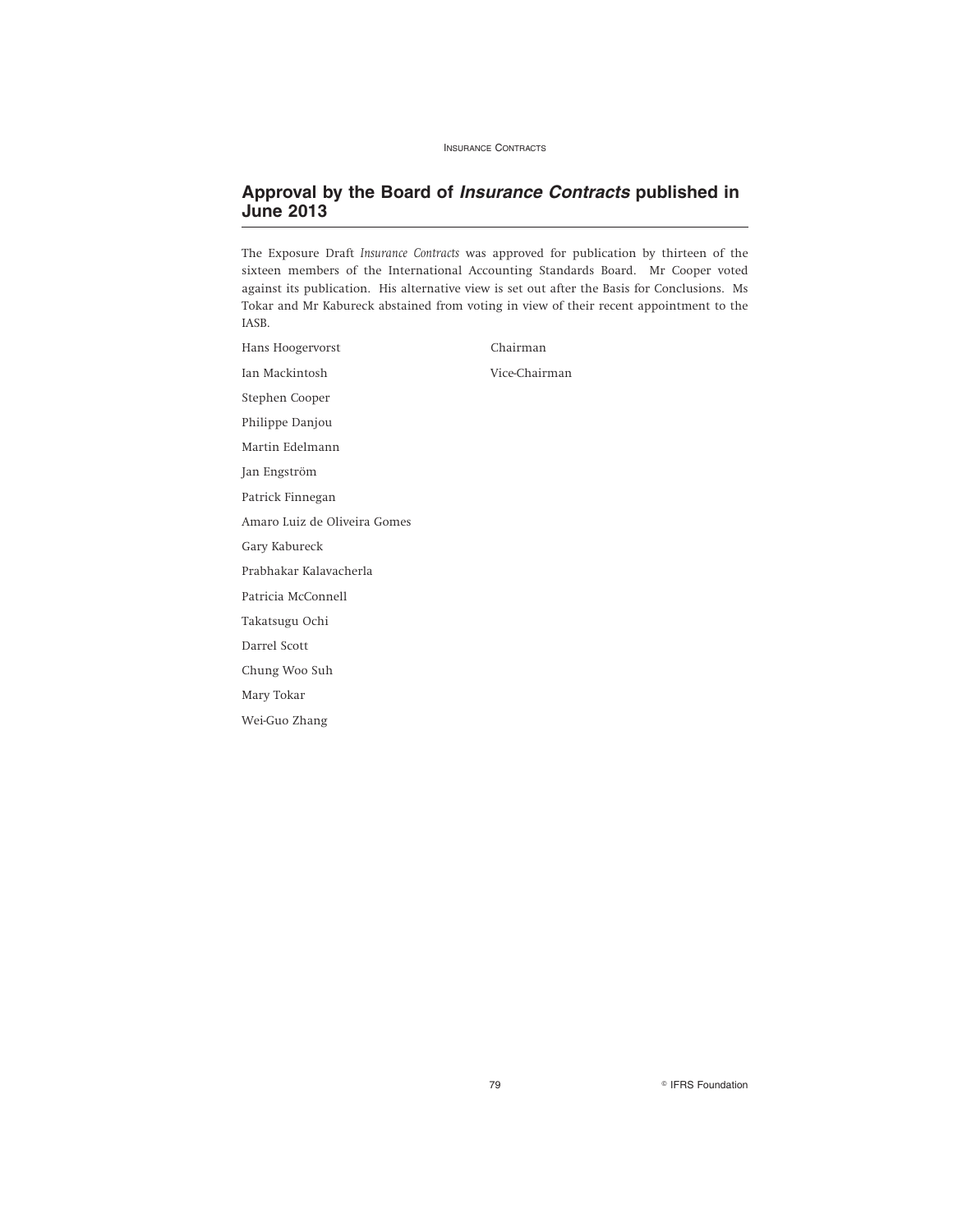## Approval by the Board of *Insurance Contracts* published in June 2013

The Exposure Draft *Insurance Contracts* was approved for publication by thirteen of the sixteen members of the International Accounting Standards Board. Mr Cooper voted against its publication. His alternative view is set out after the Basis for Conclusions. Ms Tokar and Mr Kabureck abstained from voting in view of their recent appointment to the IASB.

| | |
|---|---|
| Hans Hoogervorst | Chairman |
| Ian Mackintosh | Vice-Chairman |
| Stephen Cooper | |
| Philippe Danjou | |
| Martin Edelmann | |
| Jan Engström | |
| Patrick Finnegan | |
| Amaro Luiz de Oliveira Gomes | |
| Gary Kabureck | |
| Prabhakar Kalavacherla | |
| Patricia McConnell | |
| Takatsugu Ochi | |
| Darrel Scott | |
| Chung Woo Suh | |
| Mary Tokar | |
| Wei-Guo Zhang | |